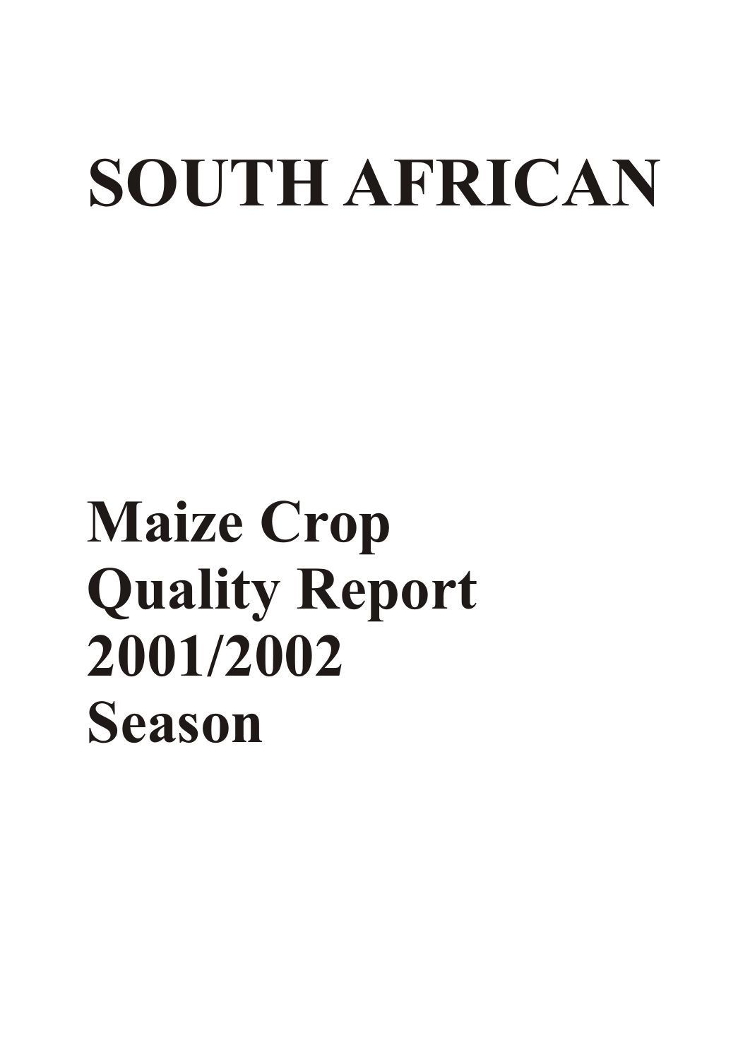# SOUTH AFRICAN

# Maize Crop Quality Report 2001/2002 Season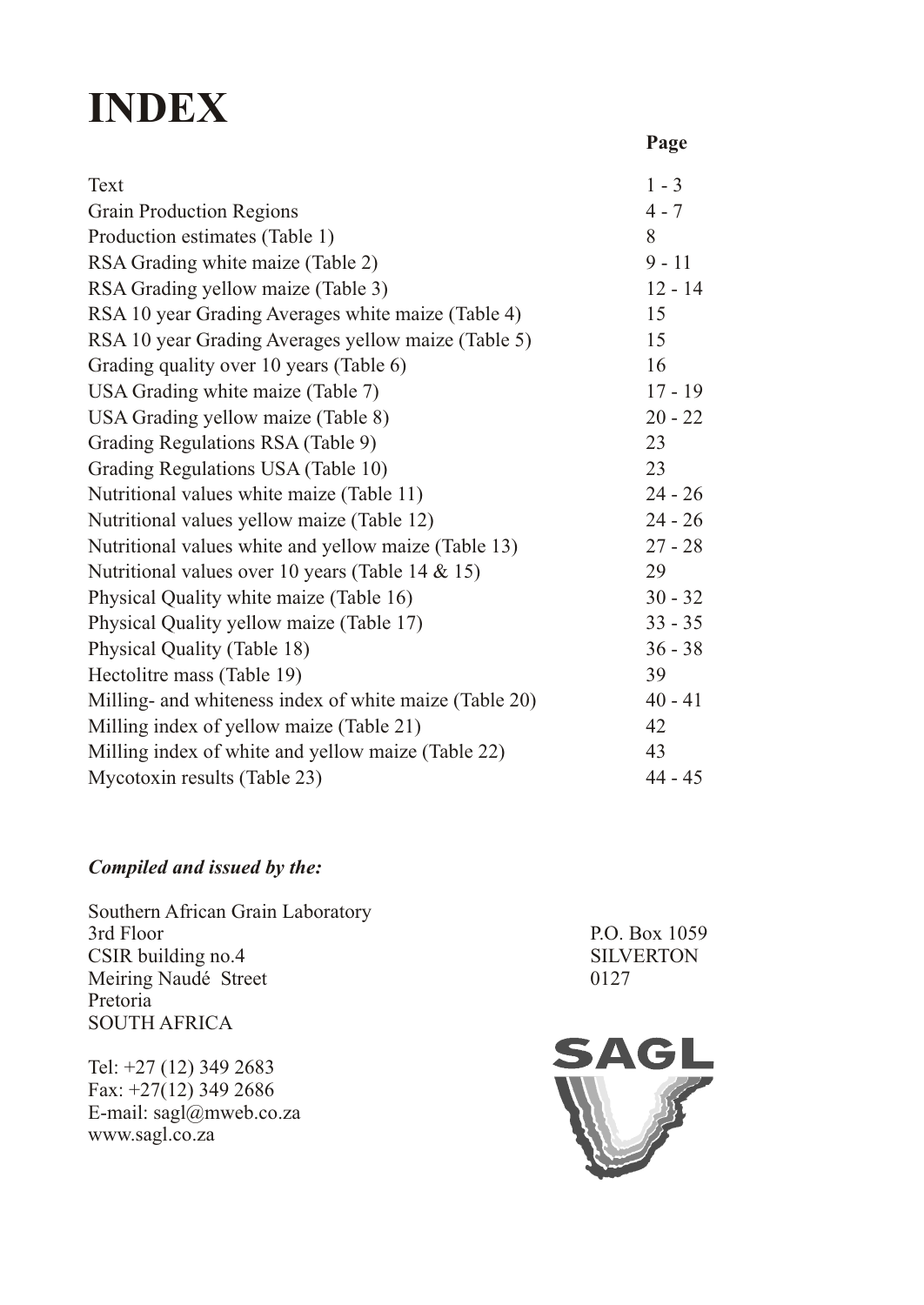# INDEX

| | Page |
|---|---|
| Text | 1 - 3 |
| Grain Production Regions | 4 - 7 |
| Production estimates (Table 1) | 8 |
| RSA Grading white maize (Table 2) | 9 - 11 |
| RSA Grading yellow maize (Table 3) | 12 - 14 |
| RSA 10 year Grading Averages white maize (Table 4) | 15 |
| RSA 10 year Grading Averages yellow maize (Table 5) | 15 |
| Grading quality over 10 years (Table 6) | 16 |
| USA Grading white maize (Table 7) | 17 - 19 |
| USA Grading yellow maize (Table 8) | 20 - 22 |
| Grading Regulations RSA (Table 9) | 23 |
| Grading Regulations USA (Table 10) | 23 |
| Nutritional values white maize (Table 11) | 24 - 26 |
| Nutritional values yellow maize (Table 12) | 24 - 26 |
| Nutritional values white and yellow maize (Table 13) | 27 - 28 |
| Nutritional values over 10 years (Table 14 & 15) | 29 |
| Physical Quality white maize (Table 16) | 30 - 32 |
| Physical Quality yellow maize (Table 17) | 33 - 35 |
| Physical Quality (Table 18) | 36 - 38 |
| Hectolitre mass (Table 19) | 39 |
| Milling- and whiteness index of white maize (Table 20) | 40 - 41 |
| Milling index of yellow maize (Table 21) | 42 |
| Milling index of white and yellow maize (Table 22) | 43 |
| Mycotoxin results (Table 23) | 44 - 45 |

***Compiled and issued by the:***

Southern African Grain Laboratory
3rd Floor
CSIR building no.4
Meiring Naudé Street
Pretoria
SOUTH AFRICA

P.O. Box 1059
SILVERTON
0127

Tel: +27 (12) 349 2683
Fax: +27(12) 349 2686
E-mail: sagl@mweb.co.za
www.sagl.co.za

SAGL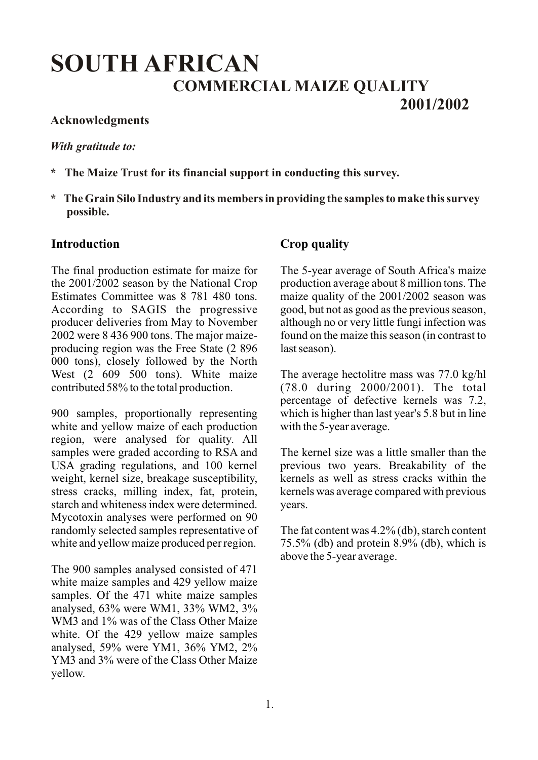# SOUTH AFRICAN
## COMMERCIAL MAIZE QUALITY
## 2001/2002

**Acknowledgments**

***With gratitude to:***

- **The Maize Trust for its financial support in conducting this survey.**
- **The Grain Silo Industry and its members in providing the samples to make this survey possible.**

## Introduction

The final production estimate for maize for the 2001/2002 season by the National Crop Estimates Committee was 8 781 480 tons. According to SAGIS the progressive producer deliveries from May to November 2002 were 8 436 900 tons. The major maize-producing region was the Free State (2 896 000 tons), closely followed by the North West (2 609 500 tons). White maize contributed 58% to the total production.

900 samples, proportionally representing white and yellow maize of each production region, were analysed for quality. All samples were graded according to RSA and USA grading regulations, and 100 kernel weight, kernel size, breakage susceptibility, stress cracks, milling index, fat, protein, starch and whiteness index were determined. Mycotoxin analyses were performed on 90 randomly selected samples representative of white and yellow maize produced per region.

The 900 samples analysed consisted of 471 white maize samples and 429 yellow maize samples. Of the 471 white maize samples analysed, 63% were WM1, 33% WM2, 3% WM3 and 1% was of the Class Other Maize white. Of the 429 yellow maize samples analysed, 59% were YM1, 36% YM2, 2% YM3 and 3% were of the Class Other Maize yellow.

## Crop quality

The 5-year average of South Africa's maize production average about 8 million tons. The maize quality of the 2001/2002 season was good, but not as good as the previous season, although no or very little fungi infection was found on the maize this season (in contrast to last season).

The average hectolitre mass was 77.0 kg/hl (78.0 during 2000/2001). The total percentage of defective kernels was 7.2, which is higher than last year's 5.8 but in line with the 5-year average.

The kernel size was a little smaller than the previous two years. Breakability of the kernels as well as stress cracks within the kernels was average compared with previous years.

The fat content was 4.2% (db), starch content 75.5% (db) and protein 8.9% (db), which is above the 5-year average.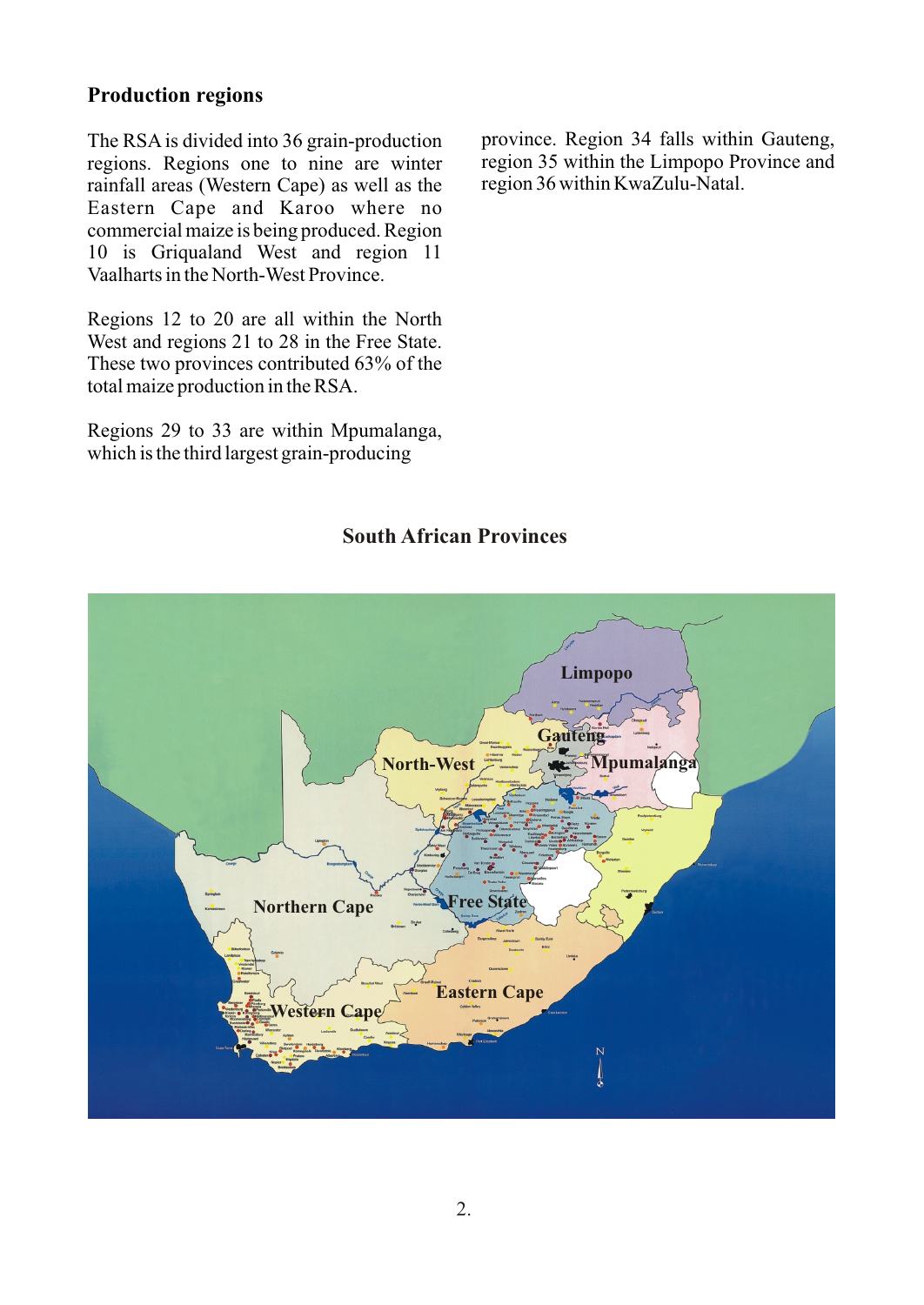## Production regions

The RSA is divided into 36 grain-production regions. Regions one to nine are winter rainfall areas (Western Cape) as well as the Eastern Cape and Karoo where no commercial maize is being produced. Region 10 is Griqualand West and region 11 Vaalharts in the North-West Province.

Regions 12 to 20 are all within the North West and regions 21 to 28 in the Free State. These two provinces contributed 63% of the total maize production in the RSA.

Regions 29 to 33 are within Mpumalanga, which is the third largest grain-producing province. Region 34 falls within Gauteng, region 35 within the Limpopo Province and region 36 within KwaZulu-Natal.

### South African Provinces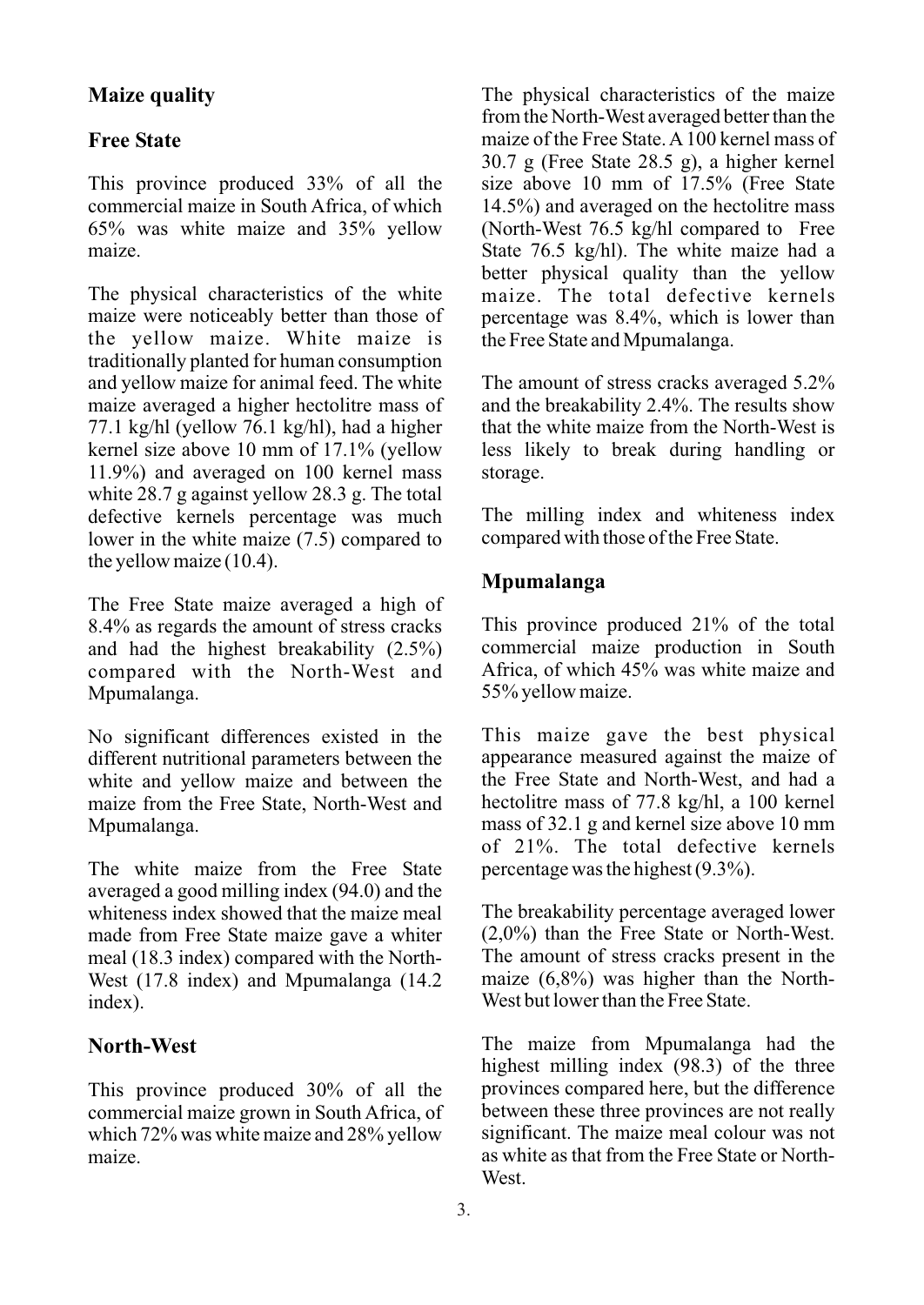## Maize quality

### Free State

This province produced 33% of all the commercial maize in South Africa, of which 65% was white maize and 35% yellow maize.

The physical characteristics of the white maize were noticeably better than those of the yellow maize. White maize is traditionally planted for human consumption and yellow maize for animal feed. The white maize averaged a higher hectolitre mass of 77.1 kg/hl (yellow 76.1 kg/hl), had a higher kernel size above 10 mm of 17.1% (yellow 11.9%) and averaged on 100 kernel mass white 28.7 g against yellow 28.3 g. The total defective kernels percentage was much lower in the white maize (7.5) compared to the yellow maize (10.4).

The Free State maize averaged a high of 8.4% as regards the amount of stress cracks and had the highest breakability (2.5%) compared with the North-West and Mpumalanga.

No significant differences existed in the different nutritional parameters between the white and yellow maize and between the maize from the Free State, North-West and Mpumalanga.

The white maize from the Free State averaged a good milling index (94.0) and the whiteness index showed that the maize meal made from Free State maize gave a whiter meal (18.3 index) compared with the North-West (17.8 index) and Mpumalanga (14.2 index).

### North-West

This province produced 30% of all the commercial maize grown in South Africa, of which 72% was white maize and 28% yellow maize.

The physical characteristics of the maize from the North-West averaged better than the maize of the Free State. A 100 kernel mass of 30.7 g (Free State 28.5 g), a higher kernel size above 10 mm of 17.5% (Free State 14.5%) and averaged on the hectolitre mass (North-West 76.5 kg/hl compared to Free State 76.5 kg/hl). The white maize had a better physical quality than the yellow maize. The total defective kernels percentage was 8.4%, which is lower than the Free State and Mpumalanga.

The amount of stress cracks averaged 5.2% and the breakability 2.4%. The results show that the white maize from the North-West is less likely to break during handling or storage.

The milling index and whiteness index compared with those of the Free State.

### Mpumalanga

This province produced 21% of the total commercial maize production in South Africa, of which 45% was white maize and 55% yellow maize.

This maize gave the best physical appearance measured against the maize of the Free State and North-West, and had a hectolitre mass of 77.8 kg/hl, a 100 kernel mass of 32.1 g and kernel size above 10 mm of 21%. The total defective kernels percentage was the highest (9.3%).

The breakability percentage averaged lower (2,0%) than the Free State or North-West. The amount of stress cracks present in the maize (6,8%) was higher than the North-West but lower than the Free State.

The maize from Mpumalanga had the highest milling index (98.3) of the three provinces compared here, but the difference between these three provinces are not really significant. The maize meal colour was not as white as that from the Free State or North-West.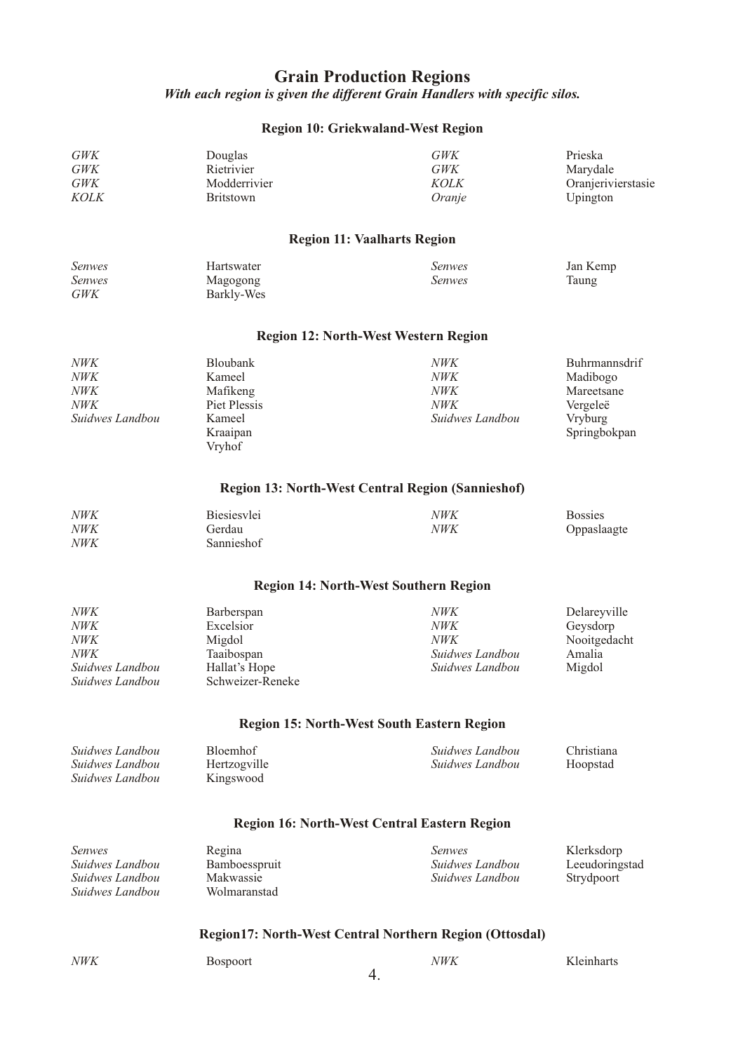# Grain Production Regions

***With each region is given the different Grain Handlers with specific silos.***

## Region 10: Griekwaland-West Region

| | | | |
|---|---|---|---|
| *GWK* | Douglas | *GWK* | Prieska |
| *GWK* | Rietrivier | *GWK* | Marydale |
| *GWK* | Modderrivier | *KOLK* | Oranjerivierstasie |
| *KOLK* | Britstown | *Oranje* | Upington |

## Region 11: Vaalharts Region

| | | | |
|---|---|---|---|
| *Senwes* | Hartswater | *Senwes* | Jan Kemp |
| *Senwes* | Magogong | *Senwes* | Taung |
| *GWK* | Barkly-Wes | | |

## Region 12: North-West Western Region

| | | | |
|---|---|---|---|
| *NWK* | Bloubank | *NWK* | Buhrmannsdrif |
| *NWK* | Kameel | *NWK* | Madibogo |
| *NWK* | Mafikeng | *NWK* | Mareetsane |
| *NWK* | Piet Plessis | *NWK* | Vergeleë |
| *Suidwes Landbou* | Kameel | *Suidwes Landbou* | Vryburg |
| | Kraaipan | | Springbokpan |
| | Vryhof | | |

## Region 13: North-West Central Region (Sannieshof)

| | | | |
|---|---|---|---|
| *NWK* | Biesiesvlei | *NWK* | Bossies |
| *NWK* | Gerdau | *NWK* | Oppaslaagte |
| *NWK* | Sannieshof | | |

## Region 14: North-West Southern Region

| | | | |
|---|---|---|---|
| *NWK* | Barberspan | *NWK* | Delareyville |
| *NWK* | Excelsior | *NWK* | Geysdorp |
| *NWK* | Migdol | *NWK* | Nooitgedacht |
| *NWK* | Taaibospan | *Suidwes Landbou* | Amalia |
| *Suidwes Landbou* | Hallat's Hope | *Suidwes Landbou* | Migdol |
| *Suidwes Landbou* | Schweizer-Reneke | | |

## Region 15: North-West South Eastern Region

| | | | |
|---|---|---|---|
| *Suidwes Landbou* | Bloemhof | *Suidwes Landbou* | Christiana |
| *Suidwes Landbou* | Hertzogville | *Suidwes Landbou* | Hoopstad |
| *Suidwes Landbou* | Kingswood | | |

## Region 16: North-West Central Eastern Region

| | | | |
|---|---|---|---|
| *Senwes* | Regina | *Senwes* | Klerksdorp |
| *Suidwes Landbou* | Bamboesspruit | *Suidwes Landbou* | Leeudoringstad |
| *Suidwes Landbou* | Makwassie | *Suidwes Landbou* | Strydpoort |
| *Suidwes Landbou* | Wolmaranstad | | |

## Region17: North-West Central Northern Region (Ottosdal)

| | | | |
|---|---|---|---|
| *NWK* | Bospoort | *NWK* | Kleinharts |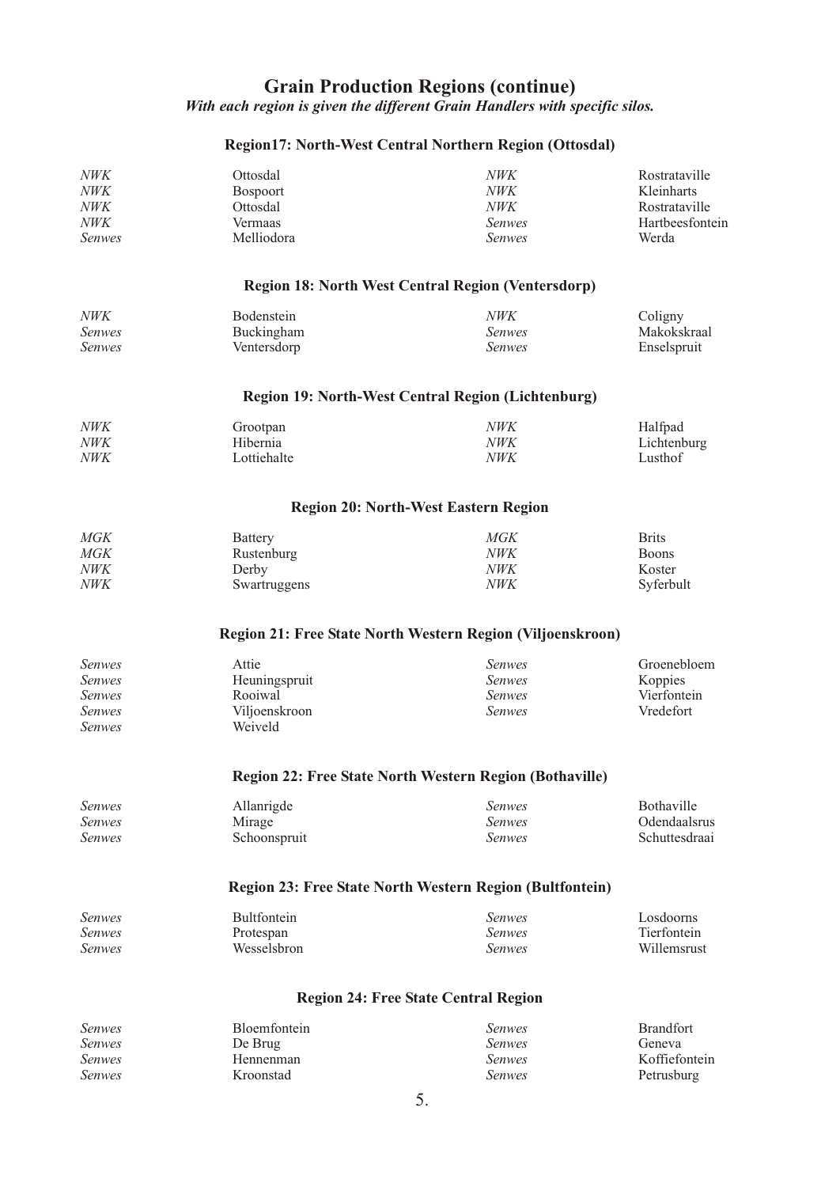## Grain Production Regions (continue)

***With each region is given the different Grain Handlers with specific silos.***

### Region17: North-West Central Northern Region (Ottosdal)

| | | | |
|---|---|---|---|
| *NWK* | Ottosdal | *NWK* | Rostrataville |
| *NWK* | Bospoort | *NWK* | Kleinharts |
| *NWK* | Ottosdal | *NWK* | Rostrataville |
| *NWK* | Vermaas | *Senwes* | Hartbeesfontein |
| *Senwes* | Melliodora | *Senwes* | Werda |

### Region 18: North West Central Region (Ventersdorp)

| | | | |
|---|---|---|---|
| *NWK* | Bodenstein | *NWK* | Coligny |
| *Senwes* | Buckingham | *Senwes* | Makokskraal |
| *Senwes* | Ventersdorp | *Senwes* | Enselspruit |

### Region 19: North-West Central Region (Lichtenburg)

| | | | |
|---|---|---|---|
| *NWK* | Grootpan | *NWK* | Halfpad |
| *NWK* | Hibernia | *NWK* | Lichtenburg |
| *NWK* | Lottiehalte | *NWK* | Lusthof |

### Region 20: North-West Eastern Region

| | | | |
|---|---|---|---|
| *MGK* | Battery | *MGK* | Brits |
| *MGK* | Rustenburg | *NWK* | Boons |
| *NWK* | Derby | *NWK* | Koster |
| *NWK* | Swartruggens | *NWK* | Syferbult |

### Region 21: Free State North Western Region (Viljoenskroon)

| | | | |
|---|---|---|---|
| *Senwes* | Attie | *Senwes* | Groenebloem |
| *Senwes* | Heuningspruit | *Senwes* | Koppies |
| *Senwes* | Rooiwal | *Senwes* | Vierfontein |
| *Senwes* | Viljoenskroon | *Senwes* | Vredefort |
| *Senwes* | Weiveld | | |

### Region 22: Free State North Western Region (Bothaville)

| | | | |
|---|---|---|---|
| *Senwes* | Allanrigde | *Senwes* | Bothaville |
| *Senwes* | Mirage | *Senwes* | Odendaalsrus |
| *Senwes* | Schoonspruit | *Senwes* | Schuttesdraai |

### Region 23: Free State North Western Region (Bultfontein)

| | | | |
|---|---|---|---|
| *Senwes* | Bultfontein | *Senwes* | Losdoorns |
| *Senwes* | Protespan | *Senwes* | Tierfontein |
| *Senwes* | Wesselsbron | *Senwes* | Willemsrust |

### Region 24: Free State Central Region

| | | | |
|---|---|---|---|
| *Senwes* | Bloemfontein | *Senwes* | Brandfort |
| *Senwes* | De Brug | *Senwes* | Geneva |
| *Senwes* | Hennenman | *Senwes* | Koffiefontein |
| *Senwes* | Kroonstad | *Senwes* | Petrusburg |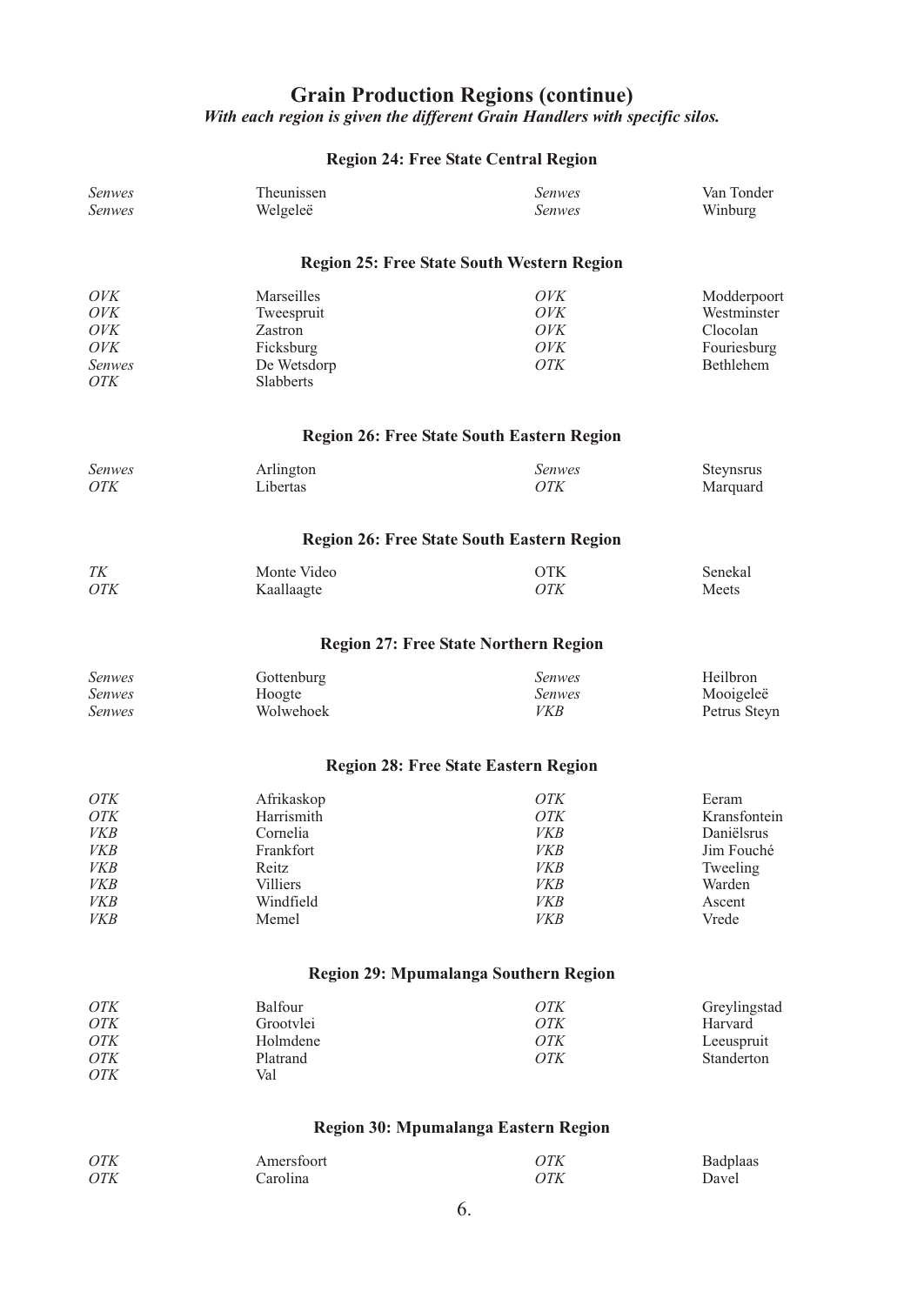## Grain Production Regions (continue)

***With each region is given the different Grain Handlers with specific silos.***

### Region 24: Free State Central Region

| | | | |
|---|---|---|---|
| *Senwes* | Theunissen | *Senwes* | Van Tonder |
| *Senwes* | Welgeleë | *Senwes* | Winburg |

### Region 25: Free State South Western Region

| | | | |
|---|---|---|---|
| *OVK* | Marseilles | *OVK* | Modderpoort |
| *OVK* | Tweespruit | *OVK* | Westminster |
| *OVK* | Zastron | *OVK* | Clocolan |
| *OVK* | Ficksburg | *OVK* | Fouriesburg |
| *Senwes* | De Wetsdorp | *OTK* | Bethlehem |
| *OTK* | Slabberts | | |

### Region 26: Free State South Eastern Region

| | | | |
|---|---|---|---|
| *Senwes* | Arlington | *Senwes* | Steynsrus |
| *OTK* | Libertas | *OTK* | Marquard |

### Region 26: Free State South Eastern Region

| | | | |
|---|---|---|---|
| *TK* | Monte Video | OTK | Senekal |
| *OTK* | Kaallaagte | *OTK* | Meets |

### Region 27: Free State Northern Region

| | | | |
|---|---|---|---|
| *Senwes* | Gottenburg | *Senwes* | Heilbron |
| *Senwes* | Hoogte | *Senwes* | Mooigeleë |
| *Senwes* | Wolwehoek | *VKB* | Petrus Steyn |

### Region 28: Free State Eastern Region

| | | | |
|---|---|---|---|
| *OTK* | Afrikaskop | *OTK* | Eeram |
| *OTK* | Harrismith | *OTK* | Kransfontein |
| *VKB* | Cornelia | *VKB* | Daniëlsrus |
| *VKB* | Frankfort | *VKB* | Jim Fouché |
| *VKB* | Reitz | *VKB* | Tweeling |
| *VKB* | Villiers | *VKB* | Warden |
| *VKB* | Windfield | *VKB* | Ascent |
| *VKB* | Memel | *VKB* | Vrede |

### Region 29: Mpumalanga Southern Region

| | | | |
|---|---|---|---|
| *OTK* | Balfour | *OTK* | Greylingstad |
| *OTK* | Grootvlei | *OTK* | Harvard |
| *OTK* | Holmdene | *OTK* | Leeuspruit |
| *OTK* | Platrand | *OTK* | Standerton |
| *OTK* | Val | | |

### Region 30: Mpumalanga Eastern Region

| | | | |
|---|---|---|---|
| *OTK* | Amersfoort | *OTK* | Badplaas |
| *OTK* | Carolina | *OTK* | Davel |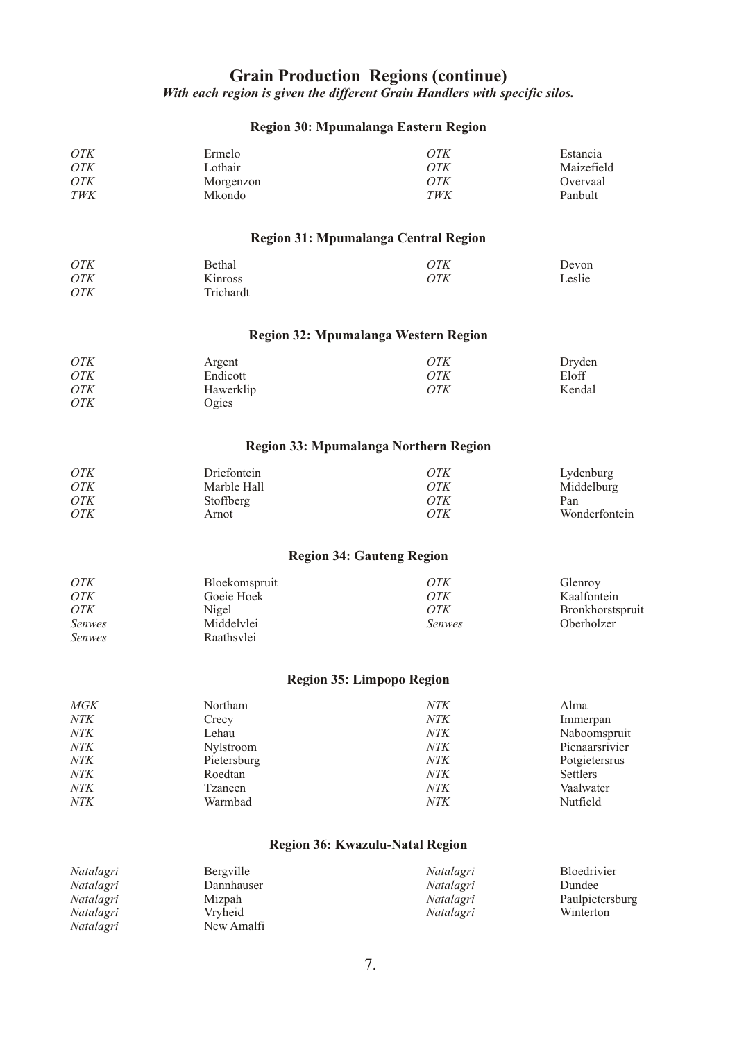## Grain Production Regions (continue)

***With each region is given the different Grain Handlers with specific silos.***

### Region 30: Mpumalanga Eastern Region

| | | | |
|---|---|---|---|
| *OTK* | Ermelo | *OTK* | Estancia |
| *OTK* | Lothair | *OTK* | Maizefield |
| *OTK* | Morgenzon | *OTK* | Overvaal |
| *TWK* | Mkondo | *TWK* | Panbult |

### Region 31: Mpumalanga Central Region

| | | | |
|---|---|---|---|
| *OTK* | Bethal | *OTK* | Devon |
| *OTK* | Kinross | *OTK* | Leslie |
| *OTK* | Trichardt | | |

### Region 32: Mpumalanga Western Region

| | | | |
|---|---|---|---|
| *OTK* | Argent | *OTK* | Dryden |
| *OTK* | Endicott | *OTK* | Eloff |
| *OTK* | Hawerklip | *OTK* | Kendal |
| *OTK* | Ogies | | |

### Region 33: Mpumalanga Northern Region

| | | | |
|---|---|---|---|
| *OTK* | Driefontein | *OTK* | Lydenburg |
| *OTK* | Marble Hall | *OTK* | Middelburg |
| *OTK* | Stoffberg | *OTK* | Pan |
| *OTK* | Arnot | *OTK* | Wonderfontein |

### Region 34: Gauteng Region

| | | | |
|---|---|---|---|
| *OTK* | Bloekomspruit | *OTK* | Glenroy |
| *OTK* | Goeie Hoek | *OTK* | Kaalfontein |
| *OTK* | Nigel | *OTK* | Bronkhorstspruit |
| *Senwes* | Middelvlei | *Senwes* | Oberholzer |
| *Senwes* | Raathsvlei | | |

### Region 35: Limpopo Region

| | | | |
|---|---|---|---|
| *MGK* | Northam | *NTK* | Alma |
| *NTK* | Crecy | *NTK* | Immerpan |
| *NTK* | Lehau | *NTK* | Naboomspruit |
| *NTK* | Nylstroom | *NTK* | Pienaarsrivier |
| *NTK* | Pietersburg | *NTK* | Potgietersrus |
| *NTK* | Roedtan | *NTK* | Settlers |
| *NTK* | Tzaneen | *NTK* | Vaalwater |
| *NTK* | Warmbad | *NTK* | Nutfield |

### Region 36: Kwazulu-Natal Region

| | | | |
|---|---|---|---|
| *Natalagri* | Bergville | *Natalagri* | Bloedrivier |
| *Natalagri* | Dannhauser | *Natalagri* | Dundee |
| *Natalagri* | Mizpah | *Natalagri* | Paulpietersburg |
| *Natalagri* | Vryheid | *Natalagri* | Winterton |
| *Natalagri* | New Amalfi | | |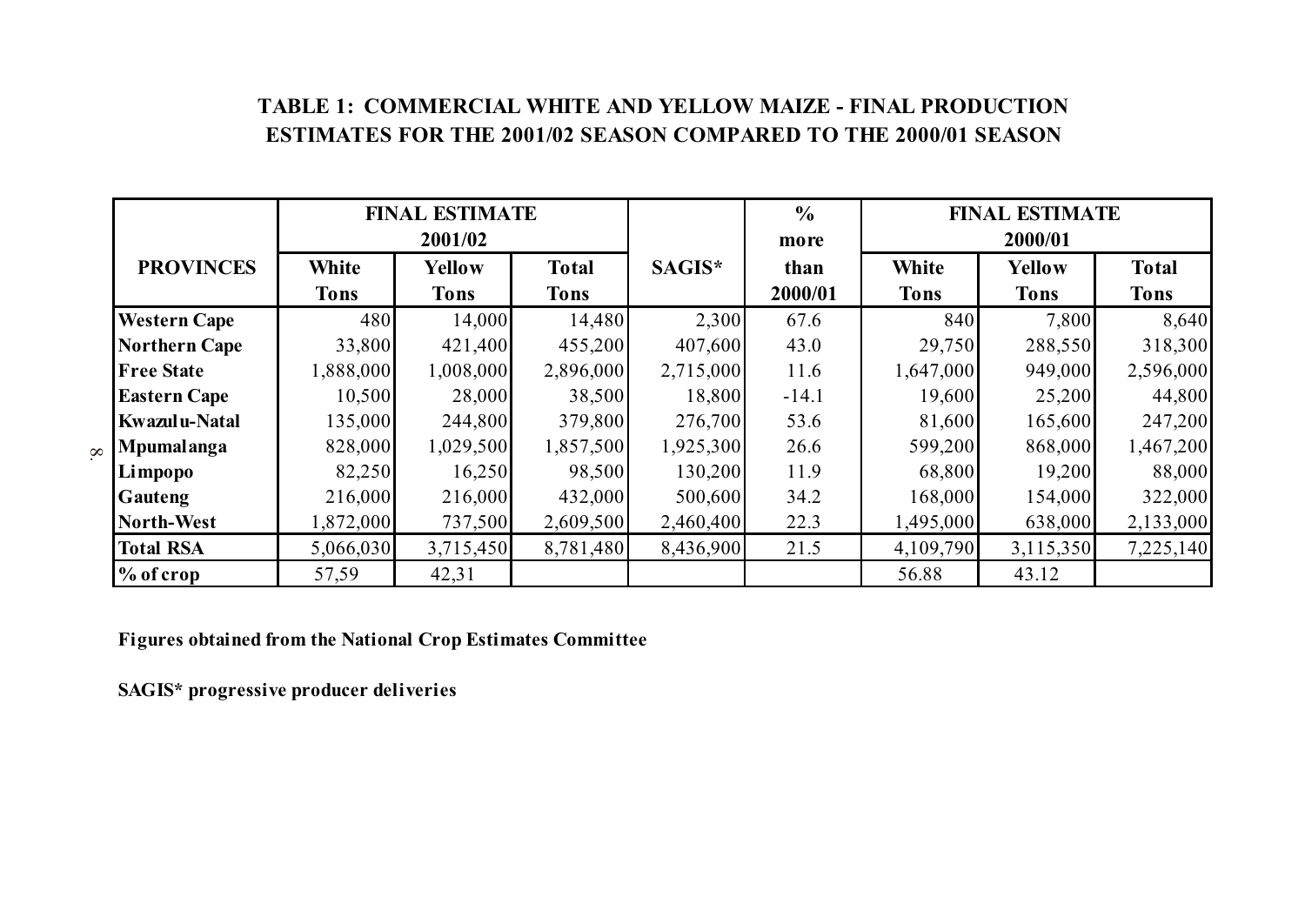**TABLE 1: COMMERCIAL WHITE AND YELLOW MAIZE - FINAL PRODUCTION ESTIMATES FOR THE 2001/02 SEASON COMPARED TO THE 2000/01 SEASON**

| PROVINCES | FINAL ESTIMATE 2001/02 | | | SAGIS* | % more than 2000/01 | FINAL ESTIMATE 2000/01 | | |
|---|---|---|---|---|---|---|---|---|
| | White Tons | Yellow Tons | Total Tons | | | White Tons | Yellow Tons | Total Tons |
| Western Cape | 480 | 14,000 | 14,480 | 2,300 | 67.6 | 840 | 7,800 | 8,640 |
| Northern Cape | 33,800 | 421,400 | 455,200 | 407,600 | 43.0 | 29,750 | 288,550 | 318,300 |
| Free State | 1,888,000 | 1,008,000 | 2,896,000 | 2,715,000 | 11.6 | 1,647,000 | 949,000 | 2,596,000 |
| Eastern Cape | 10,500 | 28,000 | 38,500 | 18,800 | -14.1 | 19,600 | 25,200 | 44,800 |
| Kwazulu-Natal | 135,000 | 244,800 | 379,800 | 276,700 | 53.6 | 81,600 | 165,600 | 247,200 |
| Mpumalanga | 828,000 | 1,029,500 | 1,857,500 | 1,925,300 | 26.6 | 599,200 | 868,000 | 1,467,200 |
| Limpopo | 82,250 | 16,250 | 98,500 | 130,200 | 11.9 | 68,800 | 19,200 | 88,000 |
| Gauteng | 216,000 | 216,000 | 432,000 | 500,600 | 34.2 | 168,000 | 154,000 | 322,000 |
| North-West | 1,872,000 | 737,500 | 2,609,500 | 2,460,400 | 22.3 | 1,495,000 | 638,000 | 2,133,000 |
| Total RSA | 5,066,030 | 3,715,450 | 8,781,480 | 8,436,900 | 21.5 | 4,109,790 | 3,115,350 | 7,225,140 |
| % of crop | 57,59 | 42,31 | | | | 56.88 | 43.12 | |

**Figures obtained from the National Crop Estimates Committee**

**SAGIS* progressive producer deliveries**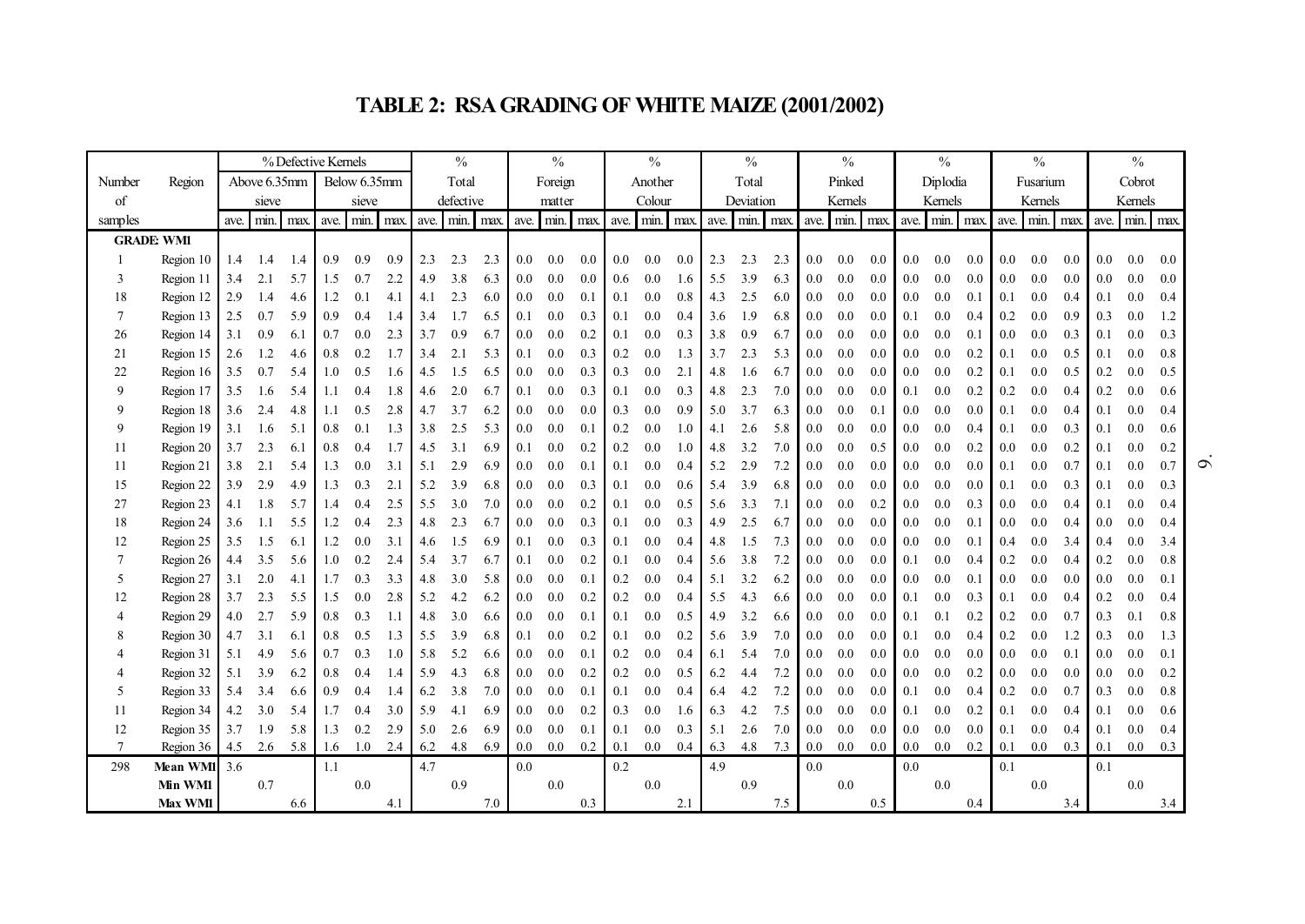# TABLE 2: RSA GRADING OF WHITE MAIZE (2001/2002)

| Number of samples | Region | % Defective Kernels Above 6.35mm sieve | | | % Defective Kernels Below 6.35mm sieve | | | % Total defective | | | % Foreign matter | | | % Another Colour | | | % Total Deviation | | | % Pinked Kernels | | | % Diplodia Kernels | | | % Fusarium Kernels | | | % Cobrot Kernels | | |
|---|---|---|---|---|---|---|---|---|---|---|---|---|---|---|---|---|---|---|---|---|---|---|---|---|---|---|---|---|---|---|---|
| | | ave. | min. | max. | ave. | min. | max. | ave. | min. | max. | ave. | min. | max. | ave. | min. | max. | ave. | min. | max. | ave. | min. | max. | ave. | min. | max. | ave. | min. | max. | ave. | min. | max. |
| **GRADE: WM1** | | | | | | | | | | | | | | | | | | | | | | | | | | | | | | | |
| 1 | Region 10 | 1.4 | 1.4 | 1.4 | 0.9 | 0.9 | 0.9 | 2.3 | 2.3 | 2.3 | 0.0 | 0.0 | 0.0 | 0.0 | 0.0 | 0.0 | 2.3 | 2.3 | 2.3 | 0.0 | 0.0 | 0.0 | 0.0 | 0.0 | 0.0 | 0.0 | 0.0 | 0.0 | 0.0 | 0.0 | 0.0 |
| 3 | Region 11 | 3.4 | 2.1 | 5.7 | 1.5 | 0.7 | 2.2 | 4.9 | 3.8 | 6.3 | 0.0 | 0.0 | 0.0 | 0.6 | 0.0 | 1.6 | 5.5 | 3.9 | 6.3 | 0.0 | 0.0 | 0.0 | 0.0 | 0.0 | 0.0 | 0.0 | 0.0 | 0.0 | 0.0 | 0.0 | 0.0 |
| 18 | Region 12 | 2.9 | 1.4 | 4.6 | 1.2 | 0.1 | 4.1 | 4.1 | 2.3 | 6.0 | 0.0 | 0.0 | 0.1 | 0.1 | 0.0 | 0.8 | 4.3 | 2.5 | 6.0 | 0.0 | 0.0 | 0.0 | 0.0 | 0.0 | 0.1 | 0.1 | 0.0 | 0.4 | 0.1 | 0.0 | 0.4 |
| 7 | Region 13 | 2.5 | 0.7 | 5.9 | 0.9 | 0.4 | 1.4 | 3.4 | 1.7 | 6.5 | 0.1 | 0.0 | 0.3 | 0.1 | 0.0 | 0.4 | 3.6 | 1.9 | 6.8 | 0.0 | 0.0 | 0.0 | 0.1 | 0.0 | 0.4 | 0.2 | 0.0 | 0.9 | 0.3 | 0.0 | 1.2 |
| 26 | Region 14 | 3.1 | 0.9 | 6.1 | 0.7 | 0.0 | 2.3 | 3.7 | 0.9 | 6.7 | 0.0 | 0.0 | 0.2 | 0.1 | 0.0 | 0.3 | 3.8 | 0.9 | 6.7 | 0.0 | 0.0 | 0.0 | 0.0 | 0.0 | 0.1 | 0.0 | 0.0 | 0.3 | 0.1 | 0.0 | 0.3 |
| 21 | Region 15 | 2.6 | 1.2 | 4.6 | 0.8 | 0.2 | 1.7 | 3.4 | 2.1 | 5.3 | 0.1 | 0.0 | 0.3 | 0.2 | 0.0 | 1.3 | 3.7 | 2.3 | 5.3 | 0.0 | 0.0 | 0.0 | 0.0 | 0.0 | 0.2 | 0.1 | 0.0 | 0.5 | 0.1 | 0.0 | 0.8 |
| 22 | Region 16 | 3.5 | 0.7 | 5.4 | 1.0 | 0.5 | 1.6 | 4.5 | 1.5 | 6.5 | 0.0 | 0.0 | 0.3 | 0.3 | 0.0 | 2.1 | 4.8 | 1.6 | 6.7 | 0.0 | 0.0 | 0.0 | 0.0 | 0.0 | 0.2 | 0.1 | 0.0 | 0.5 | 0.2 | 0.0 | 0.5 |
| 9 | Region 17 | 3.5 | 1.6 | 5.4 | 1.1 | 0.4 | 1.8 | 4.6 | 2.0 | 6.7 | 0.1 | 0.0 | 0.3 | 0.1 | 0.0 | 0.3 | 4.8 | 2.3 | 7.0 | 0.0 | 0.0 | 0.0 | 0.1 | 0.0 | 0.2 | 0.2 | 0.0 | 0.4 | 0.2 | 0.0 | 0.6 |
| 9 | Region 18 | 3.6 | 2.4 | 4.8 | 1.1 | 0.5 | 2.8 | 4.7 | 3.7 | 6.2 | 0.0 | 0.0 | 0.0 | 0.3 | 0.0 | 0.9 | 5.0 | 3.7 | 6.3 | 0.0 | 0.0 | 0.1 | 0.0 | 0.0 | 0.0 | 0.1 | 0.0 | 0.4 | 0.1 | 0.0 | 0.4 |
| 9 | Region 19 | 3.1 | 1.6 | 5.1 | 0.8 | 0.1 | 1.3 | 3.8 | 2.5 | 5.3 | 0.0 | 0.0 | 0.1 | 0.2 | 0.0 | 1.0 | 4.1 | 2.6 | 5.8 | 0.0 | 0.0 | 0.0 | 0.0 | 0.0 | 0.4 | 0.1 | 0.0 | 0.3 | 0.1 | 0.0 | 0.6 |
| 11 | Region 20 | 3.7 | 2.3 | 6.1 | 0.8 | 0.4 | 1.7 | 4.5 | 3.1 | 6.9 | 0.1 | 0.0 | 0.2 | 0.2 | 0.0 | 1.0 | 4.8 | 3.2 | 7.0 | 0.0 | 0.0 | 0.5 | 0.0 | 0.0 | 0.2 | 0.0 | 0.0 | 0.2 | 0.1 | 0.0 | 0.2 |
| 11 | Region 21 | 3.8 | 2.1 | 5.4 | 1.3 | 0.0 | 3.1 | 5.1 | 2.9 | 6.9 | 0.0 | 0.0 | 0.1 | 0.1 | 0.0 | 0.4 | 5.2 | 2.9 | 7.2 | 0.0 | 0.0 | 0.0 | 0.0 | 0.0 | 0.0 | 0.1 | 0.0 | 0.7 | 0.1 | 0.0 | 0.7 |
| 15 | Region 22 | 3.9 | 2.9 | 4.9 | 1.3 | 0.3 | 2.1 | 5.2 | 3.9 | 6.8 | 0.0 | 0.0 | 0.3 | 0.1 | 0.0 | 0.6 | 5.4 | 3.9 | 6.8 | 0.0 | 0.0 | 0.0 | 0.0 | 0.0 | 0.0 | 0.1 | 0.0 | 0.3 | 0.1 | 0.0 | 0.3 |
| 27 | Region 23 | 4.1 | 1.8 | 5.7 | 1.4 | 0.4 | 2.5 | 5.5 | 3.0 | 7.0 | 0.0 | 0.0 | 0.2 | 0.1 | 0.0 | 0.5 | 5.6 | 3.3 | 7.1 | 0.0 | 0.0 | 0.2 | 0.0 | 0.0 | 0.3 | 0.0 | 0.0 | 0.4 | 0.1 | 0.0 | 0.4 |
| 18 | Region 24 | 3.6 | 1.1 | 5.5 | 1.2 | 0.4 | 2.3 | 4.8 | 2.3 | 6.7 | 0.0 | 0.0 | 0.3 | 0.1 | 0.0 | 0.3 | 4.9 | 2.5 | 6.7 | 0.0 | 0.0 | 0.0 | 0.0 | 0.0 | 0.1 | 0.0 | 0.0 | 0.4 | 0.0 | 0.0 | 0.4 |
| 12 | Region 25 | 3.5 | 1.5 | 6.1 | 1.2 | 0.0 | 3.1 | 4.6 | 1.5 | 6.9 | 0.1 | 0.0 | 0.3 | 0.1 | 0.0 | 0.4 | 4.8 | 1.5 | 7.3 | 0.0 | 0.0 | 0.0 | 0.0 | 0.0 | 0.1 | 0.4 | 0.0 | 3.4 | 0.4 | 0.0 | 3.4 |
| 7 | Region 26 | 4.4 | 3.5 | 5.6 | 1.0 | 0.2 | 2.4 | 5.4 | 3.7 | 6.7 | 0.1 | 0.0 | 0.2 | 0.1 | 0.0 | 0.4 | 5.6 | 3.8 | 7.2 | 0.0 | 0.0 | 0.0 | 0.1 | 0.0 | 0.4 | 0.2 | 0.0 | 0.4 | 0.2 | 0.0 | 0.8 |
| 5 | Region 27 | 3.1 | 2.0 | 4.1 | 1.7 | 0.3 | 3.3 | 4.8 | 3.0 | 5.8 | 0.0 | 0.0 | 0.1 | 0.2 | 0.0 | 0.4 | 5.1 | 3.2 | 6.2 | 0.0 | 0.0 | 0.0 | 0.0 | 0.0 | 0.1 | 0.0 | 0.0 | 0.0 | 0.0 | 0.0 | 0.1 |
| 12 | Region 28 | 3.7 | 2.3 | 5.5 | 1.5 | 0.0 | 2.8 | 5.2 | 4.2 | 6.2 | 0.0 | 0.0 | 0.2 | 0.2 | 0.0 | 0.4 | 5.5 | 4.3 | 6.6 | 0.0 | 0.0 | 0.0 | 0.1 | 0.0 | 0.3 | 0.1 | 0.0 | 0.4 | 0.2 | 0.0 | 0.4 |
| 4 | Region 29 | 4.0 | 2.7 | 5.9 | 0.8 | 0.3 | 1.1 | 4.8 | 3.0 | 6.6 | 0.0 | 0.0 | 0.1 | 0.1 | 0.0 | 0.5 | 4.9 | 3.2 | 6.6 | 0.0 | 0.0 | 0.0 | 0.1 | 0.1 | 0.2 | 0.2 | 0.0 | 0.7 | 0.3 | 0.1 | 0.8 |
| 8 | Region 30 | 4.7 | 3.1 | 6.1 | 0.8 | 0.5 | 1.3 | 5.5 | 3.9 | 6.8 | 0.1 | 0.0 | 0.2 | 0.1 | 0.0 | 0.2 | 5.6 | 3.9 | 7.0 | 0.0 | 0.0 | 0.0 | 0.1 | 0.0 | 0.4 | 0.2 | 0.0 | 1.2 | 0.3 | 0.0 | 1.3 |
| 4 | Region 31 | 5.1 | 4.9 | 5.6 | 0.7 | 0.3 | 1.0 | 5.8 | 5.2 | 6.6 | 0.0 | 0.0 | 0.1 | 0.2 | 0.0 | 0.4 | 6.1 | 5.4 | 7.0 | 0.0 | 0.0 | 0.0 | 0.0 | 0.0 | 0.0 | 0.0 | 0.0 | 0.1 | 0.0 | 0.0 | 0.1 |
| 4 | Region 32 | 5.1 | 3.9 | 6.2 | 0.8 | 0.4 | 1.4 | 5.9 | 4.3 | 6.8 | 0.0 | 0.0 | 0.2 | 0.2 | 0.0 | 0.5 | 6.2 | 4.4 | 7.2 | 0.0 | 0.0 | 0.0 | 0.0 | 0.0 | 0.2 | 0.0 | 0.0 | 0.0 | 0.0 | 0.0 | 0.2 |
| 5 | Region 33 | 5.4 | 3.4 | 6.6 | 0.9 | 0.4 | 1.4 | 6.2 | 3.8 | 7.0 | 0.0 | 0.0 | 0.1 | 0.1 | 0.0 | 0.4 | 6.4 | 4.2 | 7.2 | 0.0 | 0.0 | 0.0 | 0.1 | 0.0 | 0.4 | 0.2 | 0.0 | 0.7 | 0.3 | 0.0 | 0.8 |
| 11 | Region 34 | 4.2 | 3.0 | 5.4 | 1.7 | 0.4 | 3.0 | 5.9 | 4.1 | 6.9 | 0.0 | 0.0 | 0.2 | 0.3 | 0.0 | 1.6 | 6.3 | 4.2 | 7.5 | 0.0 | 0.0 | 0.0 | 0.1 | 0.0 | 0.2 | 0.1 | 0.0 | 0.4 | 0.1 | 0.0 | 0.6 |
| 12 | Region 35 | 3.7 | 1.9 | 5.8 | 1.3 | 0.2 | 2.9 | 5.0 | 2.6 | 6.9 | 0.0 | 0.0 | 0.1 | 0.1 | 0.0 | 0.3 | 5.1 | 2.6 | 7.0 | 0.0 | 0.0 | 0.0 | 0.0 | 0.0 | 0.0 | 0.1 | 0.0 | 0.4 | 0.1 | 0.0 | 0.4 |
| 7 | Region 36 | 4.5 | 2.6 | 5.8 | 1.6 | 1.0 | 2.4 | 6.2 | 4.8 | 6.9 | 0.0 | 0.0 | 0.2 | 0.1 | 0.0 | 0.4 | 6.3 | 4.8 | 7.3 | 0.0 | 0.0 | 0.0 | 0.0 | 0.0 | 0.2 | 0.1 | 0.0 | 0.3 | 0.1 | 0.0 | 0.3 |
| 298 | **Mean WM1** | 3.6 | | | 1.1 | | | 4.7 | | | 0.0 | | | 0.2 | | | 4.9 | | | 0.0 | | | 0.0 | | | 0.1 | | | 0.1 | | |
| | **Min WM1** | | 0.7 | | | 0.0 | | | 0.9 | | | 0.0 | | | 0.0 | | | 0.9 | | | 0.0 | | | 0.0 | | | 0.0 | | | 0.0 | |
| | **Max WM1** | | | 6.6 | | | 4.1 | | | 7.0 | | | 0.3 | | | 2.1 | | | 7.5 | | | 0.5 | | | 0.4 | | | 3.4 | | | 3.4 |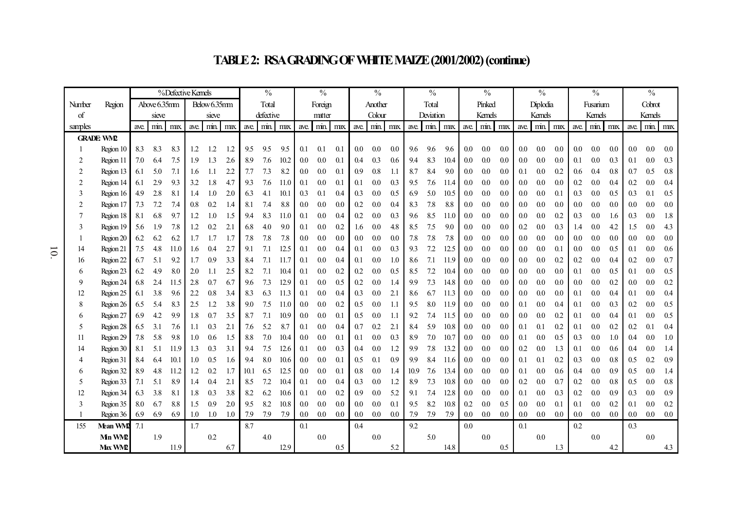# TABLE 2: RSA GRADING OF WHITE MAIZE (2001/2002) (continue)

| Number of samples | Region | % Defective Kernels Above 6.35mm sieve | | | % Defective Kernels Below 6.35mm sieve | | | % Total defective | | | % Foreign matter | | | % Another Colour | | | % Total Deviation | | | % Pinked Kernels | | | % Diplodia Kernels | | | % Fusarium Kernels | | | % Cobrot Kernels | | |
|---|---|---|---|---|---|---|---|---|---|---|---|---|---|---|---|---|---|---|---|---|---|---|---|---|---|---|---|---|---|---|---|
| | | ave. | min. | max. | ave. | min. | max. | ave. | min. | max. | ave. | min. | max. | ave. | min. | max. | ave. | min. | max. | ave. | min. | max. | ave. | min. | max. | ave. | min. | max. | ave. | min. | max. |
| **GRADE: WM2** | | | | | | | | | | | | | | | | | | | | | | | | | | | | | | | |
| 1 | Region 10 | 8.3 | 8.3 | 8.3 | 1.2 | 1.2 | 1.2 | 9.5 | 9.5 | 9.5 | 0.1 | 0.1 | 0.1 | 0.0 | 0.0 | 0.0 | 9.6 | 9.6 | 9.6 | 0.0 | 0.0 | 0.0 | 0.0 | 0.0 | 0.0 | 0.0 | 0.0 | 0.0 | 0.0 | 0.0 | 0.0 |
| 2 | Region 11 | 7.0 | 6.4 | 7.5 | 1.9 | 1.3 | 2.6 | 8.9 | 7.6 | 10.2 | 0.0 | 0.0 | 0.1 | 0.4 | 0.3 | 0.6 | 9.4 | 8.3 | 10.4 | 0.0 | 0.0 | 0.0 | 0.0 | 0.0 | 0.0 | 0.1 | 0.0 | 0.3 | 0.1 | 0.0 | 0.3 |
| 2 | Region 13 | 6.1 | 5.0 | 7.1 | 1.6 | 1.1 | 2.2 | 7.7 | 7.3 | 8.2 | 0.0 | 0.0 | 0.1 | 0.9 | 0.8 | 1.1 | 8.7 | 8.4 | 9.0 | 0.0 | 0.0 | 0.0 | 0.1 | 0.0 | 0.2 | 0.6 | 0.4 | 0.8 | 0.7 | 0.5 | 0.8 |
| 2 | Region 14 | 6.1 | 2.9 | 9.3 | 3.2 | 1.8 | 4.7 | 9.3 | 7.6 | 11.0 | 0.1 | 0.0 | 0.1 | 0.1 | 0.0 | 0.3 | 9.5 | 7.6 | 11.4 | 0.0 | 0.0 | 0.0 | 0.0 | 0.0 | 0.0 | 0.2 | 0.0 | 0.4 | 0.2 | 0.0 | 0.4 |
| 3 | Region 16 | 4.9 | 2.8 | 8.1 | 1.4 | 1.0 | 2.0 | 6.3 | 4.1 | 10.1 | 0.3 | 0.1 | 0.4 | 0.3 | 0.0 | 0.5 | 6.9 | 5.0 | 10.5 | 0.0 | 0.0 | 0.0 | 0.0 | 0.0 | 0.1 | 0.3 | 0.0 | 0.5 | 0.3 | 0.1 | 0.5 |
| 2 | Region 17 | 7.3 | 7.2 | 7.4 | 0.8 | 0.2 | 1.4 | 8.1 | 7.4 | 8.8 | 0.0 | 0.0 | 0.0 | 0.2 | 0.0 | 0.4 | 8.3 | 7.8 | 8.8 | 0.0 | 0.0 | 0.0 | 0.0 | 0.0 | 0.0 | 0.0 | 0.0 | 0.0 | 0.0 | 0.0 | 0.0 |
| 7 | Region 18 | 8.1 | 6.8 | 9.7 | 1.2 | 1.0 | 1.5 | 9.4 | 8.3 | 11.0 | 0.1 | 0.0 | 0.4 | 0.2 | 0.0 | 0.3 | 9.6 | 8.5 | 11.0 | 0.0 | 0.0 | 0.0 | 0.0 | 0.0 | 0.2 | 0.3 | 0.0 | 1.6 | 0.3 | 0.0 | 1.8 |
| 3 | Region 19 | 5.6 | 1.9 | 7.8 | 1.2 | 0.2 | 2.1 | 6.8 | 4.0 | 9.0 | 0.1 | 0.0 | 0.2 | 1.6 | 0.0 | 4.8 | 8.5 | 7.5 | 9.0 | 0.0 | 0.0 | 0.0 | 0.2 | 0.0 | 0.3 | 1.4 | 0.0 | 4.2 | 1.5 | 0.0 | 4.3 |
| 1 | Region 20 | 6.2 | 6.2 | 6.2 | 1.7 | 1.7 | 1.7 | 7.8 | 7.8 | 7.8 | 0.0 | 0.0 | 0.0 | 0.0 | 0.0 | 0.0 | 7.8 | 7.8 | 7.8 | 0.0 | 0.0 | 0.0 | 0.0 | 0.0 | 0.0 | 0.0 | 0.0 | 0.0 | 0.0 | 0.0 | 0.0 |
| 14 | Region 21 | 7.5 | 4.8 | 11.0 | 1.6 | 0.4 | 2.7 | 9.1 | 7.1 | 12.5 | 0.1 | 0.0 | 0.4 | 0.1 | 0.0 | 0.3 | 9.3 | 7.2 | 12.5 | 0.0 | 0.0 | 0.0 | 0.0 | 0.0 | 0.1 | 0.0 | 0.0 | 0.5 | 0.1 | 0.0 | 0.6 |
| 16 | Region 22 | 6.7 | 5.1 | 9.2 | 1.7 | 0.9 | 3.3 | 8.4 | 7.1 | 11.7 | 0.1 | 0.0 | 0.4 | 0.1 | 0.0 | 1.0 | 8.6 | 7.1 | 11.9 | 0.0 | 0.0 | 0.0 | 0.0 | 0.0 | 0.2 | 0.2 | 0.0 | 0.4 | 0.2 | 0.0 | 0.7 |
| 6 | Region 23 | 6.2 | 4.9 | 8.0 | 2.0 | 1.1 | 2.5 | 8.2 | 7.1 | 10.4 | 0.1 | 0.0 | 0.2 | 0.2 | 0.0 | 0.5 | 8.5 | 7.2 | 10.4 | 0.0 | 0.0 | 0.0 | 0.0 | 0.0 | 0.0 | 0.1 | 0.0 | 0.5 | 0.1 | 0.0 | 0.5 |
| 9 | Region 24 | 6.8 | 2.4 | 11.5 | 2.8 | 0.7 | 6.7 | 9.6 | 7.3 | 12.9 | 0.1 | 0.0 | 0.5 | 0.2 | 0.0 | 1.4 | 9.9 | 7.3 | 14.8 | 0.0 | 0.0 | 0.0 | 0.0 | 0.0 | 0.0 | 0.0 | 0.0 | 0.2 | 0.0 | 0.0 | 0.2 |
| 12 | Region 25 | 6.1 | 3.8 | 9.6 | 2.2 | 0.8 | 3.4 | 8.3 | 6.3 | 11.3 | 0.1 | 0.0 | 0.4 | 0.3 | 0.0 | 2.1 | 8.6 | 6.7 | 11.3 | 0.0 | 0.0 | 0.0 | 0.0 | 0.0 | 0.0 | 0.1 | 0.0 | 0.4 | 0.1 | 0.0 | 0.4 |
| 8 | Region 26 | 6.5 | 5.4 | 8.3 | 2.5 | 1.2 | 3.8 | 9.0 | 7.5 | 11.0 | 0.0 | 0.0 | 0.2 | 0.5 | 0.0 | 1.1 | 9.5 | 8.0 | 11.9 | 0.0 | 0.0 | 0.0 | 0.1 | 0.0 | 0.4 | 0.1 | 0.0 | 0.3 | 0.2 | 0.0 | 0.5 |
| 6 | Region 27 | 6.9 | 4.2 | 9.9 | 1.8 | 0.7 | 3.5 | 8.7 | 7.1 | 10.9 | 0.0 | 0.0 | 0.1 | 0.5 | 0.0 | 1.1 | 9.2 | 7.4 | 11.5 | 0.0 | 0.0 | 0.0 | 0.0 | 0.0 | 0.2 | 0.1 | 0.0 | 0.4 | 0.1 | 0.0 | 0.5 |
| 5 | Region 28 | 6.5 | 3.1 | 7.6 | 1.1 | 0.3 | 2.1 | 7.6 | 5.2 | 8.7 | 0.1 | 0.0 | 0.4 | 0.7 | 0.2 | 2.1 | 8.4 | 5.9 | 10.8 | 0.0 | 0.0 | 0.0 | 0.1 | 0.1 | 0.2 | 0.1 | 0.0 | 0.2 | 0.2 | 0.1 | 0.4 |
| 11 | Region 29 | 7.8 | 5.8 | 9.8 | 1.0 | 0.6 | 1.5 | 8.8 | 7.0 | 10.4 | 0.0 | 0.0 | 0.1 | 0.1 | 0.0 | 0.3 | 8.9 | 7.0 | 10.7 | 0.0 | 0.0 | 0.0 | 0.1 | 0.0 | 0.5 | 0.3 | 0.0 | 1.0 | 0.4 | 0.0 | 1.0 |
| 14 | Region 30 | 8.1 | 5.1 | 11.9 | 1.3 | 0.3 | 3.1 | 9.4 | 7.5 | 12.6 | 0.1 | 0.0 | 0.3 | 0.4 | 0.0 | 1.2 | 9.9 | 7.8 | 13.2 | 0.0 | 0.0 | 0.0 | 0.2 | 0.0 | 1.3 | 0.1 | 0.0 | 0.6 | 0.4 | 0.0 | 1.4 |
| 4 | Region 31 | 8.4 | 6.4 | 10.1 | 1.0 | 0.5 | 1.6 | 9.4 | 8.0 | 10.6 | 0.0 | 0.0 | 0.1 | 0.5 | 0.1 | 0.9 | 9.9 | 8.4 | 11.6 | 0.0 | 0.0 | 0.0 | 0.1 | 0.1 | 0.2 | 0.3 | 0.0 | 0.8 | 0.5 | 0.2 | 0.9 |
| 6 | Region 32 | 8.9 | 4.8 | 11.2 | 1.2 | 0.2 | 1.7 | 10.1 | 6.5 | 12.5 | 0.0 | 0.0 | 0.1 | 0.8 | 0.0 | 1.4 | 10.9 | 7.6 | 13.4 | 0.0 | 0.0 | 0.0 | 0.1 | 0.0 | 0.6 | 0.4 | 0.0 | 0.9 | 0.5 | 0.0 | 1.4 |
| 5 | Region 33 | 7.1 | 5.1 | 8.9 | 1.4 | 0.4 | 2.1 | 8.5 | 7.2 | 10.4 | 0.1 | 0.0 | 0.4 | 0.3 | 0.0 | 1.2 | 8.9 | 7.3 | 10.8 | 0.0 | 0.0 | 0.0 | 0.2 | 0.0 | 0.7 | 0.2 | 0.0 | 0.8 | 0.5 | 0.0 | 0.8 |
| 12 | Region 34 | 6.3 | 3.8 | 8.1 | 1.8 | 0.3 | 3.8 | 8.2 | 6.2 | 10.6 | 0.1 | 0.0 | 0.2 | 0.9 | 0.0 | 5.2 | 9.1 | 7.4 | 12.8 | 0.0 | 0.0 | 0.0 | 0.1 | 0.0 | 0.3 | 0.2 | 0.0 | 0.9 | 0.3 | 0.0 | 0.9 |
| 3 | Region 35 | 8.0 | 6.7 | 8.8 | 1.5 | 0.9 | 2.0 | 9.5 | 8.2 | 10.8 | 0.0 | 0.0 | 0.0 | 0.0 | 0.0 | 0.1 | 9.5 | 8.2 | 10.8 | 0.2 | 0.0 | 0.5 | 0.0 | 0.0 | 0.1 | 0.1 | 0.0 | 0.2 | 0.1 | 0.0 | 0.2 |
| 1 | Region 36 | 6.9 | 6.9 | 6.9 | 1.0 | 1.0 | 1.0 | 7.9 | 7.9 | 7.9 | 0.0 | 0.0 | 0.0 | 0.0 | 0.0 | 0.0 | 7.9 | 7.9 | 7.9 | 0.0 | 0.0 | 0.0 | 0.0 | 0.0 | 0.0 | 0.0 | 0.0 | 0.0 | 0.0 | 0.0 | 0.0 |
| 155 | Mean WM2 | 7.1 | | | 1.7 | | | 8.7 | | | 0.1 | | | 0.4 | | | 9.2 | | | 0.0 | | | 0.1 | | | 0.2 | | | 0.3 | | |
| | Min WM2 | | 1.9 | | | 0.2 | | | 4.0 | | | 0.0 | | | 0.0 | | | 5.0 | | | 0.0 | | | 0.0 | | | 0.0 | | | 0.0 | |
| | Max WM2 | | | 11.9 | | | 6.7 | | | 12.9 | | | 0.5 | | | 5.2 | | | 14.8 | | | 0.5 | | | 1.3 | | | 4.2 | | | 4.3 |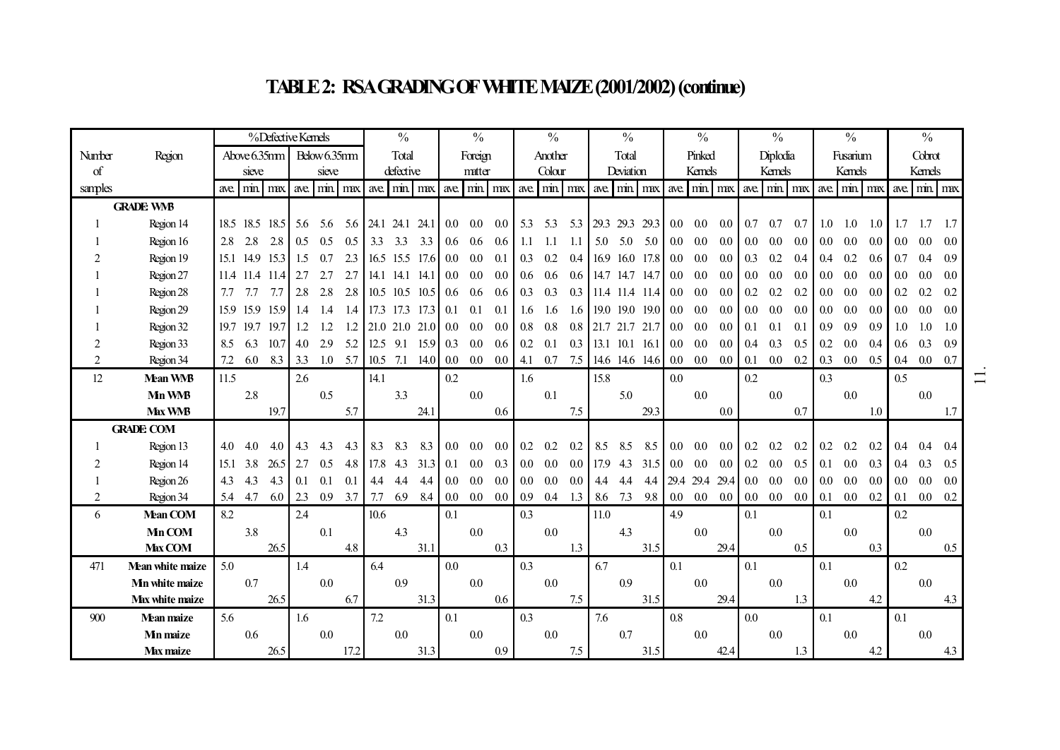# TABLE 2: RSA GRADING OF WHITE MAIZE (2001/2002) (continue)

| Number of samples | Region | %Defective Kernels Above 6.35mm sieve | | | %Defective Kernels Below 6.35mm sieve | | | % Total defective | | | % Foreign matter | | | % Another Colour | | | % Total Deviation | | | % Pinked Kernels | | | % Diplodia Kernels | | | % Fusarium Kernels | | | % Cobrot Kernels | | |
|---|---|---|---|---|---|---|---|---|---|---|---|---|---|---|---|---|---|---|---|---|---|---|---|---|---|---|---|---|---|---|---|
| | | ave. | min. | max. | ave. | min. | max. | ave. | min. | max. | ave. | min. | max. | ave. | min. | max. | ave. | min. | max. | ave. | min. | max. | ave. | min. | max. | ave. | min. | max. | ave. | min. | max. |
| | **GRADE: WMB** | | | | | | | | | | | | | | | | | | | | | | | | | | | | | | |
| 1 | Region 14 | 18.5 | 18.5 | 18.5 | 5.6 | 5.6 | 5.6 | 24.1 | 24.1 | 24.1 | 0.0 | 0.0 | 0.0 | 5.3 | 5.3 | 5.3 | 29.3 | 29.3 | 29.3 | 0.0 | 0.0 | 0.0 | 0.7 | 0.7 | 0.7 | 1.0 | 1.0 | 1.0 | 1.7 | 1.7 | 1.7 |
| 1 | Region 16 | 2.8 | 2.8 | 2.8 | 0.5 | 0.5 | 0.5 | 3.3 | 3.3 | 3.3 | 0.6 | 0.6 | 0.6 | 1.1 | 1.1 | 1.1 | 5.0 | 5.0 | 5.0 | 0.0 | 0.0 | 0.0 | 0.0 | 0.0 | 0.0 | 0.0 | 0.0 | 0.0 | 0.0 | 0.0 | 0.0 |
| 2 | Region 19 | 15.1 | 14.9 | 15.3 | 1.5 | 0.7 | 2.3 | 16.5 | 15.5 | 17.6 | 0.0 | 0.0 | 0.1 | 0.3 | 0.2 | 0.4 | 16.9 | 16.0 | 17.8 | 0.0 | 0.0 | 0.0 | 0.3 | 0.2 | 0.4 | 0.4 | 0.2 | 0.6 | 0.7 | 0.4 | 0.9 |
| 1 | Region 27 | 11.4 | 11.4 | 11.4 | 2.7 | 2.7 | 2.7 | 14.1 | 14.1 | 14.1 | 0.0 | 0.0 | 0.0 | 0.6 | 0.6 | 0.6 | 14.7 | 14.7 | 14.7 | 0.0 | 0.0 | 0.0 | 0.0 | 0.0 | 0.0 | 0.0 | 0.0 | 0.0 | 0.0 | 0.0 | 0.0 |
| 1 | Region 28 | 7.7 | 7.7 | 7.7 | 2.8 | 2.8 | 2.8 | 10.5 | 10.5 | 10.5 | 0.6 | 0.6 | 0.6 | 0.3 | 0.3 | 0.3 | 11.4 | 11.4 | 11.4 | 0.0 | 0.0 | 0.0 | 0.2 | 0.2 | 0.2 | 0.0 | 0.0 | 0.0 | 0.2 | 0.2 | 0.2 |
| 1 | Region 29 | 15.9 | 15.9 | 15.9 | 1.4 | 1.4 | 1.4 | 17.3 | 17.3 | 17.3 | 0.1 | 0.1 | 0.1 | 1.6 | 1.6 | 1.6 | 19.0 | 19.0 | 19.0 | 0.0 | 0.0 | 0.0 | 0.0 | 0.0 | 0.0 | 0.0 | 0.0 | 0.0 | 0.0 | 0.0 | 0.0 |
| 1 | Region 32 | 19.7 | 19.7 | 19.7 | 1.2 | 1.2 | 1.2 | 21.0 | 21.0 | 21.0 | 0.0 | 0.0 | 0.0 | 0.8 | 0.8 | 0.8 | 21.7 | 21.7 | 21.7 | 0.0 | 0.0 | 0.0 | 0.1 | 0.1 | 0.1 | 0.9 | 0.9 | 0.9 | 1.0 | 1.0 | 1.0 |
| 2 | Region 33 | 8.5 | 6.3 | 10.7 | 4.0 | 2.9 | 5.2 | 12.5 | 9.1 | 15.9 | 0.3 | 0.0 | 0.6 | 0.2 | 0.1 | 0.3 | 13.1 | 10.1 | 16.1 | 0.0 | 0.0 | 0.0 | 0.4 | 0.3 | 0.5 | 0.2 | 0.0 | 0.4 | 0.6 | 0.3 | 0.9 |
| 2 | Region 34 | 7.2 | 6.0 | 8.3 | 3.3 | 1.0 | 5.7 | 10.5 | 7.1 | 14.0 | 0.0 | 0.0 | 0.0 | 4.1 | 0.7 | 7.5 | 14.6 | 14.6 | 14.6 | 0.0 | 0.0 | 0.0 | 0.1 | 0.0 | 0.2 | 0.3 | 0.0 | 0.5 | 0.4 | 0.0 | 0.7 |
| 12 | **Mean WMB** | 11.5 | | | 2.6 | | | 14.1 | | | 0.2 | | | 1.6 | | | 15.8 | | | 0.0 | | | 0.2 | | | 0.3 | | | 0.5 | | |
| | **Min WMB** | | 2.8 | | | 0.5 | | | 3.3 | | | 0.0 | | | 0.1 | | | 5.0 | | | 0.0 | | | 0.0 | | | 0.0 | | | 0.0 | |
| | **Max WMB** | | | 19.7 | | | 5.7 | | | 24.1 | | | 0.6 | | | 7.5 | | | 29.3 | | | 0.0 | | | 0.7 | | | 1.0 | | | 1.7 |
| | **GRADE: COM** | | | | | | | | | | | | | | | | | | | | | | | | | | | | | | |
| 1 | Region 13 | 4.0 | 4.0 | 4.0 | 4.3 | 4.3 | 4.3 | 8.3 | 8.3 | 8.3 | 0.0 | 0.0 | 0.0 | 0.2 | 0.2 | 0.2 | 8.5 | 8.5 | 8.5 | 0.0 | 0.0 | 0.0 | 0.2 | 0.2 | 0.2 | 0.2 | 0.2 | 0.2 | 0.4 | 0.4 | 0.4 |
| 2 | Region 14 | 15.1 | 3.8 | 26.5 | 2.7 | 0.5 | 4.8 | 17.8 | 4.3 | 31.3 | 0.1 | 0.0 | 0.3 | 0.0 | 0.0 | 0.0 | 17.9 | 4.3 | 31.5 | 0.0 | 0.0 | 0.0 | 0.2 | 0.0 | 0.5 | 0.1 | 0.0 | 0.3 | 0.4 | 0.3 | 0.5 |
| 1 | Region 26 | 4.3 | 4.3 | 4.3 | 0.1 | 0.1 | 0.1 | 4.4 | 4.4 | 4.4 | 0.0 | 0.0 | 0.0 | 0.0 | 0.0 | 0.0 | 4.4 | 4.4 | 4.4 | 29.4 | 29.4 | 29.4 | 0.0 | 0.0 | 0.0 | 0.0 | 0.0 | 0.0 | 0.0 | 0.0 | 0.0 |
| 2 | Region 34 | 5.4 | 4.7 | 6.0 | 2.3 | 0.9 | 3.7 | 7.7 | 6.9 | 8.4 | 0.0 | 0.0 | 0.0 | 0.9 | 0.4 | 1.3 | 8.6 | 7.3 | 9.8 | 0.0 | 0.0 | 0.0 | 0.0 | 0.0 | 0.0 | 0.1 | 0.0 | 0.2 | 0.1 | 0.0 | 0.2 |
| 6 | **Mean COM** | 8.2 | | | 2.4 | | | 10.6 | | | 0.1 | | | 0.3 | | | 11.0 | | | 4.9 | | | 0.1 | | | 0.1 | | | 0.2 | | |
| | **Min COM** | | 3.8 | | | 0.1 | | | 4.3 | | | 0.0 | | | 0.0 | | | 4.3 | | | 0.0 | | | 0.0 | | | 0.0 | | | 0.0 | |
| | **Max COM** | | | 26.5 | | | 4.8 | | | 31.1 | | | 0.3 | | | 1.3 | | | 31.5 | | | 29.4 | | | 0.5 | | | 0.3 | | | 0.5 |
| 471 | **Mean white maize** | 5.0 | | | 1.4 | | | 6.4 | | | 0.0 | | | 0.3 | | | 6.7 | | | 0.1 | | | 0.1 | | | 0.1 | | | 0.2 | | |
| | **Min white maize** | | 0.7 | | | 0.0 | | | 0.9 | | | 0.0 | | | 0.0 | | | 0.9 | | | 0.0 | | | 0.0 | | | 0.0 | | | 0.0 | |
| | **Max white maize** | | | 26.5 | | | 6.7 | | | 31.3 | | | 0.6 | | | 7.5 | | | 31.5 | | | 29.4 | | | 1.3 | | | 4.2 | | | 4.3 |
| 900 | **Mean maize** | 5.6 | | | 1.6 | | | 7.2 | | | 0.1 | | | 0.3 | | | 7.6 | | | 0.8 | | | 0.0 | | | 0.1 | | | 0.1 | | |
| | **Min maize** | | 0.6 | | | 0.0 | | | 0.0 | | | 0.0 | | | 0.0 | | | 0.7 | | | 0.0 | | | 0.0 | | | 0.0 | | | 0.0 | |
| | **Max maize** | | | 26.5 | | | 17.2 | | | 31.3 | | | 0.9 | | | 7.5 | | | 31.5 | | | 42.4 | | | 1.3 | | | 4.2 | | | 4.3 |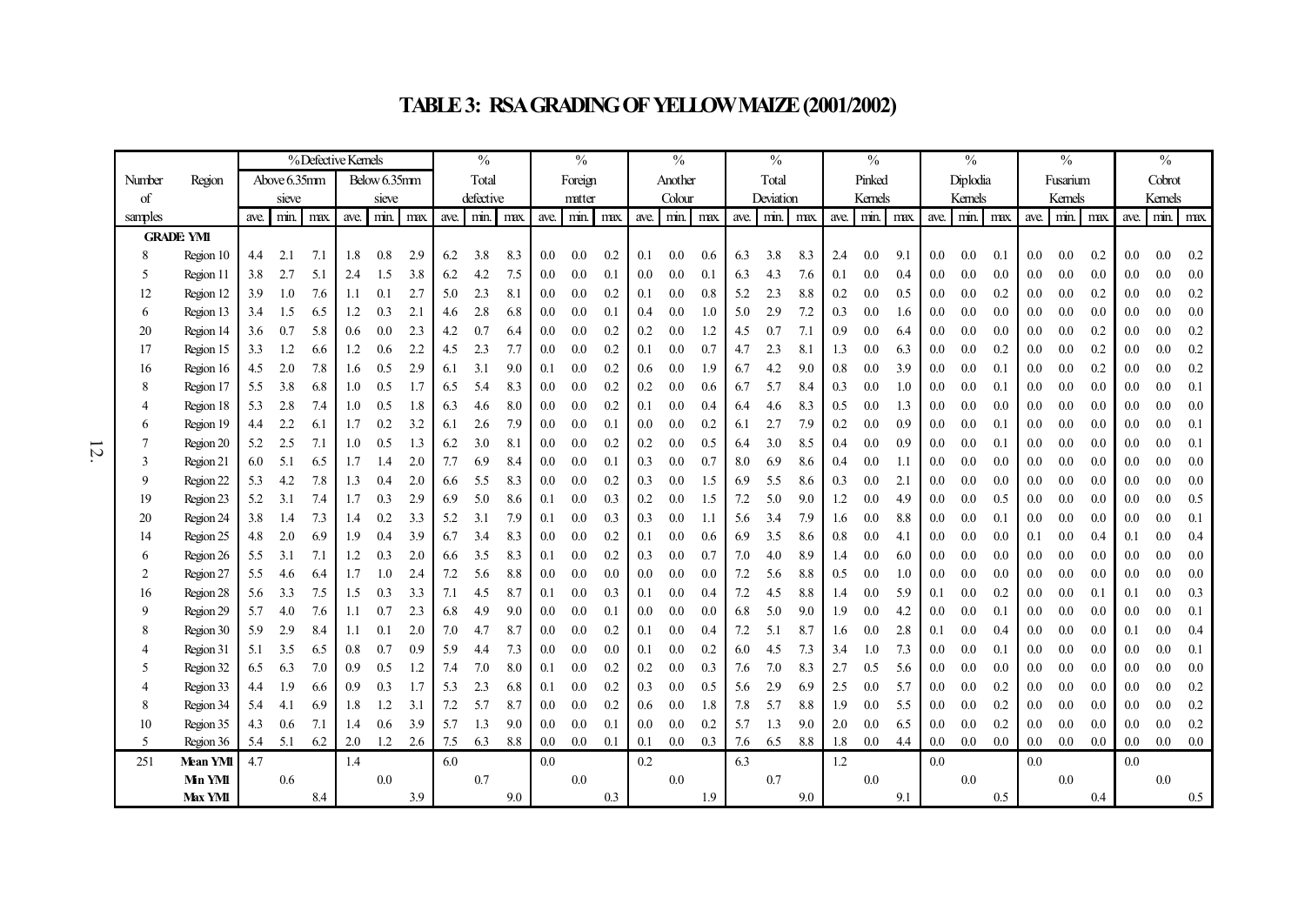# TABLE 3: RSA GRADING OF YELLOW MAIZE (2001/2002)

| Number of samples | Region | % Defective Kernels Above 6.35mm sieve | | | % Defective Kernels Below 6.35mm sieve | | | % Total defective | | | % Foreign matter | | | % Another Colour | | | % Total Deviation | | | % Pinked Kernels | | | % Diplodia Kernels | | | % Fusarium Kernels | | | % Cobrot Kernels | | |
|---|---|---|---|---|---|---|---|---|---|---|---|---|---|---|---|---|---|---|---|---|---|---|---|---|---|---|---|---|---|---|---|
| | | ave. | min. | max. | ave. | min. | max. | ave. | min. | max. | ave. | min. | max. | ave. | min. | max. | ave. | min. | max. | ave. | min. | max. | ave. | min. | max. | ave. | min. | max. | ave. | min. | max. |
| **GRADE YM1** | | | | | | | | | | | | | | | | | | | | | | | | | | | | | | | |
| 8 | Region 10 | 4.4 | 2.1 | 7.1 | 1.8 | 0.8 | 2.9 | 6.2 | 3.8 | 8.3 | 0.0 | 0.0 | 0.2 | 0.1 | 0.0 | 0.6 | 6.3 | 3.8 | 8.3 | 2.4 | 0.0 | 9.1 | 0.0 | 0.0 | 0.1 | 0.0 | 0.0 | 0.2 | 0.0 | 0.0 | 0.2 |
| 5 | Region 11 | 3.8 | 2.7 | 5.1 | 2.4 | 1.5 | 3.8 | 6.2 | 4.2 | 7.5 | 0.0 | 0.0 | 0.1 | 0.0 | 0.0 | 0.1 | 6.3 | 4.3 | 7.6 | 0.1 | 0.0 | 0.4 | 0.0 | 0.0 | 0.0 | 0.0 | 0.0 | 0.0 | 0.0 | 0.0 | 0.0 |
| 12 | Region 12 | 3.9 | 1.0 | 7.6 | 1.1 | 0.1 | 2.7 | 5.0 | 2.3 | 8.1 | 0.0 | 0.0 | 0.2 | 0.1 | 0.0 | 0.8 | 5.2 | 2.3 | 8.8 | 0.2 | 0.0 | 0.5 | 0.0 | 0.0 | 0.2 | 0.0 | 0.0 | 0.2 | 0.0 | 0.0 | 0.2 |
| 6 | Region 13 | 3.4 | 1.5 | 6.5 | 1.2 | 0.3 | 2.1 | 4.6 | 2.8 | 6.8 | 0.0 | 0.0 | 0.1 | 0.4 | 0.0 | 1.0 | 5.0 | 2.9 | 7.2 | 0.3 | 0.0 | 1.6 | 0.0 | 0.0 | 0.0 | 0.0 | 0.0 | 0.0 | 0.0 | 0.0 | 0.0 |
| 20 | Region 14 | 3.6 | 0.7 | 5.8 | 0.6 | 0.0 | 2.3 | 4.2 | 0.7 | 6.4 | 0.0 | 0.0 | 0.2 | 0.2 | 0.0 | 1.2 | 4.5 | 0.7 | 7.1 | 0.9 | 0.0 | 6.4 | 0.0 | 0.0 | 0.0 | 0.0 | 0.0 | 0.2 | 0.0 | 0.0 | 0.2 |
| 17 | Region 15 | 3.3 | 1.2 | 6.6 | 1.2 | 0.6 | 2.2 | 4.5 | 2.3 | 7.7 | 0.0 | 0.0 | 0.2 | 0.1 | 0.0 | 0.7 | 4.7 | 2.3 | 8.1 | 1.3 | 0.0 | 6.3 | 0.0 | 0.0 | 0.2 | 0.0 | 0.0 | 0.2 | 0.0 | 0.0 | 0.2 |
| 16 | Region 16 | 4.5 | 2.0 | 7.8 | 1.6 | 0.5 | 2.9 | 6.1 | 3.1 | 9.0 | 0.1 | 0.0 | 0.2 | 0.6 | 0.0 | 1.9 | 6.7 | 4.2 | 9.0 | 0.8 | 0.0 | 3.9 | 0.0 | 0.0 | 0.1 | 0.0 | 0.0 | 0.2 | 0.0 | 0.0 | 0.2 |
| 8 | Region 17 | 5.5 | 3.8 | 6.8 | 1.0 | 0.5 | 1.7 | 6.5 | 5.4 | 8.3 | 0.0 | 0.0 | 0.2 | 0.2 | 0.0 | 0.6 | 6.7 | 5.7 | 8.4 | 0.3 | 0.0 | 1.0 | 0.0 | 0.0 | 0.1 | 0.0 | 0.0 | 0.0 | 0.0 | 0.0 | 0.1 |
| 4 | Region 18 | 5.3 | 2.8 | 7.4 | 1.0 | 0.5 | 1.8 | 6.3 | 4.6 | 8.0 | 0.0 | 0.0 | 0.2 | 0.1 | 0.0 | 0.4 | 6.4 | 4.6 | 8.3 | 0.5 | 0.0 | 1.3 | 0.0 | 0.0 | 0.0 | 0.0 | 0.0 | 0.0 | 0.0 | 0.0 | 0.0 |
| 6 | Region 19 | 4.4 | 2.2 | 6.1 | 1.7 | 0.2 | 3.2 | 6.1 | 2.6 | 7.9 | 0.0 | 0.0 | 0.1 | 0.0 | 0.0 | 0.2 | 6.1 | 2.7 | 7.9 | 0.2 | 0.0 | 0.9 | 0.0 | 0.0 | 0.1 | 0.0 | 0.0 | 0.0 | 0.0 | 0.0 | 0.1 |
| 7 | Region 20 | 5.2 | 2.5 | 7.1 | 1.0 | 0.5 | 1.3 | 6.2 | 3.0 | 8.1 | 0.0 | 0.0 | 0.2 | 0.2 | 0.0 | 0.5 | 6.4 | 3.0 | 8.5 | 0.4 | 0.0 | 0.9 | 0.0 | 0.0 | 0.1 | 0.0 | 0.0 | 0.0 | 0.0 | 0.0 | 0.1 |
| 3 | Region 21 | 6.0 | 5.1 | 6.5 | 1.7 | 1.4 | 2.0 | 7.7 | 6.9 | 8.4 | 0.0 | 0.0 | 0.1 | 0.3 | 0.0 | 0.7 | 8.0 | 6.9 | 8.6 | 0.4 | 0.0 | 1.1 | 0.0 | 0.0 | 0.0 | 0.0 | 0.0 | 0.0 | 0.0 | 0.0 | 0.0 |
| 9 | Region 22 | 5.3 | 4.2 | 7.8 | 1.3 | 0.4 | 2.0 | 6.6 | 5.5 | 8.3 | 0.0 | 0.0 | 0.2 | 0.3 | 0.0 | 1.5 | 6.9 | 5.5 | 8.6 | 0.3 | 0.0 | 2.1 | 0.0 | 0.0 | 0.0 | 0.0 | 0.0 | 0.0 | 0.0 | 0.0 | 0.0 |
| 19 | Region 23 | 5.2 | 3.1 | 7.4 | 1.7 | 0.3 | 2.9 | 6.9 | 5.0 | 8.6 | 0.1 | 0.0 | 0.3 | 0.2 | 0.0 | 1.5 | 7.2 | 5.0 | 9.0 | 1.2 | 0.0 | 4.9 | 0.0 | 0.0 | 0.5 | 0.0 | 0.0 | 0.0 | 0.0 | 0.0 | 0.5 |
| 20 | Region 24 | 3.8 | 1.4 | 7.3 | 1.4 | 0.2 | 3.3 | 5.2 | 3.1 | 7.9 | 0.1 | 0.0 | 0.3 | 0.3 | 0.0 | 1.1 | 5.6 | 3.4 | 7.9 | 1.6 | 0.0 | 8.8 | 0.0 | 0.0 | 0.1 | 0.0 | 0.0 | 0.0 | 0.0 | 0.0 | 0.1 |
| 14 | Region 25 | 4.8 | 2.0 | 6.9 | 1.9 | 0.4 | 3.9 | 6.7 | 3.4 | 8.3 | 0.0 | 0.0 | 0.2 | 0.1 | 0.0 | 0.6 | 6.9 | 3.5 | 8.6 | 0.8 | 0.0 | 4.1 | 0.0 | 0.0 | 0.0 | 0.1 | 0.0 | 0.4 | 0.1 | 0.0 | 0.4 |
| 6 | Region 26 | 5.5 | 3.1 | 7.1 | 1.2 | 0.3 | 2.0 | 6.6 | 3.5 | 8.3 | 0.1 | 0.0 | 0.2 | 0.3 | 0.0 | 0.7 | 7.0 | 4.0 | 8.9 | 1.4 | 0.0 | 6.0 | 0.0 | 0.0 | 0.0 | 0.0 | 0.0 | 0.0 | 0.0 | 0.0 | 0.0 |
| 2 | Region 27 | 5.5 | 4.6 | 6.4 | 1.7 | 1.0 | 2.4 | 7.2 | 5.6 | 8.8 | 0.0 | 0.0 | 0.0 | 0.0 | 0.0 | 0.0 | 7.2 | 5.6 | 8.8 | 0.5 | 0.0 | 1.0 | 0.0 | 0.0 | 0.0 | 0.0 | 0.0 | 0.0 | 0.0 | 0.0 | 0.0 |
| 16 | Region 28 | 5.6 | 3.3 | 7.5 | 1.5 | 0.3 | 3.3 | 7.1 | 4.5 | 8.7 | 0.1 | 0.0 | 0.3 | 0.1 | 0.0 | 0.4 | 7.2 | 4.5 | 8.8 | 1.4 | 0.0 | 5.9 | 0.1 | 0.0 | 0.2 | 0.0 | 0.0 | 0.1 | 0.1 | 0.0 | 0.3 |
| 9 | Region 29 | 5.7 | 4.0 | 7.6 | 1.1 | 0.7 | 2.3 | 6.8 | 4.9 | 9.0 | 0.0 | 0.0 | 0.1 | 0.0 | 0.0 | 0.0 | 6.8 | 5.0 | 9.0 | 1.9 | 0.0 | 4.2 | 0.0 | 0.0 | 0.1 | 0.0 | 0.0 | 0.0 | 0.0 | 0.0 | 0.1 |
| 8 | Region 30 | 5.9 | 2.9 | 8.4 | 1.1 | 0.1 | 2.0 | 7.0 | 4.7 | 8.7 | 0.0 | 0.0 | 0.2 | 0.1 | 0.0 | 0.4 | 7.2 | 5.1 | 8.7 | 1.6 | 0.0 | 2.8 | 0.1 | 0.0 | 0.4 | 0.0 | 0.0 | 0.0 | 0.1 | 0.0 | 0.4 |
| 4 | Region 31 | 5.1 | 3.5 | 6.5 | 0.8 | 0.7 | 0.9 | 5.9 | 4.4 | 7.3 | 0.0 | 0.0 | 0.0 | 0.1 | 0.0 | 0.2 | 6.0 | 4.5 | 7.3 | 3.4 | 1.0 | 7.3 | 0.0 | 0.0 | 0.1 | 0.0 | 0.0 | 0.0 | 0.0 | 0.0 | 0.1 |
| 5 | Region 32 | 6.5 | 6.3 | 7.0 | 0.9 | 0.5 | 1.2 | 7.4 | 7.0 | 8.0 | 0.1 | 0.0 | 0.2 | 0.2 | 0.0 | 0.3 | 7.6 | 7.0 | 8.3 | 2.7 | 0.5 | 5.6 | 0.0 | 0.0 | 0.0 | 0.0 | 0.0 | 0.0 | 0.0 | 0.0 | 0.0 |
| 4 | Region 33 | 4.4 | 1.9 | 6.6 | 0.9 | 0.3 | 1.7 | 5.3 | 2.3 | 6.8 | 0.1 | 0.0 | 0.2 | 0.3 | 0.0 | 0.5 | 5.6 | 2.9 | 6.9 | 2.5 | 0.0 | 5.7 | 0.0 | 0.0 | 0.2 | 0.0 | 0.0 | 0.0 | 0.0 | 0.0 | 0.2 |
| 8 | Region 34 | 5.4 | 4.1 | 6.9 | 1.8 | 1.2 | 3.1 | 7.2 | 5.7 | 8.7 | 0.0 | 0.0 | 0.2 | 0.6 | 0.0 | 1.8 | 7.8 | 5.7 | 8.8 | 1.9 | 0.0 | 5.5 | 0.0 | 0.0 | 0.2 | 0.0 | 0.0 | 0.0 | 0.0 | 0.0 | 0.2 |
| 10 | Region 35 | 4.3 | 0.6 | 7.1 | 1.4 | 0.6 | 3.9 | 5.7 | 1.3 | 9.0 | 0.0 | 0.0 | 0.1 | 0.0 | 0.0 | 0.2 | 5.7 | 1.3 | 9.0 | 2.0 | 0.0 | 6.5 | 0.0 | 0.0 | 0.2 | 0.0 | 0.0 | 0.0 | 0.0 | 0.0 | 0.2 |
| 5 | Region 36 | 5.4 | 5.1 | 6.2 | 2.0 | 1.2 | 2.6 | 7.5 | 6.3 | 8.8 | 0.0 | 0.0 | 0.1 | 0.1 | 0.0 | 0.3 | 7.6 | 6.5 | 8.8 | 1.8 | 0.0 | 4.4 | 0.0 | 0.0 | 0.0 | 0.0 | 0.0 | 0.0 | 0.0 | 0.0 | 0.0 |
| 251 | **Mean YM1** | 4.7 | | | 1.4 | | | 6.0 | | | 0.0 | | | 0.2 | | | 6.3 | | | 1.2 | | | 0.0 | | | 0.0 | | | 0.0 | | |
| | **Min YM1** | | 0.6 | | | 0.0 | | | 0.7 | | | 0.0 | | | 0.0 | | | 0.7 | | | 0.0 | | | 0.0 | | | 0.0 | | | 0.0 | |
| | **Max YM1** | | | 8.4 | | | 3.9 | | | 9.0 | | | 0.3 | | | 1.9 | | | 9.0 | | | 9.1 | | | 0.5 | | | 0.4 | | | 0.5 |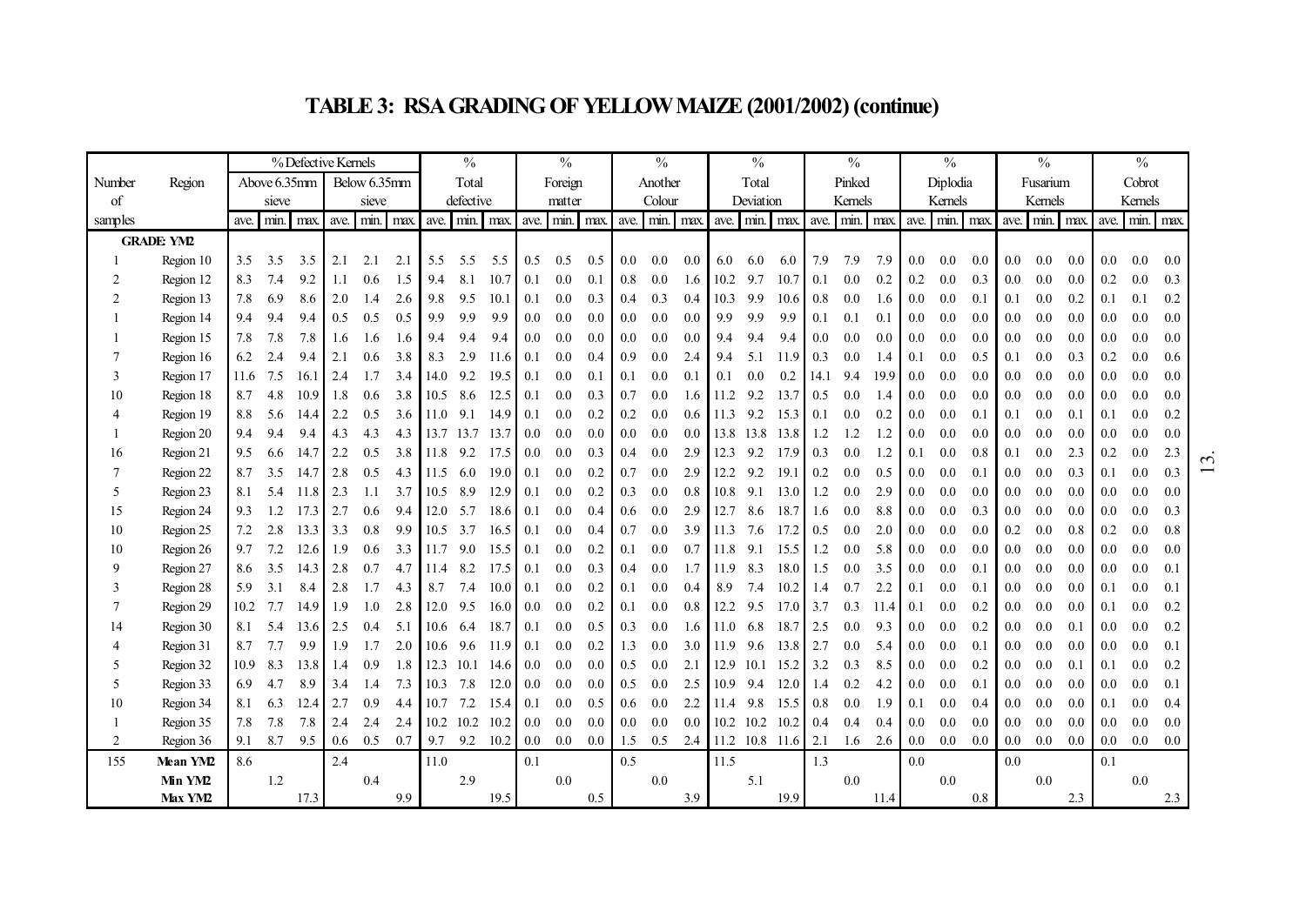# TABLE 3: RSA GRADING OF YELLOW MAIZE (2001/2002) (continue)

| Number of samples | Region | % Defective Kernels Above 6.35mm sieve | | | % Defective Kernels Below 6.35mm sieve | | | % Total defective | | | % Foreign matter | | | % Another Colour | | | % Total Deviation | | | % Pinked Kernels | | | % Diplodia Kernels | | | % Fusarium Kernels | | | % Cobrot Kernels | | |
|---|---|---|---|---|---|---|---|---|---|---|---|---|---|---|---|---|---|---|---|---|---|---|---|---|---|---|---|---|---|---|---|
| | | ave. | min. | max. | ave. | min. | max. | ave. | min. | max. | ave. | min. | max. | ave. | min. | max. | ave. | min. | max. | ave. | min. | max. | ave. | min. | max. | ave. | min. | max. | ave. | min. | max. |
| | **GRADE: YM2** | | | | | | | | | | | | | | | | | | | | | | | | | | | | | | |
| 1 | Region 10 | 3.5 | 3.5 | 3.5 | 2.1 | 2.1 | 2.1 | 5.5 | 5.5 | 5.5 | 0.5 | 0.5 | 0.5 | 0.0 | 0.0 | 0.0 | 6.0 | 6.0 | 6.0 | 7.9 | 7.9 | 7.9 | 0.0 | 0.0 | 0.0 | 0.0 | 0.0 | 0.0 | 0.0 | 0.0 | 0.0 |
| 2 | Region 12 | 8.3 | 7.4 | 9.2 | 1.1 | 0.6 | 1.5 | 9.4 | 8.1 | 10.7 | 0.1 | 0.0 | 0.1 | 0.8 | 0.0 | 1.6 | 10.2 | 9.7 | 10.7 | 0.1 | 0.0 | 0.2 | 0.2 | 0.0 | 0.3 | 0.0 | 0.0 | 0.0 | 0.2 | 0.0 | 0.3 |
| 2 | Region 13 | 7.8 | 6.9 | 8.6 | 2.0 | 1.4 | 2.6 | 9.8 | 9.5 | 10.1 | 0.1 | 0.0 | 0.3 | 0.4 | 0.3 | 0.4 | 10.3 | 9.9 | 10.6 | 0.8 | 0.0 | 1.6 | 0.0 | 0.0 | 0.1 | 0.1 | 0.0 | 0.2 | 0.1 | 0.1 | 0.2 |
| 1 | Region 14 | 9.4 | 9.4 | 9.4 | 0.5 | 0.5 | 0.5 | 9.9 | 9.9 | 9.9 | 0.0 | 0.0 | 0.0 | 0.0 | 0.0 | 0.0 | 9.9 | 9.9 | 9.9 | 0.1 | 0.1 | 0.1 | 0.0 | 0.0 | 0.0 | 0.0 | 0.0 | 0.0 | 0.0 | 0.0 | 0.0 |
| 1 | Region 15 | 7.8 | 7.8 | 7.8 | 1.6 | 1.6 | 1.6 | 9.4 | 9.4 | 9.4 | 0.0 | 0.0 | 0.0 | 0.0 | 0.0 | 0.0 | 9.4 | 9.4 | 9.4 | 0.0 | 0.0 | 0.0 | 0.0 | 0.0 | 0.0 | 0.0 | 0.0 | 0.0 | 0.0 | 0.0 | 0.0 |
| 7 | Region 16 | 6.2 | 2.4 | 9.4 | 2.1 | 0.6 | 3.8 | 8.3 | 2.9 | 11.6 | 0.1 | 0.0 | 0.4 | 0.9 | 0.0 | 2.4 | 9.4 | 5.1 | 11.9 | 0.3 | 0.0 | 1.4 | 0.1 | 0.0 | 0.5 | 0.1 | 0.0 | 0.3 | 0.2 | 0.0 | 0.6 |
| 3 | Region 17 | 11.6 | 7.5 | 16.1 | 2.4 | 1.7 | 3.4 | 14.0 | 9.2 | 19.5 | 0.1 | 0.0 | 0.1 | 0.1 | 0.0 | 0.1 | 0.1 | 0.0 | 0.2 | 14.1 | 9.4 | 19.9 | 0.0 | 0.0 | 0.0 | 0.0 | 0.0 | 0.0 | 0.0 | 0.0 | 0.0 |
| 10 | Region 18 | 8.7 | 4.8 | 10.9 | 1.8 | 0.6 | 3.8 | 10.5 | 8.6 | 12.5 | 0.1 | 0.0 | 0.3 | 0.7 | 0.0 | 1.6 | 11.2 | 9.2 | 13.7 | 0.5 | 0.0 | 1.4 | 0.0 | 0.0 | 0.0 | 0.0 | 0.0 | 0.0 | 0.0 | 0.0 | 0.0 |
| 4 | Region 19 | 8.8 | 5.6 | 14.4 | 2.2 | 0.5 | 3.6 | 11.0 | 9.1 | 14.9 | 0.1 | 0.0 | 0.2 | 0.2 | 0.0 | 0.6 | 11.3 | 9.2 | 15.3 | 0.1 | 0.0 | 0.2 | 0.0 | 0.0 | 0.1 | 0.1 | 0.0 | 0.1 | 0.1 | 0.0 | 0.2 |
| 1 | Region 20 | 9.4 | 9.4 | 9.4 | 4.3 | 4.3 | 4.3 | 13.7 | 13.7 | 13.7 | 0.0 | 0.0 | 0.0 | 0.0 | 0.0 | 0.0 | 13.8 | 13.8 | 13.8 | 1.2 | 1.2 | 1.2 | 0.0 | 0.0 | 0.0 | 0.0 | 0.0 | 0.0 | 0.0 | 0.0 | 0.0 |
| 16 | Region 21 | 9.5 | 6.6 | 14.7 | 2.2 | 0.5 | 3.8 | 11.8 | 9.2 | 17.5 | 0.0 | 0.0 | 0.3 | 0.4 | 0.0 | 2.9 | 12.3 | 9.2 | 17.9 | 0.3 | 0.0 | 1.2 | 0.1 | 0.0 | 0.8 | 0.1 | 0.0 | 2.3 | 0.2 | 0.0 | 2.3 |
| 7 | Region 22 | 8.7 | 3.5 | 14.7 | 2.8 | 0.5 | 4.3 | 11.5 | 6.0 | 19.0 | 0.1 | 0.0 | 0.2 | 0.7 | 0.0 | 2.9 | 12.2 | 9.2 | 19.1 | 0.2 | 0.0 | 0.5 | 0.0 | 0.0 | 0.1 | 0.0 | 0.0 | 0.3 | 0.1 | 0.0 | 0.3 |
| 5 | Region 23 | 8.1 | 5.4 | 11.8 | 2.3 | 1.1 | 3.7 | 10.5 | 8.9 | 12.9 | 0.1 | 0.0 | 0.2 | 0.3 | 0.0 | 0.8 | 10.8 | 9.1 | 13.0 | 1.2 | 0.0 | 2.9 | 0.0 | 0.0 | 0.0 | 0.0 | 0.0 | 0.0 | 0.0 | 0.0 | 0.0 |
| 15 | Region 24 | 9.3 | 1.2 | 17.3 | 2.7 | 0.6 | 9.4 | 12.0 | 5.7 | 18.6 | 0.1 | 0.0 | 0.4 | 0.6 | 0.0 | 2.9 | 12.7 | 8.6 | 18.7 | 1.6 | 0.0 | 8.8 | 0.0 | 0.0 | 0.3 | 0.0 | 0.0 | 0.0 | 0.0 | 0.0 | 0.3 |
| 10 | Region 25 | 7.2 | 2.8 | 13.3 | 3.3 | 0.8 | 9.9 | 10.5 | 3.7 | 16.5 | 0.1 | 0.0 | 0.4 | 0.7 | 0.0 | 3.9 | 11.3 | 7.6 | 17.2 | 0.5 | 0.0 | 2.0 | 0.0 | 0.0 | 0.0 | 0.2 | 0.0 | 0.8 | 0.2 | 0.0 | 0.8 |
| 10 | Region 26 | 9.7 | 7.2 | 12.6 | 1.9 | 0.6 | 3.3 | 11.7 | 9.0 | 15.5 | 0.1 | 0.0 | 0.2 | 0.1 | 0.0 | 0.7 | 11.8 | 9.1 | 15.5 | 1.2 | 0.0 | 5.8 | 0.0 | 0.0 | 0.0 | 0.0 | 0.0 | 0.0 | 0.0 | 0.0 | 0.0 |
| 9 | Region 27 | 8.6 | 3.5 | 14.3 | 2.8 | 0.7 | 4.7 | 11.4 | 8.2 | 17.5 | 0.1 | 0.0 | 0.3 | 0.4 | 0.0 | 1.7 | 11.9 | 8.3 | 18.0 | 1.5 | 0.0 | 3.5 | 0.0 | 0.0 | 0.1 | 0.0 | 0.0 | 0.0 | 0.0 | 0.0 | 0.1 |
| 3 | Region 28 | 5.9 | 3.1 | 8.4 | 2.8 | 1.7 | 4.3 | 8.7 | 7.4 | 10.0 | 0.1 | 0.0 | 0.2 | 0.1 | 0.0 | 0.4 | 8.9 | 7.4 | 10.2 | 1.4 | 0.7 | 2.2 | 0.1 | 0.0 | 0.1 | 0.0 | 0.0 | 0.0 | 0.1 | 0.0 | 0.1 |
| 7 | Region 29 | 10.2 | 7.7 | 14.9 | 1.9 | 1.0 | 2.8 | 12.0 | 9.5 | 16.0 | 0.0 | 0.0 | 0.2 | 0.1 | 0.0 | 0.8 | 12.2 | 9.5 | 17.0 | 3.7 | 0.3 | 11.4 | 0.1 | 0.0 | 0.2 | 0.0 | 0.0 | 0.0 | 0.1 | 0.0 | 0.2 |
| 14 | Region 30 | 8.1 | 5.4 | 13.6 | 2.5 | 0.4 | 5.1 | 10.6 | 6.4 | 18.7 | 0.1 | 0.0 | 0.5 | 0.3 | 0.0 | 1.6 | 11.0 | 6.8 | 18.7 | 2.5 | 0.0 | 9.3 | 0.0 | 0.0 | 0.2 | 0.0 | 0.0 | 0.1 | 0.0 | 0.0 | 0.2 |
| 4 | Region 31 | 8.7 | 7.7 | 9.9 | 1.9 | 1.7 | 2.0 | 10.6 | 9.6 | 11.9 | 0.1 | 0.0 | 0.2 | 1.3 | 0.0 | 3.0 | 11.9 | 9.6 | 13.8 | 2.7 | 0.0 | 5.4 | 0.0 | 0.0 | 0.1 | 0.0 | 0.0 | 0.0 | 0.0 | 0.0 | 0.1 |
| 5 | Region 32 | 10.9 | 8.3 | 13.8 | 1.4 | 0.9 | 1.8 | 12.3 | 10.1 | 14.6 | 0.0 | 0.0 | 0.0 | 0.5 | 0.0 | 2.1 | 12.9 | 10.1 | 15.2 | 3.2 | 0.3 | 8.5 | 0.0 | 0.0 | 0.2 | 0.0 | 0.0 | 0.1 | 0.1 | 0.0 | 0.2 |
| 5 | Region 33 | 6.9 | 4.7 | 8.9 | 3.4 | 1.4 | 7.3 | 10.3 | 7.8 | 12.0 | 0.0 | 0.0 | 0.0 | 0.5 | 0.0 | 2.5 | 10.9 | 9.4 | 12.0 | 1.4 | 0.2 | 4.2 | 0.0 | 0.0 | 0.1 | 0.0 | 0.0 | 0.0 | 0.0 | 0.0 | 0.1 |
| 10 | Region 34 | 8.1 | 6.3 | 12.4 | 2.7 | 0.9 | 4.4 | 10.7 | 7.2 | 15.4 | 0.1 | 0.0 | 0.5 | 0.6 | 0.0 | 2.2 | 11.4 | 9.8 | 15.5 | 0.8 | 0.0 | 1.9 | 0.1 | 0.0 | 0.4 | 0.0 | 0.0 | 0.0 | 0.1 | 0.0 | 0.4 |
| 1 | Region 35 | 7.8 | 7.8 | 7.8 | 2.4 | 2.4 | 2.4 | 10.2 | 10.2 | 10.2 | 0.0 | 0.0 | 0.0 | 0.0 | 0.0 | 0.0 | 10.2 | 10.2 | 10.2 | 0.4 | 0.4 | 0.4 | 0.0 | 0.0 | 0.0 | 0.0 | 0.0 | 0.0 | 0.0 | 0.0 | 0.0 |
| 2 | Region 36 | 9.1 | 8.7 | 9.5 | 0.6 | 0.5 | 0.7 | 9.7 | 9.2 | 10.2 | 0.0 | 0.0 | 0.0 | 1.5 | 0.5 | 2.4 | 11.2 | 10.8 | 11.6 | 2.1 | 1.6 | 2.6 | 0.0 | 0.0 | 0.0 | 0.0 | 0.0 | 0.0 | 0.0 | 0.0 | 0.0 |
| 155 | **Mean YM2** | 8.6 | | | 2.4 | | | 11.0 | | | 0.1 | | | 0.5 | | | 11.5 | | | 1.3 | | | 0.0 | | | 0.0 | | | 0.1 | | |
| | **Min YM2** | | 1.2 | | | 0.4 | | | 2.9 | | | 0.0 | | | 0.0 | | | 5.1 | | | 0.0 | | | 0.0 | | | 0.0 | | | 0.0 | |
| | **Max YM2** | | | 17.3 | | | 9.9 | | | 19.5 | | | 0.5 | | | 3.9 | | | 19.9 | | | 11.4 | | | 0.8 | | | 2.3 | | | 2.3 |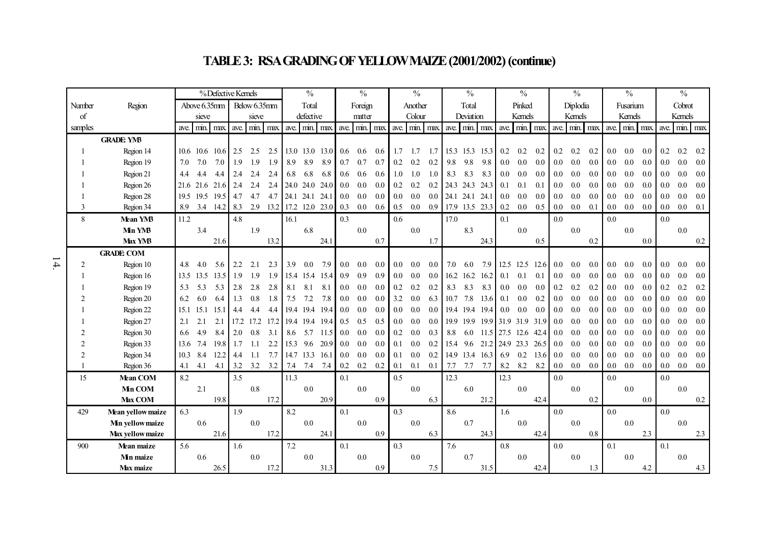# TABLE 3: RSA GRADING OF YELLOW MAIZE (2001/2002) (continue)

| Number of samples | Region | % Defective Kernels Above 6.35mm sieve | | | % Defective Kernels Below 6.35mm sieve | | | % Total defective | | | % Foreign matter | | | % Another Colour | | | % Total Deviation | | | % Pinked Kernels | | | % Diplodia Kernels | | | % Fusarium Kernels | | | % Cobrot Kernels | | |
|---|---|---|---|---|---|---|---|---|---|---|---|---|---|---|---|---|---|---|---|---|---|---|---|---|---|---|---|---|---|---|---|
| | | ave. | min. | max. | ave. | min. | max. | ave. | min. | max. | ave. | min. | max. | ave. | min. | max. | ave. | min. | max. | ave. | min. | max. | ave. | min. | max. | ave. | min. | max. | ave. | min. | max. |
| | **GRADE: YM3** | | | | | | | | | | | | | | | | | | | | | | | | | | | | | | |
| 1 | Region 14 | 10.6 | 10.6 | 10.6 | 2.5 | 2.5 | 2.5 | 13.0 | 13.0 | 13.0 | 0.6 | 0.6 | 0.6 | 1.7 | 1.7 | 1.7 | 15.3 | 15.3 | 15.3 | 0.2 | 0.2 | 0.2 | 0.2 | 0.2 | 0.2 | 0.0 | 0.0 | 0.0 | 0.2 | 0.2 | 0.2 |
| 1 | Region 19 | 7.0 | 7.0 | 7.0 | 1.9 | 1.9 | 1.9 | 8.9 | 8.9 | 8.9 | 0.7 | 0.7 | 0.7 | 0.2 | 0.2 | 0.2 | 9.8 | 9.8 | 9.8 | 0.0 | 0.0 | 0.0 | 0.0 | 0.0 | 0.0 | 0.0 | 0.0 | 0.0 | 0.0 | 0.0 | 0.0 |
| 1 | Region 21 | 4.4 | 4.4 | 4.4 | 2.4 | 2.4 | 2.4 | 6.8 | 6.8 | 6.8 | 0.6 | 0.6 | 0.6 | 1.0 | 1.0 | 1.0 | 8.3 | 8.3 | 8.3 | 0.0 | 0.0 | 0.0 | 0.0 | 0.0 | 0.0 | 0.0 | 0.0 | 0.0 | 0.0 | 0.0 | 0.0 |
| 1 | Region 26 | 21.6 | 21.6 | 21.6 | 2.4 | 2.4 | 2.4 | 24.0 | 24.0 | 24.0 | 0.0 | 0.0 | 0.0 | 0.2 | 0.2 | 0.2 | 24.3 | 24.3 | 24.3 | 0.1 | 0.1 | 0.1 | 0.0 | 0.0 | 0.0 | 0.0 | 0.0 | 0.0 | 0.0 | 0.0 | 0.0 |
| 1 | Region 28 | 19.5 | 19.5 | 19.5 | 4.7 | 4.7 | 4.7 | 24.1 | 24.1 | 24.1 | 0.0 | 0.0 | 0.0 | 0.0 | 0.0 | 0.0 | 24.1 | 24.1 | 24.1 | 0.0 | 0.0 | 0.0 | 0.0 | 0.0 | 0.0 | 0.0 | 0.0 | 0.0 | 0.0 | 0.0 | 0.0 |
| 3 | Region 34 | 8.9 | 3.4 | 14.2 | 8.3 | 2.9 | 13.2 | 17.2 | 12.0 | 23.0 | 0.3 | 0.0 | 0.6 | 0.5 | 0.0 | 0.9 | 17.9 | 13.5 | 23.3 | 0.2 | 0.0 | 0.5 | 0.0 | 0.0 | 0.1 | 0.0 | 0.0 | 0.0 | 0.0 | 0.0 | 0.1 |
| 8 | **Mean YM3** | 11.2 | | | 4.8 | | | 16.1 | | | 0.3 | | | 0.6 | | | 17.0 | | | 0.1 | | | 0.0 | | | 0.0 | | | 0.0 | | |
| | **Min YM3** | | 3.4 | | | 1.9 | | | 6.8 | | | 0.0 | | | 0.0 | | | 8.3 | | | 0.0 | | | 0.0 | | | 0.0 | | | 0.0 | |
| | **Max YM3** | | | 21.6 | | | 13.2 | | | 24.1 | | | 0.7 | | | 1.7 | | | 24.3 | | | 0.5 | | | 0.2 | | | 0.0 | | | 0.2 |
| | **GRADE: COM** | | | | | | | | | | | | | | | | | | | | | | | | | | | | | | |
| 2 | Region 10 | 4.8 | 4.0 | 5.6 | 2.2 | 2.1 | 2.3 | 3.9 | 0.0 | 7.9 | 0.0 | 0.0 | 0.0 | 0.0 | 0.0 | 0.0 | 7.0 | 6.0 | 7.9 | 12.5 | 12.5 | 12.6 | 0.0 | 0.0 | 0.0 | 0.0 | 0.0 | 0.0 | 0.0 | 0.0 | 0.0 |
| 1 | Region 16 | 13.5 | 13.5 | 13.5 | 1.9 | 1.9 | 1.9 | 15.4 | 15.4 | 15.4 | 0.9 | 0.9 | 0.9 | 0.0 | 0.0 | 0.0 | 16.2 | 16.2 | 16.2 | 0.1 | 0.1 | 0.1 | 0.0 | 0.0 | 0.0 | 0.0 | 0.0 | 0.0 | 0.0 | 0.0 | 0.0 |
| 1 | Region 19 | 5.3 | 5.3 | 5.3 | 2.8 | 2.8 | 2.8 | 8.1 | 8.1 | 8.1 | 0.0 | 0.0 | 0.0 | 0.2 | 0.2 | 0.2 | 8.3 | 8.3 | 8.3 | 0.0 | 0.0 | 0.0 | 0.2 | 0.2 | 0.2 | 0.0 | 0.0 | 0.0 | 0.2 | 0.2 | 0.2 |
| 2 | Region 20 | 6.2 | 6.0 | 6.4 | 1.3 | 0.8 | 1.8 | 7.5 | 7.2 | 7.8 | 0.0 | 0.0 | 0.0 | 3.2 | 0.0 | 6.3 | 10.7 | 7.8 | 13.6 | 0.1 | 0.0 | 0.2 | 0.0 | 0.0 | 0.0 | 0.0 | 0.0 | 0.0 | 0.0 | 0.0 | 0.0 |
| 1 | Region 22 | 15.1 | 15.1 | 15.1 | 4.4 | 4.4 | 4.4 | 19.4 | 19.4 | 19.4 | 0.0 | 0.0 | 0.0 | 0.0 | 0.0 | 0.0 | 19.4 | 19.4 | 19.4 | 0.0 | 0.0 | 0.0 | 0.0 | 0.0 | 0.0 | 0.0 | 0.0 | 0.0 | 0.0 | 0.0 | 0.0 |
| 1 | Region 27 | 2.1 | 2.1 | 2.1 | 17.2 | 17.2 | 17.2 | 19.4 | 19.4 | 19.4 | 0.5 | 0.5 | 0.5 | 0.0 | 0.0 | 0.0 | 19.9 | 19.9 | 19.9 | 31.9 | 31.9 | 31.9 | 0.0 | 0.0 | 0.0 | 0.0 | 0.0 | 0.0 | 0.0 | 0.0 | 0.0 |
| 2 | Region 30 | 6.6 | 4.9 | 8.4 | 2.0 | 0.8 | 3.1 | 8.6 | 5.7 | 11.5 | 0.0 | 0.0 | 0.0 | 0.2 | 0.0 | 0.3 | 8.8 | 6.0 | 11.5 | 27.5 | 12.6 | 42.4 | 0.0 | 0.0 | 0.0 | 0.0 | 0.0 | 0.0 | 0.0 | 0.0 | 0.0 |
| 2 | Region 33 | 13.6 | 7.4 | 19.8 | 1.7 | 1.1 | 2.2 | 15.3 | 9.6 | 20.9 | 0.0 | 0.0 | 0.0 | 0.1 | 0.0 | 0.2 | 15.4 | 9.6 | 21.2 | 24.9 | 23.3 | 26.5 | 0.0 | 0.0 | 0.0 | 0.0 | 0.0 | 0.0 | 0.0 | 0.0 | 0.0 |
| 2 | Region 34 | 10.3 | 8.4 | 12.2 | 4.4 | 1.1 | 7.7 | 14.7 | 13.3 | 16.1 | 0.0 | 0.0 | 0.0 | 0.1 | 0.0 | 0.2 | 14.9 | 13.4 | 16.3 | 6.9 | 0.2 | 13.6 | 0.0 | 0.0 | 0.0 | 0.0 | 0.0 | 0.0 | 0.0 | 0.0 | 0.0 |
| 1 | Region 36 | 4.1 | 4.1 | 4.1 | 3.2 | 3.2 | 3.2 | 7.4 | 7.4 | 7.4 | 0.2 | 0.2 | 0.2 | 0.1 | 0.1 | 0.1 | 7.7 | 7.7 | 7.7 | 8.2 | 8.2 | 8.2 | 0.0 | 0.0 | 0.0 | 0.0 | 0.0 | 0.0 | 0.0 | 0.0 | 0.0 |
| 15 | **Mean COM** | 8.2 | | | 3.5 | | | 11.3 | | | 0.1 | | | 0.5 | | | 12.3 | | | 12.3 | | | 0.0 | | | 0.0 | | | 0.0 | | |
| | **Min COM** | | 2.1 | | | 0.8 | | | 0.0 | | | 0.0 | | | 0.0 | | | 6.0 | | | 0.0 | | | 0.0 | | | 0.0 | | | 0.0 | |
| | **Max COM** | | | 19.8 | | | 17.2 | | | 20.9 | | | 0.9 | | | 6.3 | | | 21.2 | | | 42.4 | | | 0.2 | | | 0.0 | | | 0.2 |
| 429 | **Mean yellow maize** | 6.3 | | | 1.9 | | | 8.2 | | | 0.1 | | | 0.3 | | | 8.6 | | | 1.6 | | | 0.0 | | | 0.0 | | | 0.0 | | |
| | **Min yellow maize** | | 0.6 | | | 0.0 | | | 0.0 | | | 0.0 | | | 0.0 | | | 0.7 | | | 0.0 | | | 0.0 | | | 0.0 | | | 0.0 | |
| | **Max yellow maize** | | | 21.6 | | | 17.2 | | | 24.1 | | | 0.9 | | | 6.3 | | | 24.3 | | | 42.4 | | | 0.8 | | | 2.3 | | | 2.3 |
| 900 | **Mean maize** | 5.6 | | | 1.6 | | | 7.2 | | | 0.1 | | | 0.3 | | | 7.6 | | | 0.8 | | | 0.0 | | | 0.1 | | | 0.1 | | |
| | **Min maize** | | 0.6 | | | 0.0 | | | 0.0 | | | 0.0 | | | 0.0 | | | 0.7 | | | 0.0 | | | 0.0 | | | 0.0 | | | 0.0 | |
| | **Max maize** | | | 26.5 | | | 17.2 | | | 31.3 | | | 0.9 | | | 7.5 | | | 31.5 | | | 42.4 | | | 1.3 | | | 4.2 | | | 4.3 |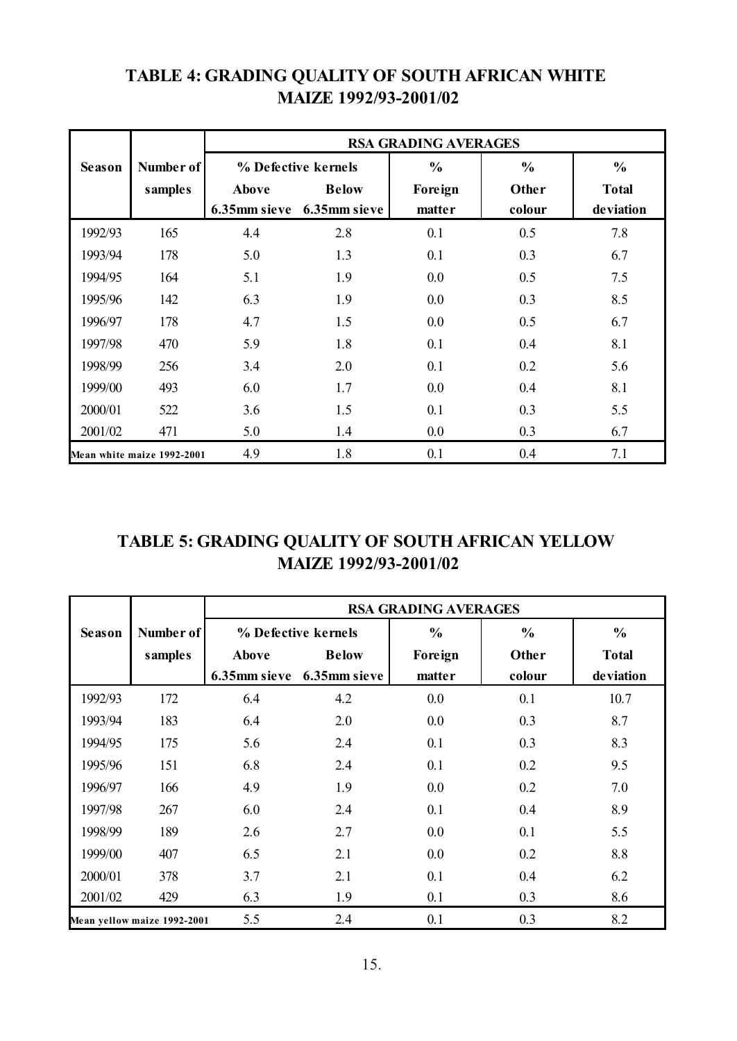## TABLE 4: GRADING QUALITY OF SOUTH AFRICAN WHITE MAIZE 1992/93-2001/02

| Season | Number of samples | RSA GRADING AVERAGES | | | | |
|---|---|---|---|---|---|---|
| | | % Defective kernels | | % Foreign matter | % Other colour | % Total deviation |
| | | Above 6.35mm sieve | Below 6.35mm sieve | | | |
| 1992/93 | 165 | 4.4 | 2.8 | 0.1 | 0.5 | 7.8 |
| 1993/94 | 178 | 5.0 | 1.3 | 0.1 | 0.3 | 6.7 |
| 1994/95 | 164 | 5.1 | 1.9 | 0.0 | 0.5 | 7.5 |
| 1995/96 | 142 | 6.3 | 1.9 | 0.0 | 0.3 | 8.5 |
| 1996/97 | 178 | 4.7 | 1.5 | 0.0 | 0.5 | 6.7 |
| 1997/98 | 470 | 5.9 | 1.8 | 0.1 | 0.4 | 8.1 |
| 1998/99 | 256 | 3.4 | 2.0 | 0.1 | 0.2 | 5.6 |
| 1999/00 | 493 | 6.0 | 1.7 | 0.0 | 0.4 | 8.1 |
| 2000/01 | 522 | 3.6 | 1.5 | 0.1 | 0.3 | 5.5 |
| 2001/02 | 471 | 5.0 | 1.4 | 0.0 | 0.3 | 6.7 |
| Mean white maize 1992-2001 | | 4.9 | 1.8 | 0.1 | 0.4 | 7.1 |

## TABLE 5: GRADING QUALITY OF SOUTH AFRICAN YELLOW MAIZE 1992/93-2001/02

| Season | Number of samples | RSA GRADING AVERAGES | | | | |
|---|---|---|---|---|---|---|
| | | % Defective kernels | | % Foreign matter | % Other colour | % Total deviation |
| | | Above 6.35mm sieve | Below 6.35mm sieve | | | |
| 1992/93 | 172 | 6.4 | 4.2 | 0.0 | 0.1 | 10.7 |
| 1993/94 | 183 | 6.4 | 2.0 | 0.0 | 0.3 | 8.7 |
| 1994/95 | 175 | 5.6 | 2.4 | 0.1 | 0.3 | 8.3 |
| 1995/96 | 151 | 6.8 | 2.4 | 0.1 | 0.2 | 9.5 |
| 1996/97 | 166 | 4.9 | 1.9 | 0.0 | 0.2 | 7.0 |
| 1997/98 | 267 | 6.0 | 2.4 | 0.1 | 0.4 | 8.9 |
| 1998/99 | 189 | 2.6 | 2.7 | 0.0 | 0.1 | 5.5 |
| 1999/00 | 407 | 6.5 | 2.1 | 0.0 | 0.2 | 8.8 |
| 2000/01 | 378 | 3.7 | 2.1 | 0.1 | 0.4 | 6.2 |
| 2001/02 | 429 | 6.3 | 1.9 | 0.1 | 0.3 | 8.6 |
| Mean yellow maize 1992-2001 | | 5.5 | 2.4 | 0.1 | 0.3 | 8.2 |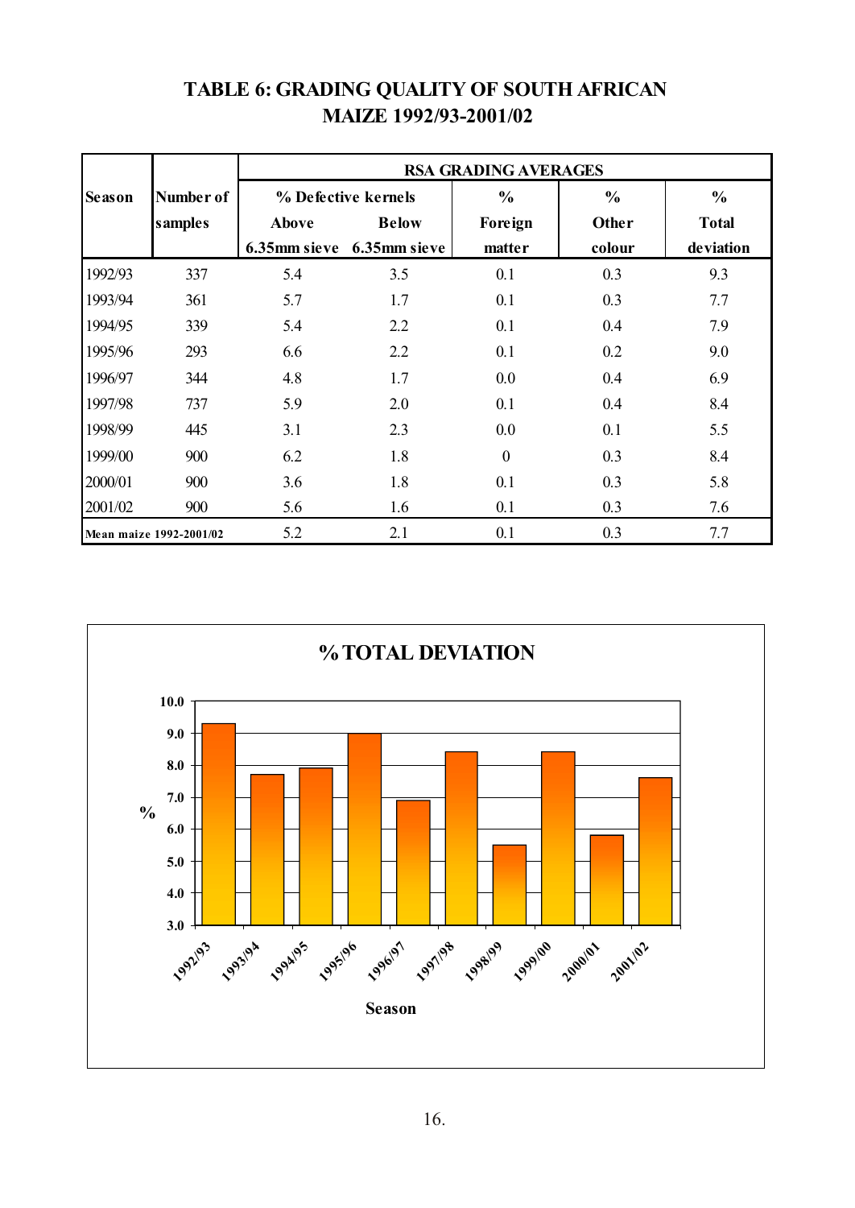# TABLE 6: GRADING QUALITY OF SOUTH AFRICAN MAIZE 1992/93-2001/02

| Season | Number of samples | RSA GRADING AVERAGES | | | | |
|---|---|---|---|---|---|---|
| | | % Defective kernels | | % Foreign matter | % Other colour | % Total deviation |
| | | Above 6.35mm sieve | Below 6.35mm sieve | | | |
| 1992/93 | 337 | 5.4 | 3.5 | 0.1 | 0.3 | 9.3 |
| 1993/94 | 361 | 5.7 | 1.7 | 0.1 | 0.3 | 7.7 |
| 1994/95 | 339 | 5.4 | 2.2 | 0.1 | 0.4 | 7.9 |
| 1995/96 | 293 | 6.6 | 2.2 | 0.1 | 0.2 | 9.0 |
| 1996/97 | 344 | 4.8 | 1.7 | 0.0 | 0.4 | 6.9 |
| 1997/98 | 737 | 5.9 | 2.0 | 0.1 | 0.4 | 8.4 |
| 1998/99 | 445 | 3.1 | 2.3 | 0.0 | 0.1 | 5.5 |
| 1999/00 | 900 | 6.2 | 1.8 | 0 | 0.3 | 8.4 |
| 2000/01 | 900 | 3.6 | 1.8 | 0.1 | 0.3 | 5.8 |
| 2001/02 | 900 | 5.6 | 1.6 | 0.1 | 0.3 | 7.6 |
| Mean maize 1992-2001/02 | | 5.2 | 2.1 | 0.1 | 0.3 | 7.7 |

**% TOTAL DEVIATION**

| Season | % |
|---|---|
| 1992/93 | 9.3 |
| 1993/94 | 7.7 |
| 1994/95 | 7.9 |
| 1995/96 | 9.0 |
| 1996/97 | 6.9 |
| 1997/98 | 8.4 |
| 1998/99 | 5.5 |
| 1999/00 | 8.4 |
| 2000/01 | 5.8 |
| 2001/02 | 7.6 |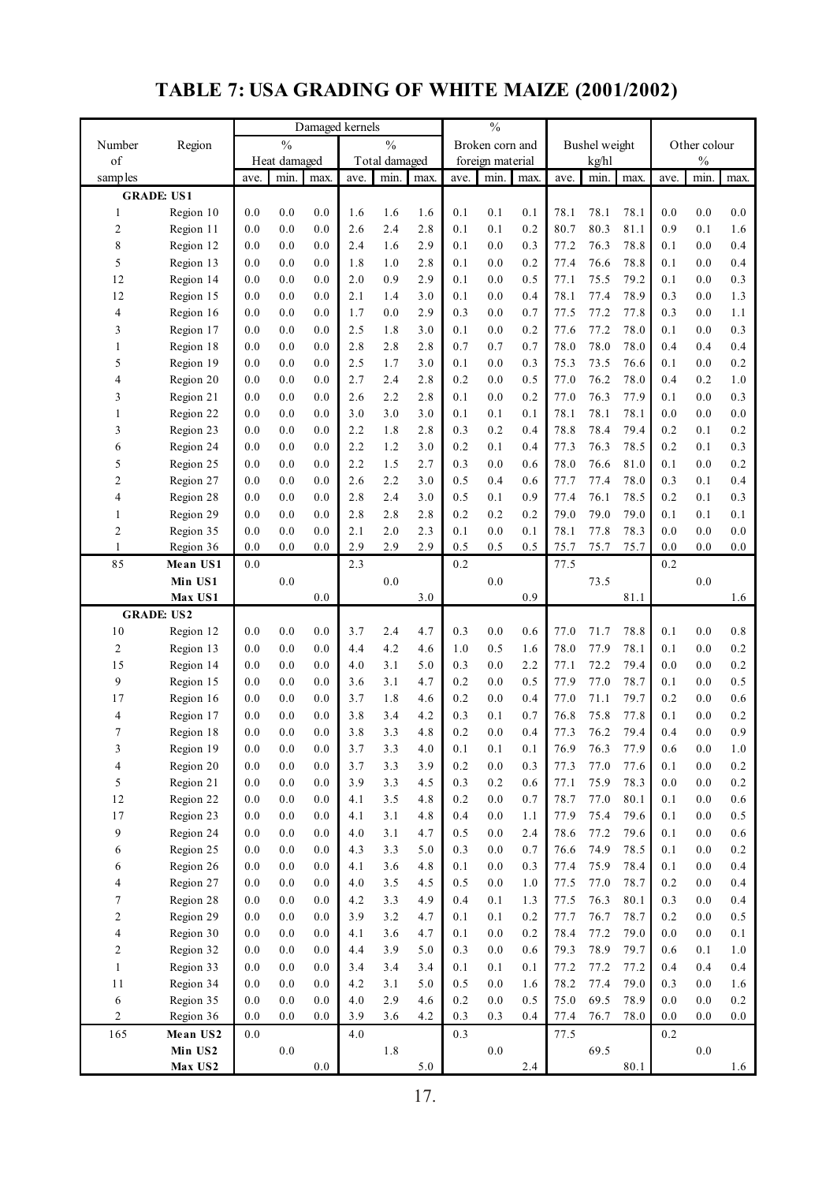# TABLE 7: USA GRADING OF WHITE MAIZE (2001/2002)

| Number of samples | Region | Damaged kernels % Heat damaged ave. | min. | max. | % Total damaged ave. | min. | max. | % Broken corn and foreign material ave. | min. | max. | Bushel weight kg/hl ave. | min. | max. | Other colour % ave. | min. | max. |
|---|---|---|---|---|---|---|---|---|---|---|---|---|---|---|---|---|
| **GRADE: US1** | | | | | | | | | | | | | | | | |
| 1 | Region 10 | 0.0 | 0.0 | 0.0 | 1.6 | 1.6 | 1.6 | 0.1 | 0.1 | 0.1 | 78.1 | 78.1 | 78.1 | 0.0 | 0.0 | 0.0 |
| 2 | Region 11 | 0.0 | 0.0 | 0.0 | 2.6 | 2.4 | 2.8 | 0.1 | 0.1 | 0.2 | 80.7 | 80.3 | 81.1 | 0.9 | 0.1 | 1.6 |
| 8 | Region 12 | 0.0 | 0.0 | 0.0 | 2.4 | 1.6 | 2.9 | 0.1 | 0.0 | 0.3 | 77.2 | 76.3 | 78.8 | 0.1 | 0.0 | 0.4 |
| 5 | Region 13 | 0.0 | 0.0 | 0.0 | 1.8 | 1.0 | 2.8 | 0.1 | 0.0 | 0.2 | 77.4 | 76.6 | 78.8 | 0.1 | 0.0 | 0.4 |
| 12 | Region 14 | 0.0 | 0.0 | 0.0 | 2.0 | 0.9 | 2.9 | 0.1 | 0.0 | 0.5 | 77.1 | 75.5 | 79.2 | 0.1 | 0.0 | 0.3 |
| 12 | Region 15 | 0.0 | 0.0 | 0.0 | 2.1 | 1.4 | 3.0 | 0.1 | 0.0 | 0.4 | 78.1 | 77.4 | 78.9 | 0.3 | 0.0 | 1.3 |
| 4 | Region 16 | 0.0 | 0.0 | 0.0 | 1.7 | 0.0 | 2.9 | 0.3 | 0.0 | 0.7 | 77.5 | 77.2 | 77.8 | 0.3 | 0.0 | 1.1 |
| 3 | Region 17 | 0.0 | 0.0 | 0.0 | 2.5 | 1.8 | 3.0 | 0.1 | 0.0 | 0.2 | 77.6 | 77.2 | 78.0 | 0.1 | 0.0 | 0.3 |
| 1 | Region 18 | 0.0 | 0.0 | 0.0 | 2.8 | 2.8 | 2.8 | 0.7 | 0.7 | 0.7 | 78.0 | 78.0 | 78.0 | 0.4 | 0.4 | 0.4 |
| 5 | Region 19 | 0.0 | 0.0 | 0.0 | 2.5 | 1.7 | 3.0 | 0.1 | 0.0 | 0.3 | 75.3 | 73.5 | 76.6 | 0.1 | 0.0 | 0.2 |
| 4 | Region 20 | 0.0 | 0.0 | 0.0 | 2.7 | 2.4 | 2.8 | 0.2 | 0.0 | 0.5 | 77.0 | 76.2 | 78.0 | 0.4 | 0.2 | 1.0 |
| 3 | Region 21 | 0.0 | 0.0 | 0.0 | 2.6 | 2.2 | 2.8 | 0.1 | 0.0 | 0.2 | 77.0 | 76.3 | 77.9 | 0.1 | 0.0 | 0.3 |
| 1 | Region 22 | 0.0 | 0.0 | 0.0 | 3.0 | 3.0 | 3.0 | 0.1 | 0.1 | 0.1 | 78.1 | 78.1 | 78.1 | 0.0 | 0.0 | 0.0 |
| 3 | Region 23 | 0.0 | 0.0 | 0.0 | 2.2 | 1.8 | 2.8 | 0.3 | 0.2 | 0.4 | 78.8 | 78.4 | 79.4 | 0.2 | 0.1 | 0.2 |
| 6 | Region 24 | 0.0 | 0.0 | 0.0 | 2.2 | 1.2 | 3.0 | 0.2 | 0.1 | 0.4 | 77.3 | 76.3 | 78.5 | 0.2 | 0.1 | 0.3 |
| 5 | Region 25 | 0.0 | 0.0 | 0.0 | 2.2 | 1.5 | 2.7 | 0.3 | 0.0 | 0.6 | 78.0 | 76.6 | 81.0 | 0.1 | 0.0 | 0.2 |
| 2 | Region 27 | 0.0 | 0.0 | 0.0 | 2.6 | 2.2 | 3.0 | 0.5 | 0.4 | 0.6 | 77.7 | 77.4 | 78.0 | 0.3 | 0.1 | 0.4 |
| 4 | Region 28 | 0.0 | 0.0 | 0.0 | 2.8 | 2.4 | 3.0 | 0.5 | 0.1 | 0.9 | 77.4 | 76.1 | 78.5 | 0.2 | 0.1 | 0.3 |
| 1 | Region 29 | 0.0 | 0.0 | 0.0 | 2.8 | 2.8 | 2.8 | 0.2 | 0.2 | 0.2 | 79.0 | 79.0 | 79.0 | 0.1 | 0.1 | 0.1 |
| 2 | Region 35 | 0.0 | 0.0 | 0.0 | 2.1 | 2.0 | 2.3 | 0.1 | 0.0 | 0.1 | 78.1 | 77.8 | 78.3 | 0.0 | 0.0 | 0.0 |
| 1 | Region 36 | 0.0 | 0.0 | 0.0 | 2.9 | 2.9 | 2.9 | 0.5 | 0.5 | 0.5 | 75.7 | 75.7 | 75.7 | 0.0 | 0.0 | 0.0 |
| 85 | **Mean US1** | 0.0 | | | 2.3 | | | 0.2 | | | 77.5 | | | 0.2 | | |
| | **Min US1** | | 0.0 | | | 0.0 | | | 0.0 | | | 73.5 | | | 0.0 | |
| | **Max US1** | | | 0.0 | | | 3.0 | | | 0.9 | | | 81.1 | | | 1.6 |
| **GRADE: US2** | | | | | | | | | | | | | | | | |
| 10 | Region 12 | 0.0 | 0.0 | 0.0 | 3.7 | 2.4 | 4.7 | 0.3 | 0.0 | 0.6 | 77.0 | 71.7 | 78.8 | 0.1 | 0.0 | 0.8 |
| 2 | Region 13 | 0.0 | 0.0 | 0.0 | 4.4 | 4.2 | 4.6 | 1.0 | 0.5 | 1.6 | 78.0 | 77.9 | 78.1 | 0.1 | 0.0 | 0.2 |
| 15 | Region 14 | 0.0 | 0.0 | 0.0 | 4.0 | 3.1 | 5.0 | 0.3 | 0.0 | 2.2 | 77.1 | 72.2 | 79.4 | 0.0 | 0.0 | 0.2 |
| 9 | Region 15 | 0.0 | 0.0 | 0.0 | 3.6 | 3.1 | 4.7 | 0.2 | 0.0 | 0.5 | 77.9 | 77.0 | 78.7 | 0.1 | 0.0 | 0.5 |
| 17 | Region 16 | 0.0 | 0.0 | 0.0 | 3.7 | 1.8 | 4.6 | 0.2 | 0.0 | 0.4 | 77.0 | 71.1 | 79.7 | 0.2 | 0.0 | 0.6 |
| 4 | Region 17 | 0.0 | 0.0 | 0.0 | 3.8 | 3.4 | 4.2 | 0.3 | 0.1 | 0.7 | 76.8 | 75.8 | 77.8 | 0.1 | 0.0 | 0.2 |
| 7 | Region 18 | 0.0 | 0.0 | 0.0 | 3.8 | 3.3 | 4.8 | 0.2 | 0.0 | 0.4 | 77.3 | 76.2 | 79.4 | 0.4 | 0.0 | 0.9 |
| 3 | Region 19 | 0.0 | 0.0 | 0.0 | 3.7 | 3.3 | 4.0 | 0.1 | 0.1 | 0.1 | 76.9 | 76.3 | 77.9 | 0.6 | 0.0 | 1.0 |
| 4 | Region 20 | 0.0 | 0.0 | 0.0 | 3.7 | 3.3 | 3.9 | 0.2 | 0.0 | 0.3 | 77.3 | 77.0 | 77.6 | 0.1 | 0.0 | 0.2 |
| 5 | Region 21 | 0.0 | 0.0 | 0.0 | 3.9 | 3.3 | 4.5 | 0.3 | 0.2 | 0.6 | 77.1 | 75.9 | 78.3 | 0.0 | 0.0 | 0.2 |
| 12 | Region 22 | 0.0 | 0.0 | 0.0 | 4.1 | 3.5 | 4.8 | 0.2 | 0.0 | 0.7 | 78.7 | 77.0 | 80.1 | 0.1 | 0.0 | 0.6 |
| 17 | Region 23 | 0.0 | 0.0 | 0.0 | 4.1 | 3.1 | 4.8 | 0.4 | 0.0 | 1.1 | 77.9 | 75.4 | 79.6 | 0.1 | 0.0 | 0.5 |
| 9 | Region 24 | 0.0 | 0.0 | 0.0 | 4.0 | 3.1 | 4.7 | 0.5 | 0.0 | 2.4 | 78.6 | 77.2 | 79.6 | 0.1 | 0.0 | 0.6 |
| 6 | Region 25 | 0.0 | 0.0 | 0.0 | 4.3 | 3.3 | 5.0 | 0.3 | 0.0 | 0.7 | 76.6 | 74.9 | 78.5 | 0.1 | 0.0 | 0.2 |
| 6 | Region 26 | 0.0 | 0.0 | 0.0 | 4.1 | 3.6 | 4.8 | 0.1 | 0.0 | 0.3 | 77.4 | 75.9 | 78.4 | 0.1 | 0.0 | 0.4 |
| 4 | Region 27 | 0.0 | 0.0 | 0.0 | 4.0 | 3.5 | 4.5 | 0.5 | 0.0 | 1.0 | 77.5 | 77.0 | 78.7 | 0.2 | 0.0 | 0.4 |
| 7 | Region 28 | 0.0 | 0.0 | 0.0 | 4.2 | 3.3 | 4.9 | 0.4 | 0.1 | 1.3 | 77.5 | 76.3 | 80.1 | 0.3 | 0.0 | 0.4 |
| 2 | Region 29 | 0.0 | 0.0 | 0.0 | 3.9 | 3.2 | 4.7 | 0.1 | 0.1 | 0.2 | 77.7 | 76.7 | 78.7 | 0.2 | 0.0 | 0.5 |
| 4 | Region 30 | 0.0 | 0.0 | 0.0 | 4.1 | 3.6 | 4.7 | 0.1 | 0.0 | 0.2 | 78.4 | 77.2 | 79.0 | 0.0 | 0.0 | 0.1 |
| 2 | Region 32 | 0.0 | 0.0 | 0.0 | 4.4 | 3.9 | 5.0 | 0.3 | 0.0 | 0.6 | 79.3 | 78.9 | 79.7 | 0.6 | 0.1 | 1.0 |
| 1 | Region 33 | 0.0 | 0.0 | 0.0 | 3.4 | 3.4 | 3.4 | 0.1 | 0.1 | 0.1 | 77.2 | 77.2 | 77.2 | 0.4 | 0.4 | 0.4 |
| 11 | Region 34 | 0.0 | 0.0 | 0.0 | 4.2 | 3.1 | 5.0 | 0.5 | 0.0 | 1.6 | 78.2 | 77.4 | 79.0 | 0.3 | 0.0 | 1.6 |
| 6 | Region 35 | 0.0 | 0.0 | 0.0 | 4.0 | 2.9 | 4.6 | 0.2 | 0.0 | 0.5 | 75.0 | 69.5 | 78.9 | 0.0 | 0.0 | 0.2 |
| 2 | Region 36 | 0.0 | 0.0 | 0.0 | 3.9 | 3.6 | 4.2 | 0.3 | 0.3 | 0.4 | 77.4 | 76.7 | 78.0 | 0.0 | 0.0 | 0.0 |
| 165 | **Mean US2** | 0.0 | | | 4.0 | | | 0.3 | | | 77.5 | | | 0.2 | | |
| | **Min US2** | | 0.0 | | | 1.8 | | | 0.0 | | | 69.5 | | | 0.0 | |
| | **Max US2** | | | 0.0 | | | 5.0 | | | 2.4 | | | 80.1 | | | 1.6 |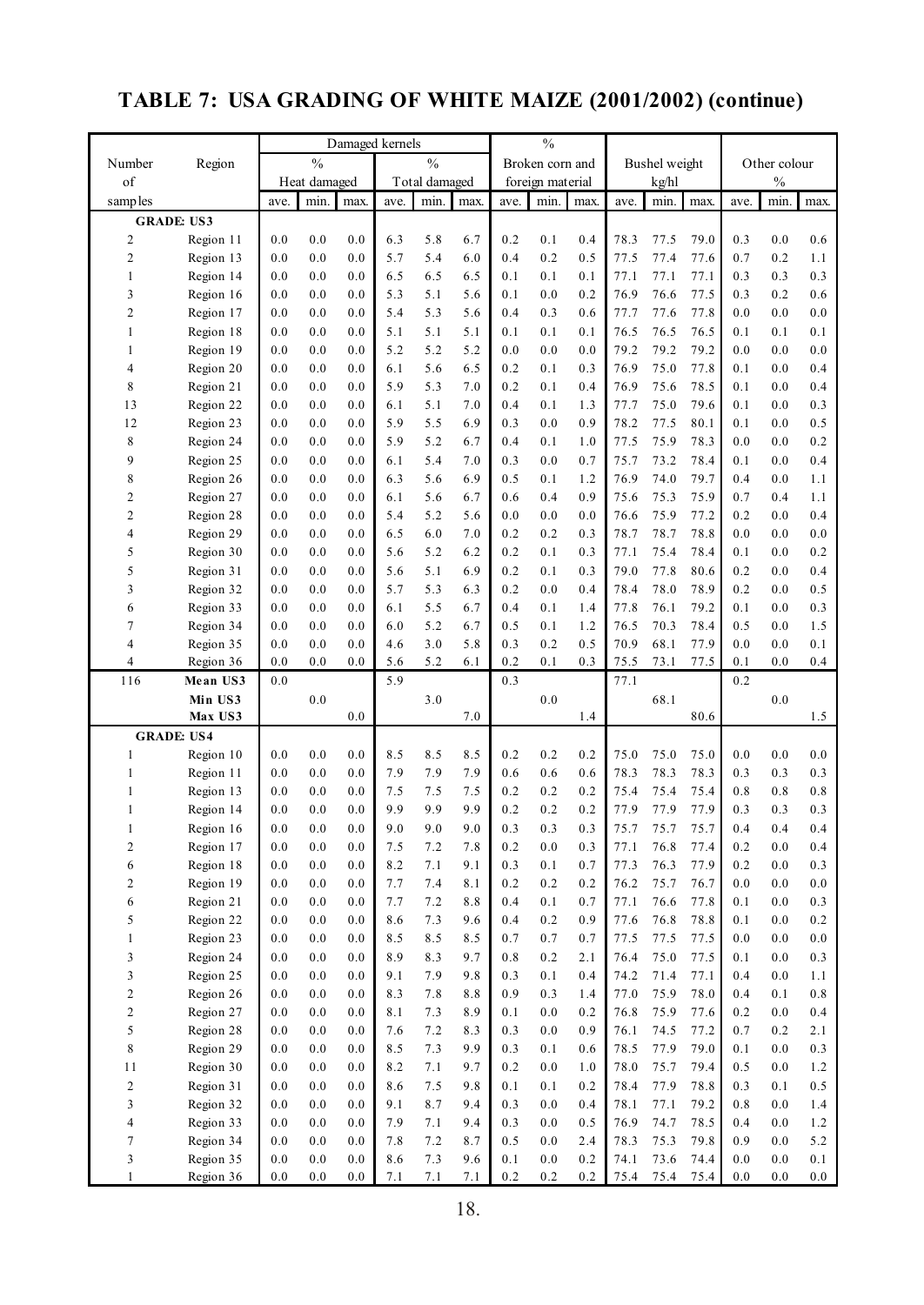# TABLE 7: USA GRADING OF WHITE MAIZE (2001/2002) (continue)

| Number of samples | Region | Damaged kernels % Heat damaged ave. | min. | max. | Damaged kernels % Total damaged ave. | min. | max. | % Broken corn and foreign material ave. | min. | max. | Bushel weight kg/hl ave. | min. | max. | Other colour % ave. | min. | max. |
|---|---|---|---|---|---|---|---|---|---|---|---|---|---|---|---|---|
| **GRADE: US3** | | | | | | | | | | | | | | | | |
| 2 | Region 11 | 0.0 | 0.0 | 0.0 | 6.3 | 5.8 | 6.7 | 0.2 | 0.1 | 0.4 | 78.3 | 77.5 | 79.0 | 0.3 | 0.0 | 0.6 |
| 2 | Region 13 | 0.0 | 0.0 | 0.0 | 5.7 | 5.4 | 6.0 | 0.4 | 0.2 | 0.5 | 77.5 | 77.4 | 77.6 | 0.7 | 0.2 | 1.1 |
| 1 | Region 14 | 0.0 | 0.0 | 0.0 | 6.5 | 6.5 | 6.5 | 0.1 | 0.1 | 0.1 | 77.1 | 77.1 | 77.1 | 0.3 | 0.3 | 0.3 |
| 3 | Region 16 | 0.0 | 0.0 | 0.0 | 5.3 | 5.1 | 5.6 | 0.1 | 0.0 | 0.2 | 76.9 | 76.6 | 77.5 | 0.3 | 0.2 | 0.6 |
| 2 | Region 17 | 0.0 | 0.0 | 0.0 | 5.4 | 5.3 | 5.6 | 0.4 | 0.3 | 0.6 | 77.7 | 77.6 | 77.8 | 0.0 | 0.0 | 0.0 |
| 1 | Region 18 | 0.0 | 0.0 | 0.0 | 5.1 | 5.1 | 5.1 | 0.1 | 0.1 | 0.1 | 76.5 | 76.5 | 76.5 | 0.1 | 0.1 | 0.1 |
| 1 | Region 19 | 0.0 | 0.0 | 0.0 | 5.2 | 5.2 | 5.2 | 0.0 | 0.0 | 0.0 | 79.2 | 79.2 | 79.2 | 0.0 | 0.0 | 0.0 |
| 4 | Region 20 | 0.0 | 0.0 | 0.0 | 6.1 | 5.6 | 6.5 | 0.2 | 0.1 | 0.3 | 76.9 | 75.0 | 77.8 | 0.1 | 0.0 | 0.4 |
| 8 | Region 21 | 0.0 | 0.0 | 0.0 | 5.9 | 5.3 | 7.0 | 0.2 | 0.1 | 0.4 | 76.9 | 75.6 | 78.5 | 0.1 | 0.0 | 0.4 |
| 13 | Region 22 | 0.0 | 0.0 | 0.0 | 6.1 | 5.1 | 7.0 | 0.4 | 0.1 | 1.3 | 77.7 | 75.0 | 79.6 | 0.1 | 0.0 | 0.3 |
| 12 | Region 23 | 0.0 | 0.0 | 0.0 | 5.9 | 5.5 | 6.9 | 0.3 | 0.0 | 0.9 | 78.2 | 77.5 | 80.1 | 0.1 | 0.0 | 0.5 |
| 8 | Region 24 | 0.0 | 0.0 | 0.0 | 5.9 | 5.2 | 6.7 | 0.4 | 0.1 | 1.0 | 77.5 | 75.9 | 78.3 | 0.0 | 0.0 | 0.2 |
| 9 | Region 25 | 0.0 | 0.0 | 0.0 | 6.1 | 5.4 | 7.0 | 0.3 | 0.0 | 0.7 | 75.7 | 73.2 | 78.4 | 0.1 | 0.0 | 0.4 |
| 8 | Region 26 | 0.0 | 0.0 | 0.0 | 6.3 | 5.6 | 6.9 | 0.5 | 0.1 | 1.2 | 76.9 | 74.0 | 79.7 | 0.4 | 0.0 | 1.1 |
| 2 | Region 27 | 0.0 | 0.0 | 0.0 | 6.1 | 5.6 | 6.7 | 0.6 | 0.4 | 0.9 | 75.6 | 75.3 | 75.9 | 0.7 | 0.4 | 1.1 |
| 2 | Region 28 | 0.0 | 0.0 | 0.0 | 5.4 | 5.2 | 5.6 | 0.0 | 0.0 | 0.0 | 76.6 | 75.9 | 77.2 | 0.2 | 0.0 | 0.4 |
| 4 | Region 29 | 0.0 | 0.0 | 0.0 | 6.5 | 6.0 | 7.0 | 0.2 | 0.2 | 0.3 | 78.7 | 78.7 | 78.8 | 0.0 | 0.0 | 0.0 |
| 5 | Region 30 | 0.0 | 0.0 | 0.0 | 5.6 | 5.2 | 6.2 | 0.2 | 0.1 | 0.3 | 77.1 | 75.4 | 78.4 | 0.1 | 0.0 | 0.2 |
| 5 | Region 31 | 0.0 | 0.0 | 0.0 | 5.6 | 5.1 | 6.9 | 0.2 | 0.1 | 0.3 | 79.0 | 77.8 | 80.6 | 0.2 | 0.0 | 0.4 |
| 3 | Region 32 | 0.0 | 0.0 | 0.0 | 5.7 | 5.3 | 6.3 | 0.2 | 0.0 | 0.4 | 78.4 | 78.0 | 78.9 | 0.2 | 0.0 | 0.5 |
| 6 | Region 33 | 0.0 | 0.0 | 0.0 | 6.1 | 5.5 | 6.7 | 0.4 | 0.1 | 1.4 | 77.8 | 76.1 | 79.2 | 0.1 | 0.0 | 0.3 |
| 7 | Region 34 | 0.0 | 0.0 | 0.0 | 6.0 | 5.2 | 6.7 | 0.5 | 0.1 | 1.2 | 76.5 | 70.3 | 78.4 | 0.5 | 0.0 | 1.5 |
| 4 | Region 35 | 0.0 | 0.0 | 0.0 | 4.6 | 3.0 | 5.8 | 0.3 | 0.2 | 0.5 | 70.9 | 68.1 | 77.9 | 0.0 | 0.0 | 0.1 |
| 4 | Region 36 | 0.0 | 0.0 | 0.0 | 5.6 | 5.2 | 6.1 | 0.2 | 0.1 | 0.3 | 75.5 | 73.1 | 77.5 | 0.1 | 0.0 | 0.4 |
| 116 | **Mean US3** | 0.0 | | | 5.9 | | | 0.3 | | | 77.1 | | | 0.2 | | |
| | **Min US3** | | 0.0 | | | 3.0 | | | 0.0 | | | 68.1 | | | 0.0 | |
| | **Max US3** | | | 0.0 | | | 7.0 | | | 1.4 | | | 80.6 | | | 1.5 |
| **GRADE: US4** | | | | | | | | | | | | | | | | |
| 1 | Region 10 | 0.0 | 0.0 | 0.0 | 8.5 | 8.5 | 8.5 | 0.2 | 0.2 | 0.2 | 75.0 | 75.0 | 75.0 | 0.0 | 0.0 | 0.0 |
| 1 | Region 11 | 0.0 | 0.0 | 0.0 | 7.9 | 7.9 | 7.9 | 0.6 | 0.6 | 0.6 | 78.3 | 78.3 | 78.3 | 0.3 | 0.3 | 0.3 |
| 1 | Region 13 | 0.0 | 0.0 | 0.0 | 7.5 | 7.5 | 7.5 | 0.2 | 0.2 | 0.2 | 75.4 | 75.4 | 75.4 | 0.8 | 0.8 | 0.8 |
| 1 | Region 14 | 0.0 | 0.0 | 0.0 | 9.9 | 9.9 | 9.9 | 0.2 | 0.2 | 0.2 | 77.9 | 77.9 | 77.9 | 0.3 | 0.3 | 0.3 |
| 1 | Region 16 | 0.0 | 0.0 | 0.0 | 9.0 | 9.0 | 9.0 | 0.3 | 0.3 | 0.3 | 75.7 | 75.7 | 75.7 | 0.4 | 0.4 | 0.4 |
| 2 | Region 17 | 0.0 | 0.0 | 0.0 | 7.5 | 7.2 | 7.8 | 0.2 | 0.0 | 0.3 | 77.1 | 76.8 | 77.4 | 0.2 | 0.0 | 0.4 |
| 6 | Region 18 | 0.0 | 0.0 | 0.0 | 8.2 | 7.1 | 9.1 | 0.3 | 0.1 | 0.7 | 77.3 | 76.3 | 77.9 | 0.2 | 0.0 | 0.3 |
| 2 | Region 19 | 0.0 | 0.0 | 0.0 | 7.7 | 7.4 | 8.1 | 0.2 | 0.2 | 0.2 | 76.2 | 75.7 | 76.7 | 0.0 | 0.0 | 0.0 |
| 6 | Region 21 | 0.0 | 0.0 | 0.0 | 7.7 | 7.2 | 8.8 | 0.4 | 0.1 | 0.7 | 77.1 | 76.6 | 77.8 | 0.1 | 0.0 | 0.3 |
| 5 | Region 22 | 0.0 | 0.0 | 0.0 | 8.6 | 7.3 | 9.6 | 0.4 | 0.2 | 0.9 | 77.6 | 76.8 | 78.8 | 0.1 | 0.0 | 0.2 |
| 1 | Region 23 | 0.0 | 0.0 | 0.0 | 8.5 | 8.5 | 8.5 | 0.7 | 0.7 | 0.7 | 77.5 | 77.5 | 77.5 | 0.0 | 0.0 | 0.0 |
| 3 | Region 24 | 0.0 | 0.0 | 0.0 | 8.9 | 8.3 | 9.7 | 0.8 | 0.2 | 2.1 | 76.4 | 75.0 | 77.5 | 0.1 | 0.0 | 0.3 |
| 3 | Region 25 | 0.0 | 0.0 | 0.0 | 9.1 | 7.9 | 9.8 | 0.3 | 0.1 | 0.4 | 74.2 | 71.4 | 77.1 | 0.4 | 0.0 | 1.1 |
| 2 | Region 26 | 0.0 | 0.0 | 0.0 | 8.3 | 7.8 | 8.8 | 0.9 | 0.3 | 1.4 | 77.0 | 75.9 | 78.0 | 0.4 | 0.1 | 0.8 |
| 2 | Region 27 | 0.0 | 0.0 | 0.0 | 8.1 | 7.3 | 8.9 | 0.1 | 0.0 | 0.2 | 76.8 | 75.9 | 77.6 | 0.2 | 0.0 | 0.4 |
| 5 | Region 28 | 0.0 | 0.0 | 0.0 | 7.6 | 7.2 | 8.3 | 0.3 | 0.0 | 0.9 | 76.1 | 74.5 | 77.2 | 0.7 | 0.2 | 2.1 |
| 8 | Region 29 | 0.0 | 0.0 | 0.0 | 8.5 | 7.3 | 9.9 | 0.3 | 0.1 | 0.6 | 78.5 | 77.9 | 79.0 | 0.1 | 0.0 | 0.3 |
| 11 | Region 30 | 0.0 | 0.0 | 0.0 | 8.2 | 7.1 | 9.7 | 0.2 | 0.0 | 1.0 | 78.0 | 75.7 | 79.4 | 0.5 | 0.0 | 1.2 |
| 2 | Region 31 | 0.0 | 0.0 | 0.0 | 8.6 | 7.5 | 9.8 | 0.1 | 0.1 | 0.2 | 78.4 | 77.9 | 78.8 | 0.3 | 0.1 | 0.5 |
| 3 | Region 32 | 0.0 | 0.0 | 0.0 | 9.1 | 8.7 | 9.4 | 0.3 | 0.0 | 0.4 | 78.1 | 77.1 | 79.2 | 0.8 | 0.0 | 1.4 |
| 4 | Region 33 | 0.0 | 0.0 | 0.0 | 7.9 | 7.1 | 9.4 | 0.3 | 0.0 | 0.5 | 76.9 | 74.7 | 78.5 | 0.4 | 0.0 | 1.2 |
| 7 | Region 34 | 0.0 | 0.0 | 0.0 | 7.8 | 7.2 | 8.7 | 0.5 | 0.0 | 2.4 | 78.3 | 75.3 | 79.8 | 0.9 | 0.0 | 5.2 |
| 3 | Region 35 | 0.0 | 0.0 | 0.0 | 8.6 | 7.3 | 9.6 | 0.1 | 0.0 | 0.2 | 74.1 | 73.6 | 74.4 | 0.0 | 0.0 | 0.1 |
| 1 | Region 36 | 0.0 | 0.0 | 0.0 | 7.1 | 7.1 | 7.1 | 0.2 | 0.2 | 0.2 | 75.4 | 75.4 | 75.4 | 0.0 | 0.0 | 0.0 |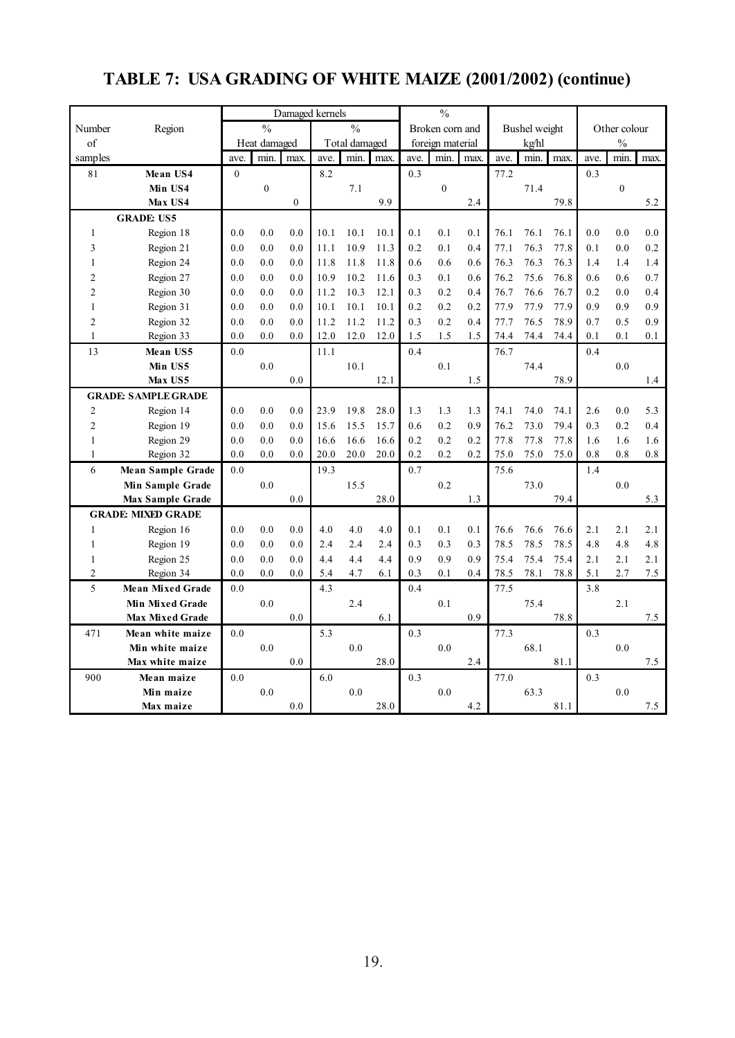# TABLE 7: USA GRADING OF WHITE MAIZE (2001/2002) (continue)

| Number of samples | Region | Damaged kernels % Heat damaged | | | Damaged kernels % Total damaged | | | % Broken corn and foreign material | | | Bushel weight kg/hl | | | Other colour % | | |
|---|---|---|---|---|---|---|---|---|---|---|---|---|---|---|---|---|
| | | ave. | min. | max. | ave. | min. | max. | ave. | min. | max. | ave. | min. | max. | ave. | min. | max. |
| 81 | **Mean US4** | 0 | | | 8.2 | | | 0.3 | | | 77.2 | | | 0.3 | | |
| | **Min US4** | | 0 | | | 7.1 | | | 0 | | | 71.4 | | | 0 | |
| | **Max US4** | | | 0 | | | 9.9 | | | 2.4 | | | 79.8 | | | 5.2 |
| | **GRADE: US5** | | | | | | | | | | | | | | | |
| 1 | Region 18 | 0.0 | 0.0 | 0.0 | 10.1 | 10.1 | 10.1 | 0.1 | 0.1 | 0.1 | 76.1 | 76.1 | 76.1 | 0.0 | 0.0 | 0.0 |
| 3 | Region 21 | 0.0 | 0.0 | 0.0 | 11.1 | 10.9 | 11.3 | 0.2 | 0.1 | 0.4 | 77.1 | 76.3 | 77.8 | 0.1 | 0.0 | 0.2 |
| 1 | Region 24 | 0.0 | 0.0 | 0.0 | 11.8 | 11.8 | 11.8 | 0.6 | 0.6 | 0.6 | 76.3 | 76.3 | 76.3 | 1.4 | 1.4 | 1.4 |
| 2 | Region 27 | 0.0 | 0.0 | 0.0 | 10.9 | 10.2 | 11.6 | 0.3 | 0.1 | 0.6 | 76.2 | 75.6 | 76.8 | 0.6 | 0.6 | 0.7 |
| 2 | Region 30 | 0.0 | 0.0 | 0.0 | 11.2 | 10.3 | 12.1 | 0.3 | 0.2 | 0.4 | 76.7 | 76.6 | 76.7 | 0.2 | 0.0 | 0.4 |
| 1 | Region 31 | 0.0 | 0.0 | 0.0 | 10.1 | 10.1 | 10.1 | 0.2 | 0.2 | 0.2 | 77.9 | 77.9 | 77.9 | 0.9 | 0.9 | 0.9 |
| 2 | Region 32 | 0.0 | 0.0 | 0.0 | 11.2 | 11.2 | 11.2 | 0.3 | 0.2 | 0.4 | 77.7 | 76.5 | 78.9 | 0.7 | 0.5 | 0.9 |
| 1 | Region 33 | 0.0 | 0.0 | 0.0 | 12.0 | 12.0 | 12.0 | 1.5 | 1.5 | 1.5 | 74.4 | 74.4 | 74.4 | 0.1 | 0.1 | 0.1 |
| 13 | **Mean US5** | 0.0 | | | 11.1 | | | 0.4 | | | 76.7 | | | 0.4 | | |
| | **Min US5** | | 0.0 | | | 10.1 | | | 0.1 | | | 74.4 | | | 0.0 | |
| | **Max US5** | | | 0.0 | | | 12.1 | | | 1.5 | | | 78.9 | | | 1.4 |
| | **GRADE: SAMPLE GRADE** | | | | | | | | | | | | | | | |
| 2 | Region 14 | 0.0 | 0.0 | 0.0 | 23.9 | 19.8 | 28.0 | 1.3 | 1.3 | 1.3 | 74.1 | 74.0 | 74.1 | 2.6 | 0.0 | 5.3 |
| 2 | Region 19 | 0.0 | 0.0 | 0.0 | 15.6 | 15.5 | 15.7 | 0.6 | 0.2 | 0.9 | 76.2 | 73.0 | 79.4 | 0.3 | 0.2 | 0.4 |
| 1 | Region 29 | 0.0 | 0.0 | 0.0 | 16.6 | 16.6 | 16.6 | 0.2 | 0.2 | 0.2 | 77.8 | 77.8 | 77.8 | 1.6 | 1.6 | 1.6 |
| 1 | Region 32 | 0.0 | 0.0 | 0.0 | 20.0 | 20.0 | 20.0 | 0.2 | 0.2 | 0.2 | 75.0 | 75.0 | 75.0 | 0.8 | 0.8 | 0.8 |
| 6 | **Mean Sample Grade** | 0.0 | | | 19.3 | | | 0.7 | | | 75.6 | | | 1.4 | | |
| | **Min Sample Grade** | | 0.0 | | | 15.5 | | | 0.2 | | | 73.0 | | | 0.0 | |
| | **Max Sample Grade** | | | 0.0 | | | 28.0 | | | 1.3 | | | 79.4 | | | 5.3 |
| | **GRADE: MIXED GRADE** | | | | | | | | | | | | | | | |
| 1 | Region 16 | 0.0 | 0.0 | 0.0 | 4.0 | 4.0 | 4.0 | 0.1 | 0.1 | 0.1 | 76.6 | 76.6 | 76.6 | 2.1 | 2.1 | 2.1 |
| 1 | Region 19 | 0.0 | 0.0 | 0.0 | 2.4 | 2.4 | 2.4 | 0.3 | 0.3 | 0.3 | 78.5 | 78.5 | 78.5 | 4.8 | 4.8 | 4.8 |
| 1 | Region 25 | 0.0 | 0.0 | 0.0 | 4.4 | 4.4 | 4.4 | 0.9 | 0.9 | 0.9 | 75.4 | 75.4 | 75.4 | 2.1 | 2.1 | 2.1 |
| 2 | Region 34 | 0.0 | 0.0 | 0.0 | 5.4 | 4.7 | 6.1 | 0.3 | 0.1 | 0.4 | 78.5 | 78.1 | 78.8 | 5.1 | 2.7 | 7.5 |
| 5 | **Mean Mixed Grade** | 0.0 | | | 4.3 | | | 0.4 | | | 77.5 | | | 3.8 | | |
| | **Min Mixed Grade** | | 0.0 | | | 2.4 | | | 0.1 | | | 75.4 | | | 2.1 | |
| | **Max Mixed Grade** | | | 0.0 | | | 6.1 | | | 0.9 | | | 78.8 | | | 7.5 |
| 471 | **Mean white maize** | 0.0 | | | 5.3 | | | 0.3 | | | 77.3 | | | 0.3 | | |
| | **Min white maize** | | 0.0 | | | 0.0 | | | 0.0 | | | 68.1 | | | 0.0 | |
| | **Max white maize** | | | 0.0 | | | 28.0 | | | 2.4 | | | 81.1 | | | 7.5 |
| 900 | **Mean maize** | 0.0 | | | 6.0 | | | 0.3 | | | 77.0 | | | 0.3 | | |
| | **Min maize** | | 0.0 | | | 0.0 | | | 0.0 | | | 63.3 | | | 0.0 | |
| | **Max maize** | | | 0.0 | | | 28.0 | | | 4.2 | | | 81.1 | | | 7.5 |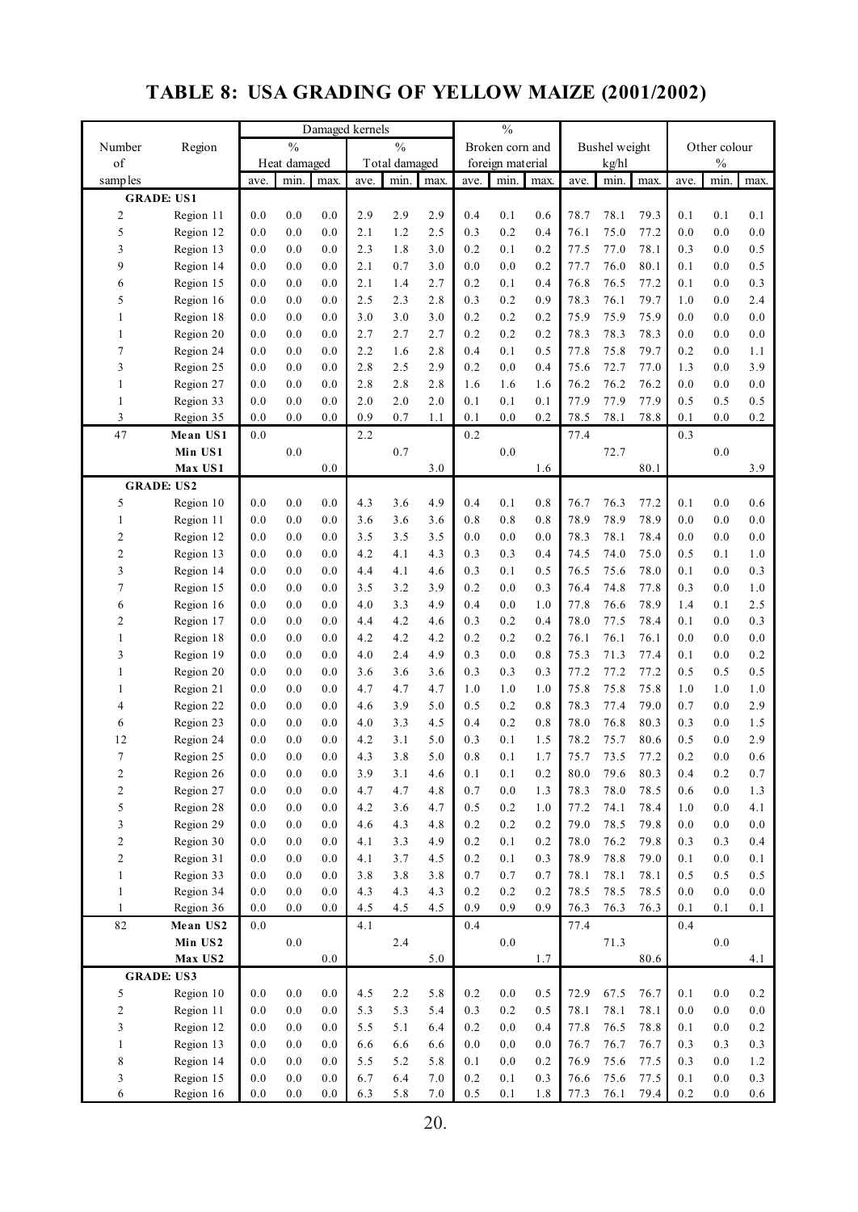# TABLE 8: USA GRADING OF YELLOW MAIZE (2001/2002)

| Number of samples | Region | Damaged kernels % Heat damaged | | | Damaged kernels % Total damaged | | | % Broken corn and foreign material | | | Bushel weight kg/hl | | | Other colour % | | |
|---|---|---|---|---|---|---|---|---|---|---|---|---|---|---|---|---|
| | | ave. | min. | max. | ave. | min. | max. | ave. | min. | max. | ave. | min. | max. | ave. | min. | max. |
| **GRADE: US1** | | | | | | | | | | | | | | | | |
| 2 | Region 11 | 0.0 | 0.0 | 0.0 | 2.9 | 2.9 | 2.9 | 0.4 | 0.1 | 0.6 | 78.7 | 78.1 | 79.3 | 0.1 | 0.1 | 0.1 |
| 5 | Region 12 | 0.0 | 0.0 | 0.0 | 2.1 | 1.2 | 2.5 | 0.3 | 0.2 | 0.4 | 76.1 | 75.0 | 77.2 | 0.0 | 0.0 | 0.0 |
| 3 | Region 13 | 0.0 | 0.0 | 0.0 | 2.3 | 1.8 | 3.0 | 0.2 | 0.1 | 0.2 | 77.5 | 77.0 | 78.1 | 0.3 | 0.0 | 0.5 |
| 9 | Region 14 | 0.0 | 0.0 | 0.0 | 2.1 | 0.7 | 3.0 | 0.0 | 0.0 | 0.2 | 77.7 | 76.0 | 80.1 | 0.1 | 0.0 | 0.5 |
| 6 | Region 15 | 0.0 | 0.0 | 0.0 | 2.1 | 1.4 | 2.7 | 0.2 | 0.1 | 0.4 | 76.8 | 76.5 | 77.2 | 0.1 | 0.0 | 0.3 |
| 5 | Region 16 | 0.0 | 0.0 | 0.0 | 2.5 | 2.3 | 2.8 | 0.3 | 0.2 | 0.9 | 78.3 | 76.1 | 79.7 | 1.0 | 0.0 | 2.4 |
| 1 | Region 18 | 0.0 | 0.0 | 0.0 | 3.0 | 3.0 | 3.0 | 0.2 | 0.2 | 0.2 | 75.9 | 75.9 | 75.9 | 0.0 | 0.0 | 0.0 |
| 1 | Region 20 | 0.0 | 0.0 | 0.0 | 2.7 | 2.7 | 2.7 | 0.2 | 0.2 | 0.2 | 78.3 | 78.3 | 78.3 | 0.0 | 0.0 | 0.0 |
| 7 | Region 24 | 0.0 | 0.0 | 0.0 | 2.2 | 1.6 | 2.8 | 0.4 | 0.1 | 0.5 | 77.8 | 75.8 | 79.7 | 0.2 | 0.0 | 1.1 |
| 3 | Region 25 | 0.0 | 0.0 | 0.0 | 2.8 | 2.5 | 2.9 | 0.2 | 0.0 | 0.4 | 75.6 | 72.7 | 77.0 | 1.3 | 0.0 | 3.9 |
| 1 | Region 27 | 0.0 | 0.0 | 0.0 | 2.8 | 2.8 | 2.8 | 1.6 | 1.6 | 1.6 | 76.2 | 76.2 | 76.2 | 0.0 | 0.0 | 0.0 |
| 1 | Region 33 | 0.0 | 0.0 | 0.0 | 2.0 | 2.0 | 2.0 | 0.1 | 0.1 | 0.1 | 77.9 | 77.9 | 77.9 | 0.5 | 0.5 | 0.5 |
| 3 | Region 35 | 0.0 | 0.0 | 0.0 | 0.9 | 0.7 | 1.1 | 0.1 | 0.0 | 0.2 | 78.5 | 78.1 | 78.8 | 0.1 | 0.0 | 0.2 |
| 47 | **Mean US1** | 0.0 | | | 2.2 | | | 0.2 | | | 77.4 | | | 0.3 | | |
| | **Min US1** | | 0.0 | | | 0.7 | | | 0.0 | | | 72.7 | | | 0.0 | |
| | **Max US1** | | | 0.0 | | | 3.0 | | | 1.6 | | | 80.1 | | | 3.9 |
| **GRADE: US2** | | | | | | | | | | | | | | | | |
| 5 | Region 10 | 0.0 | 0.0 | 0.0 | 4.3 | 3.6 | 4.9 | 0.4 | 0.1 | 0.8 | 76.7 | 76.3 | 77.2 | 0.1 | 0.0 | 0.6 |
| 1 | Region 11 | 0.0 | 0.0 | 0.0 | 3.6 | 3.6 | 3.6 | 0.8 | 0.8 | 0.8 | 78.9 | 78.9 | 78.9 | 0.0 | 0.0 | 0.0 |
| 2 | Region 12 | 0.0 | 0.0 | 0.0 | 3.5 | 3.5 | 3.5 | 0.0 | 0.0 | 0.0 | 78.3 | 78.1 | 78.4 | 0.0 | 0.0 | 0.0 |
| 2 | Region 13 | 0.0 | 0.0 | 0.0 | 4.2 | 4.1 | 4.3 | 0.3 | 0.3 | 0.4 | 74.5 | 74.0 | 75.0 | 0.5 | 0.1 | 1.0 |
| 3 | Region 14 | 0.0 | 0.0 | 0.0 | 4.4 | 4.1 | 4.6 | 0.3 | 0.1 | 0.5 | 76.5 | 75.6 | 78.0 | 0.1 | 0.0 | 0.3 |
| 7 | Region 15 | 0.0 | 0.0 | 0.0 | 3.5 | 3.2 | 3.9 | 0.2 | 0.0 | 0.3 | 76.4 | 74.8 | 77.8 | 0.3 | 0.0 | 1.0 |
| 6 | Region 16 | 0.0 | 0.0 | 0.0 | 4.0 | 3.3 | 4.9 | 0.4 | 0.0 | 1.0 | 77.8 | 76.6 | 78.9 | 1.4 | 0.1 | 2.5 |
| 2 | Region 17 | 0.0 | 0.0 | 0.0 | 4.4 | 4.2 | 4.6 | 0.3 | 0.2 | 0.4 | 78.0 | 77.5 | 78.4 | 0.1 | 0.0 | 0.3 |
| 1 | Region 18 | 0.0 | 0.0 | 0.0 | 4.2 | 4.2 | 4.2 | 0.2 | 0.2 | 0.2 | 76.1 | 76.1 | 76.1 | 0.0 | 0.0 | 0.0 |
| 3 | Region 19 | 0.0 | 0.0 | 0.0 | 4.0 | 2.4 | 4.9 | 0.3 | 0.0 | 0.8 | 75.3 | 71.3 | 77.4 | 0.1 | 0.0 | 0.2 |
| 1 | Region 20 | 0.0 | 0.0 | 0.0 | 3.6 | 3.6 | 3.6 | 0.3 | 0.3 | 0.3 | 77.2 | 77.2 | 77.2 | 0.5 | 0.5 | 0.5 |
| 1 | Region 21 | 0.0 | 0.0 | 0.0 | 4.7 | 4.7 | 4.7 | 1.0 | 1.0 | 1.0 | 75.8 | 75.8 | 75.8 | 1.0 | 1.0 | 1.0 |
| 4 | Region 22 | 0.0 | 0.0 | 0.0 | 4.6 | 3.9 | 5.0 | 0.5 | 0.2 | 0.8 | 78.3 | 77.4 | 79.0 | 0.7 | 0.0 | 2.9 |
| 6 | Region 23 | 0.0 | 0.0 | 0.0 | 4.0 | 3.3 | 4.5 | 0.4 | 0.2 | 0.8 | 78.0 | 76.8 | 80.3 | 0.3 | 0.0 | 1.5 |
| 12 | Region 24 | 0.0 | 0.0 | 0.0 | 4.2 | 3.1 | 5.0 | 0.3 | 0.1 | 1.5 | 78.2 | 75.7 | 80.6 | 0.5 | 0.0 | 2.9 |
| 7 | Region 25 | 0.0 | 0.0 | 0.0 | 4.3 | 3.8 | 5.0 | 0.8 | 0.1 | 1.7 | 75.7 | 73.5 | 77.2 | 0.2 | 0.0 | 0.6 |
| 2 | Region 26 | 0.0 | 0.0 | 0.0 | 3.9 | 3.1 | 4.6 | 0.1 | 0.1 | 0.2 | 80.0 | 79.6 | 80.3 | 0.4 | 0.2 | 0.7 |
| 2 | Region 27 | 0.0 | 0.0 | 0.0 | 4.7 | 4.7 | 4.8 | 0.7 | 0.0 | 1.3 | 78.3 | 78.0 | 78.5 | 0.6 | 0.0 | 1.3 |
| 5 | Region 28 | 0.0 | 0.0 | 0.0 | 4.2 | 3.6 | 4.7 | 0.5 | 0.2 | 1.0 | 77.2 | 74.1 | 78.4 | 1.0 | 0.0 | 4.1 |
| 3 | Region 29 | 0.0 | 0.0 | 0.0 | 4.6 | 4.3 | 4.8 | 0.2 | 0.2 | 0.2 | 79.0 | 78.5 | 79.8 | 0.0 | 0.0 | 0.0 |
| 2 | Region 30 | 0.0 | 0.0 | 0.0 | 4.1 | 3.3 | 4.9 | 0.2 | 0.1 | 0.2 | 78.0 | 76.2 | 79.8 | 0.3 | 0.3 | 0.4 |
| 2 | Region 31 | 0.0 | 0.0 | 0.0 | 4.1 | 3.7 | 4.5 | 0.2 | 0.1 | 0.3 | 78.9 | 78.8 | 79.0 | 0.1 | 0.0 | 0.1 |
| 1 | Region 33 | 0.0 | 0.0 | 0.0 | 3.8 | 3.8 | 3.8 | 0.7 | 0.7 | 0.7 | 78.1 | 78.1 | 78.1 | 0.5 | 0.5 | 0.5 |
| 1 | Region 34 | 0.0 | 0.0 | 0.0 | 4.3 | 4.3 | 4.3 | 0.2 | 0.2 | 0.2 | 78.5 | 78.5 | 78.5 | 0.0 | 0.0 | 0.0 |
| 1 | Region 36 | 0.0 | 0.0 | 0.0 | 4.5 | 4.5 | 4.5 | 0.9 | 0.9 | 0.9 | 76.3 | 76.3 | 76.3 | 0.1 | 0.1 | 0.1 |
| 82 | **Mean US2** | 0.0 | | | 4.1 | | | 0.4 | | | 77.4 | | | 0.4 | | |
| | **Min US2** | | 0.0 | | | 2.4 | | | 0.0 | | | 71.3 | | | 0.0 | |
| | **Max US2** | | | 0.0 | | | 5.0 | | | 1.7 | | | 80.6 | | | 4.1 |
| **GRADE: US3** | | | | | | | | | | | | | | | | |
| 5 | Region 10 | 0.0 | 0.0 | 0.0 | 4.5 | 2.2 | 5.8 | 0.2 | 0.0 | 0.5 | 72.9 | 67.5 | 76.7 | 0.1 | 0.0 | 0.2 |
| 2 | Region 11 | 0.0 | 0.0 | 0.0 | 5.3 | 5.3 | 5.4 | 0.3 | 0.2 | 0.5 | 78.1 | 78.1 | 78.1 | 0.0 | 0.0 | 0.0 |
| 3 | Region 12 | 0.0 | 0.0 | 0.0 | 5.5 | 5.1 | 6.4 | 0.2 | 0.0 | 0.4 | 77.8 | 76.5 | 78.8 | 0.1 | 0.0 | 0.2 |
| 1 | Region 13 | 0.0 | 0.0 | 0.0 | 6.6 | 6.6 | 6.6 | 0.0 | 0.0 | 0.0 | 76.7 | 76.7 | 76.7 | 0.3 | 0.3 | 0.3 |
| 8 | Region 14 | 0.0 | 0.0 | 0.0 | 5.5 | 5.2 | 5.8 | 0.1 | 0.0 | 0.2 | 76.9 | 75.6 | 77.5 | 0.3 | 0.0 | 1.2 |
| 3 | Region 15 | 0.0 | 0.0 | 0.0 | 6.7 | 6.4 | 7.0 | 0.2 | 0.1 | 0.3 | 76.6 | 75.6 | 77.5 | 0.1 | 0.0 | 0.3 |
| 6 | Region 16 | 0.0 | 0.0 | 0.0 | 6.3 | 5.8 | 7.0 | 0.5 | 0.1 | 1.8 | 77.3 | 76.1 | 79.4 | 0.2 | 0.0 | 0.6 |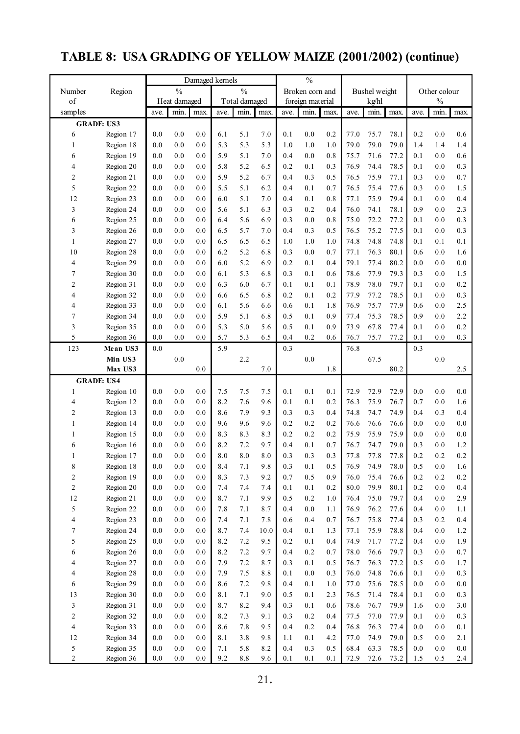# TABLE 8: USA GRADING OF YELLOW MAIZE (2001/2002) (continue)

| Number of samples | Region | Damaged kernels % Heat damaged | | | Damaged kernels % Total damaged | | | % Broken corn and foreign material | | | Bushel weight kg/hl | | | Other colour % | | |
|---|---|---|---|---|---|---|---|---|---|---|---|---|---|---|---|---|
| | | ave. | min. | max. | ave. | min. | max. | ave. | min. | max. | ave. | min. | max. | ave. | min. | max. |
| **GRADE: US3** | | | | | | | | | | | | | | | | |
| 6 | Region 17 | 0.0 | 0.0 | 0.0 | 6.1 | 5.1 | 7.0 | 0.1 | 0.0 | 0.2 | 77.0 | 75.7 | 78.1 | 0.2 | 0.0 | 0.6 |
| 1 | Region 18 | 0.0 | 0.0 | 0.0 | 5.3 | 5.3 | 5.3 | 1.0 | 1.0 | 1.0 | 79.0 | 79.0 | 79.0 | 1.4 | 1.4 | 1.4 |
| 6 | Region 19 | 0.0 | 0.0 | 0.0 | 5.9 | 5.1 | 7.0 | 0.4 | 0.0 | 0.8 | 75.7 | 71.6 | 77.2 | 0.1 | 0.0 | 0.6 |
| 4 | Region 20 | 0.0 | 0.0 | 0.0 | 5.8 | 5.2 | 6.5 | 0.2 | 0.1 | 0.3 | 76.9 | 74.4 | 78.5 | 0.1 | 0.0 | 0.3 |
| 2 | Region 21 | 0.0 | 0.0 | 0.0 | 5.9 | 5.2 | 6.7 | 0.4 | 0.3 | 0.5 | 76.5 | 75.9 | 77.1 | 0.3 | 0.0 | 0.7 |
| 5 | Region 22 | 0.0 | 0.0 | 0.0 | 5.5 | 5.1 | 6.2 | 0.4 | 0.1 | 0.7 | 76.5 | 75.4 | 77.6 | 0.3 | 0.0 | 1.5 |
| 12 | Region 23 | 0.0 | 0.0 | 0.0 | 6.0 | 5.1 | 7.0 | 0.4 | 0.1 | 0.8 | 77.1 | 75.9 | 79.4 | 0.1 | 0.0 | 0.4 |
| 3 | Region 24 | 0.0 | 0.0 | 0.0 | 5.6 | 5.1 | 6.3 | 0.3 | 0.2 | 0.4 | 76.0 | 74.1 | 78.1 | 0.9 | 0.0 | 2.3 |
| 6 | Region 25 | 0.0 | 0.0 | 0.0 | 6.4 | 5.6 | 6.9 | 0.3 | 0.0 | 0.8 | 75.0 | 72.2 | 77.2 | 0.1 | 0.0 | 0.3 |
| 3 | Region 26 | 0.0 | 0.0 | 0.0 | 6.5 | 5.7 | 7.0 | 0.4 | 0.3 | 0.5 | 76.5 | 75.2 | 77.5 | 0.1 | 0.0 | 0.3 |
| 1 | Region 27 | 0.0 | 0.0 | 0.0 | 6.5 | 6.5 | 6.5 | 1.0 | 1.0 | 1.0 | 74.8 | 74.8 | 74.8 | 0.1 | 0.1 | 0.1 |
| 10 | Region 28 | 0.0 | 0.0 | 0.0 | 6.2 | 5.2 | 6.8 | 0.3 | 0.0 | 0.7 | 77.1 | 76.3 | 80.1 | 0.6 | 0.0 | 1.6 |
| 4 | Region 29 | 0.0 | 0.0 | 0.0 | 6.0 | 5.2 | 6.9 | 0.2 | 0.1 | 0.4 | 79.1 | 77.4 | 80.2 | 0.0 | 0.0 | 0.0 |
| 7 | Region 30 | 0.0 | 0.0 | 0.0 | 6.1 | 5.3 | 6.8 | 0.3 | 0.1 | 0.6 | 78.6 | 77.9 | 79.3 | 0.3 | 0.0 | 1.5 |
| 2 | Region 31 | 0.0 | 0.0 | 0.0 | 6.3 | 6.0 | 6.7 | 0.1 | 0.1 | 0.1 | 78.9 | 78.0 | 79.7 | 0.1 | 0.0 | 0.2 |
| 4 | Region 32 | 0.0 | 0.0 | 0.0 | 6.6 | 6.5 | 6.8 | 0.2 | 0.1 | 0.2 | 77.9 | 77.2 | 78.5 | 0.1 | 0.0 | 0.3 |
| 4 | Region 33 | 0.0 | 0.0 | 0.0 | 6.1 | 5.6 | 6.6 | 0.6 | 0.1 | 1.8 | 76.9 | 75.7 | 77.9 | 0.6 | 0.0 | 2.5 |
| 7 | Region 34 | 0.0 | 0.0 | 0.0 | 5.9 | 5.1 | 6.8 | 0.5 | 0.1 | 0.9 | 77.4 | 75.3 | 78.5 | 0.9 | 0.0 | 2.2 |
| 3 | Region 35 | 0.0 | 0.0 | 0.0 | 5.3 | 5.0 | 5.6 | 0.5 | 0.1 | 0.9 | 73.9 | 67.8 | 77.4 | 0.1 | 0.0 | 0.2 |
| 5 | Region 36 | 0.0 | 0.0 | 0.0 | 5.7 | 5.3 | 6.5 | 0.4 | 0.2 | 0.6 | 76.7 | 75.7 | 77.2 | 0.1 | 0.0 | 0.3 |
| 123 | **Mean US3** | 0.0 | | | 5.9 | | | 0.3 | | | 76.8 | | | 0.3 | | |
| | **Min US3** | | 0.0 | | | 2.2 | | | 0.0 | | | 67.5 | | | 0.0 | |
| | **Max US3** | | | 0.0 | | | 7.0 | | | 1.8 | | | 80.2 | | | 2.5 |
| **GRADE: US4** | | | | | | | | | | | | | | | | |
| 1 | Region 10 | 0.0 | 0.0 | 0.0 | 7.5 | 7.5 | 7.5 | 0.1 | 0.1 | 0.1 | 72.9 | 72.9 | 72.9 | 0.0 | 0.0 | 0.0 |
| 4 | Region 12 | 0.0 | 0.0 | 0.0 | 8.2 | 7.6 | 9.6 | 0.1 | 0.1 | 0.2 | 76.3 | 75.9 | 76.7 | 0.7 | 0.0 | 1.6 |
| 2 | Region 13 | 0.0 | 0.0 | 0.0 | 8.6 | 7.9 | 9.3 | 0.3 | 0.3 | 0.4 | 74.8 | 74.7 | 74.9 | 0.4 | 0.3 | 0.4 |
| 1 | Region 14 | 0.0 | 0.0 | 0.0 | 9.6 | 9.6 | 9.6 | 0.2 | 0.2 | 0.2 | 76.6 | 76.6 | 76.6 | 0.0 | 0.0 | 0.0 |
| 1 | Region 15 | 0.0 | 0.0 | 0.0 | 8.3 | 8.3 | 8.3 | 0.2 | 0.2 | 0.2 | 75.9 | 75.9 | 75.9 | 0.0 | 0.0 | 0.0 |
| 6 | Region 16 | 0.0 | 0.0 | 0.0 | 8.2 | 7.2 | 9.7 | 0.4 | 0.1 | 0.7 | 76.7 | 74.7 | 79.0 | 0.3 | 0.0 | 1.2 |
| 1 | Region 17 | 0.0 | 0.0 | 0.0 | 8.0 | 8.0 | 8.0 | 0.3 | 0.3 | 0.3 | 77.8 | 77.8 | 77.8 | 0.2 | 0.2 | 0.2 |
| 8 | Region 18 | 0.0 | 0.0 | 0.0 | 8.4 | 7.1 | 9.8 | 0.3 | 0.1 | 0.5 | 76.9 | 74.9 | 78.0 | 0.5 | 0.0 | 1.6 |
| 2 | Region 19 | 0.0 | 0.0 | 0.0 | 8.3 | 7.3 | 9.2 | 0.7 | 0.5 | 0.9 | 76.0 | 75.4 | 76.6 | 0.2 | 0.2 | 0.2 |
| 2 | Region 20 | 0.0 | 0.0 | 0.0 | 7.4 | 7.4 | 7.4 | 0.1 | 0.1 | 0.2 | 80.0 | 79.9 | 80.1 | 0.2 | 0.0 | 0.4 |
| 12 | Region 21 | 0.0 | 0.0 | 0.0 | 8.7 | 7.1 | 9.9 | 0.5 | 0.2 | 1.0 | 76.4 | 75.0 | 79.7 | 0.4 | 0.0 | 2.9 |
| 5 | Region 22 | 0.0 | 0.0 | 0.0 | 7.8 | 7.1 | 8.7 | 0.4 | 0.0 | 1.1 | 76.9 | 76.2 | 77.6 | 0.4 | 0.0 | 1.1 |
| 4 | Region 23 | 0.0 | 0.0 | 0.0 | 7.4 | 7.1 | 7.8 | 0.6 | 0.4 | 0.7 | 76.7 | 75.8 | 77.4 | 0.3 | 0.2 | 0.4 |
| 7 | Region 24 | 0.0 | 0.0 | 0.0 | 8.7 | 7.4 | 10.0 | 0.4 | 0.1 | 1.3 | 77.1 | 75.9 | 78.8 | 0.4 | 0.0 | 1.2 |
| 5 | Region 25 | 0.0 | 0.0 | 0.0 | 8.2 | 7.2 | 9.5 | 0.2 | 0.1 | 0.4 | 74.9 | 71.7 | 77.2 | 0.4 | 0.0 | 1.9 |
| 6 | Region 26 | 0.0 | 0.0 | 0.0 | 8.2 | 7.2 | 9.7 | 0.4 | 0.2 | 0.7 | 78.0 | 76.6 | 79.7 | 0.3 | 0.0 | 0.7 |
| 4 | Region 27 | 0.0 | 0.0 | 0.0 | 7.9 | 7.2 | 8.7 | 0.3 | 0.1 | 0.5 | 76.7 | 76.3 | 77.2 | 0.5 | 0.0 | 1.7 |
| 4 | Region 28 | 0.0 | 0.0 | 0.0 | 7.9 | 7.5 | 8.8 | 0.1 | 0.0 | 0.3 | 76.0 | 74.8 | 76.6 | 0.1 | 0.0 | 0.3 |
| 6 | Region 29 | 0.0 | 0.0 | 0.0 | 8.6 | 7.2 | 9.8 | 0.4 | 0.1 | 1.0 | 77.0 | 75.6 | 78.5 | 0.0 | 0.0 | 0.0 |
| 13 | Region 30 | 0.0 | 0.0 | 0.0 | 8.1 | 7.1 | 9.0 | 0.5 | 0.1 | 2.3 | 76.5 | 71.4 | 78.4 | 0.1 | 0.0 | 0.3 |
| 3 | Region 31 | 0.0 | 0.0 | 0.0 | 8.7 | 8.2 | 9.4 | 0.3 | 0.1 | 0.6 | 78.6 | 76.7 | 79.9 | 1.6 | 0.0 | 3.0 |
| 2 | Region 32 | 0.0 | 0.0 | 0.0 | 8.2 | 7.3 | 9.1 | 0.3 | 0.2 | 0.4 | 77.5 | 77.0 | 77.9 | 0.1 | 0.0 | 0.3 |
| 4 | Region 33 | 0.0 | 0.0 | 0.0 | 8.6 | 7.8 | 9.5 | 0.4 | 0.2 | 0.4 | 76.8 | 76.3 | 77.4 | 0.0 | 0.0 | 0.1 |
| 12 | Region 34 | 0.0 | 0.0 | 0.0 | 8.1 | 3.8 | 9.8 | 1.1 | 0.1 | 4.2 | 77.0 | 74.9 | 79.0 | 0.5 | 0.0 | 2.1 |
| 5 | Region 35 | 0.0 | 0.0 | 0.0 | 7.1 | 5.8 | 8.2 | 0.4 | 0.3 | 0.5 | 68.4 | 63.3 | 78.5 | 0.0 | 0.0 | 0.0 |
| 2 | Region 36 | 0.0 | 0.0 | 0.0 | 9.2 | 8.8 | 9.6 | 0.1 | 0.1 | 0.1 | 72.9 | 72.6 | 73.2 | 1.5 | 0.5 | 2.4 |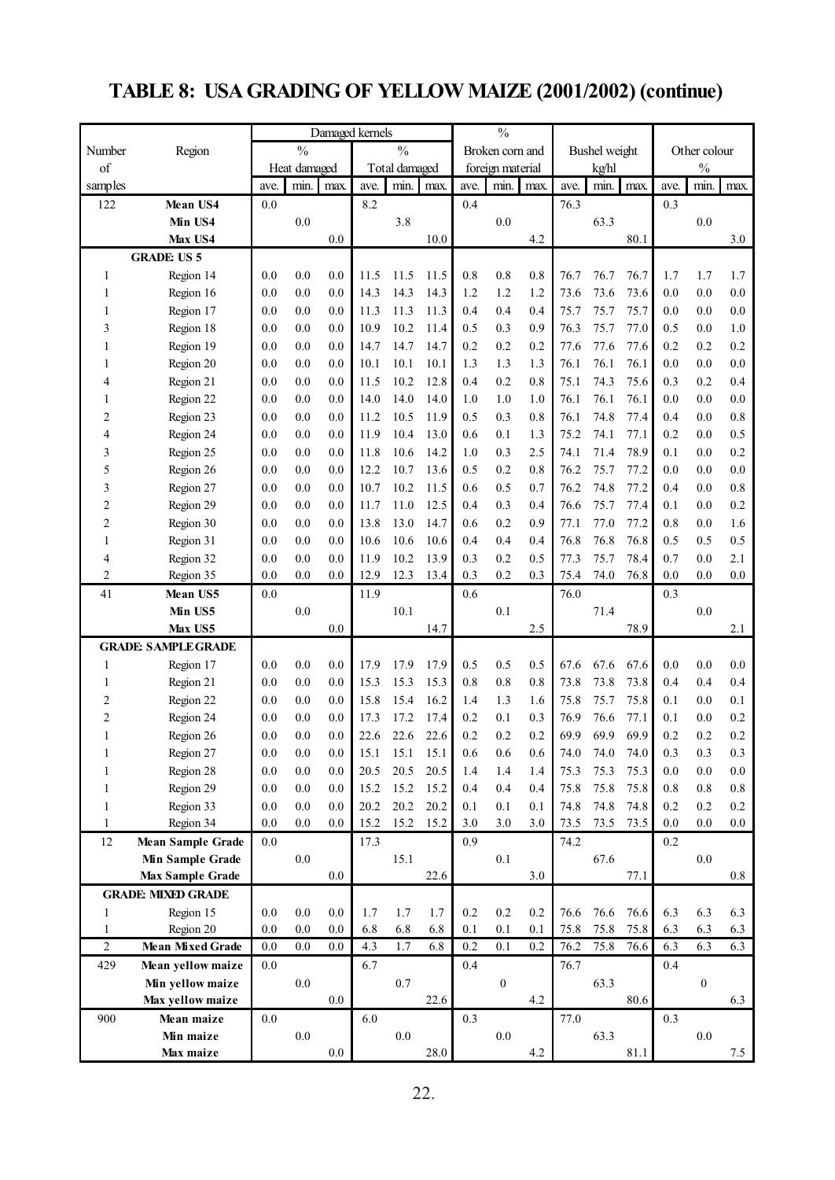# TABLE 8: USA GRADING OF YELLOW MAIZE (2001/2002) (continue)

| Number of samples | Region | Damaged kernels % Heat damaged ave. | min. | max. | % Total damaged ave. | min. | max. | % Broken corn and foreign material ave. | min. | max. | Bushel weight kg/hl ave. | min. | max. | Other colour % ave. | min. | max. |
|---|---|---|---|---|---|---|---|---|---|---|---|---|---|---|---|---|
| 122 | **Mean US4** | 0.0 | | | 8.2 | | | 0.4 | | | 76.3 | | | 0.3 | | |
| | **Min US4** | | 0.0 | | | 3.8 | | | 0.0 | | | 63.3 | | | 0.0 | |
| | **Max US4** | | | 0.0 | | | 10.0 | | | 4.2 | | | 80.1 | | | 3.0 |
| **GRADE: US 5** | | | | | | | | | | | | | | | | |
| 1 | Region 14 | 0.0 | 0.0 | 0.0 | 11.5 | 11.5 | 11.5 | 0.8 | 0.8 | 0.8 | 76.7 | 76.7 | 76.7 | 1.7 | 1.7 | 1.7 |
| 1 | Region 16 | 0.0 | 0.0 | 0.0 | 14.3 | 14.3 | 14.3 | 1.2 | 1.2 | 1.2 | 73.6 | 73.6 | 73.6 | 0.0 | 0.0 | 0.0 |
| 1 | Region 17 | 0.0 | 0.0 | 0.0 | 11.3 | 11.3 | 11.3 | 0.4 | 0.4 | 0.4 | 75.7 | 75.7 | 75.7 | 0.0 | 0.0 | 0.0 |
| 3 | Region 18 | 0.0 | 0.0 | 0.0 | 10.9 | 10.2 | 11.4 | 0.5 | 0.3 | 0.9 | 76.3 | 75.7 | 77.0 | 0.5 | 0.0 | 1.0 |
| 1 | Region 19 | 0.0 | 0.0 | 0.0 | 14.7 | 14.7 | 14.7 | 0.2 | 0.2 | 0.2 | 77.6 | 77.6 | 77.6 | 0.2 | 0.2 | 0.2 |
| 1 | Region 20 | 0.0 | 0.0 | 0.0 | 10.1 | 10.1 | 10.1 | 1.3 | 1.3 | 1.3 | 76.1 | 76.1 | 76.1 | 0.0 | 0.0 | 0.0 |
| 4 | Region 21 | 0.0 | 0.0 | 0.0 | 11.5 | 10.2 | 12.8 | 0.4 | 0.2 | 0.8 | 75.1 | 74.3 | 75.6 | 0.3 | 0.2 | 0.4 |
| 1 | Region 22 | 0.0 | 0.0 | 0.0 | 14.0 | 14.0 | 14.0 | 1.0 | 1.0 | 1.0 | 76.1 | 76.1 | 76.1 | 0.0 | 0.0 | 0.0 |
| 2 | Region 23 | 0.0 | 0.0 | 0.0 | 11.2 | 10.5 | 11.9 | 0.5 | 0.3 | 0.8 | 76.1 | 74.8 | 77.4 | 0.4 | 0.0 | 0.8 |
| 4 | Region 24 | 0.0 | 0.0 | 0.0 | 11.9 | 10.4 | 13.0 | 0.6 | 0.1 | 1.3 | 75.2 | 74.1 | 77.1 | 0.2 | 0.0 | 0.5 |
| 3 | Region 25 | 0.0 | 0.0 | 0.0 | 11.8 | 10.6 | 14.2 | 1.0 | 0.3 | 2.5 | 74.1 | 71.4 | 78.9 | 0.1 | 0.0 | 0.2 |
| 5 | Region 26 | 0.0 | 0.0 | 0.0 | 12.2 | 10.7 | 13.6 | 0.5 | 0.2 | 0.8 | 76.2 | 75.7 | 77.2 | 0.0 | 0.0 | 0.0 |
| 3 | Region 27 | 0.0 | 0.0 | 0.0 | 10.7 | 10.2 | 11.5 | 0.6 | 0.5 | 0.7 | 76.2 | 74.8 | 77.2 | 0.4 | 0.0 | 0.8 |
| 2 | Region 29 | 0.0 | 0.0 | 0.0 | 11.7 | 11.0 | 12.5 | 0.4 | 0.3 | 0.4 | 76.6 | 75.7 | 77.4 | 0.1 | 0.0 | 0.2 |
| 2 | Region 30 | 0.0 | 0.0 | 0.0 | 13.8 | 13.0 | 14.7 | 0.6 | 0.2 | 0.9 | 77.1 | 77.0 | 77.2 | 0.8 | 0.0 | 1.6 |
| 1 | Region 31 | 0.0 | 0.0 | 0.0 | 10.6 | 10.6 | 10.6 | 0.4 | 0.4 | 0.4 | 76.8 | 76.8 | 76.8 | 0.5 | 0.5 | 0.5 |
| 4 | Region 32 | 0.0 | 0.0 | 0.0 | 11.9 | 10.2 | 13.9 | 0.3 | 0.2 | 0.5 | 77.3 | 75.7 | 78.4 | 0.7 | 0.0 | 2.1 |
| 2 | Region 35 | 0.0 | 0.0 | 0.0 | 12.9 | 12.3 | 13.4 | 0.3 | 0.2 | 0.3 | 75.4 | 74.0 | 76.8 | 0.0 | 0.0 | 0.0 |
| 41 | **Mean US5** | 0.0 | | | 11.9 | | | 0.6 | | | 76.0 | | | 0.3 | | |
| | **Min US5** | | 0.0 | | | 10.1 | | | 0.1 | | | 71.4 | | | 0.0 | |
| | **Max US5** | | | 0.0 | | | 14.7 | | | 2.5 | | | 78.9 | | | 2.1 |
| **GRADE: SAMPLE GRADE** | | | | | | | | | | | | | | | | |
| 1 | Region 17 | 0.0 | 0.0 | 0.0 | 17.9 | 17.9 | 17.9 | 0.5 | 0.5 | 0.5 | 67.6 | 67.6 | 67.6 | 0.0 | 0.0 | 0.0 |
| 1 | Region 21 | 0.0 | 0.0 | 0.0 | 15.3 | 15.3 | 15.3 | 0.8 | 0.8 | 0.8 | 73.8 | 73.8 | 73.8 | 0.4 | 0.4 | 0.4 |
| 2 | Region 22 | 0.0 | 0.0 | 0.0 | 15.8 | 15.4 | 16.2 | 1.4 | 1.3 | 1.6 | 75.8 | 75.7 | 75.8 | 0.1 | 0.0 | 0.1 |
| 2 | Region 24 | 0.0 | 0.0 | 0.0 | 17.3 | 17.2 | 17.4 | 0.2 | 0.1 | 0.3 | 76.9 | 76.6 | 77.1 | 0.1 | 0.0 | 0.2 |
| 1 | Region 26 | 0.0 | 0.0 | 0.0 | 22.6 | 22.6 | 22.6 | 0.2 | 0.2 | 0.2 | 69.9 | 69.9 | 69.9 | 0.2 | 0.2 | 0.2 |
| 1 | Region 27 | 0.0 | 0.0 | 0.0 | 15.1 | 15.1 | 15.1 | 0.6 | 0.6 | 0.6 | 74.0 | 74.0 | 74.0 | 0.3 | 0.3 | 0.3 |
| 1 | Region 28 | 0.0 | 0.0 | 0.0 | 20.5 | 20.5 | 20.5 | 1.4 | 1.4 | 1.4 | 75.3 | 75.3 | 75.3 | 0.0 | 0.0 | 0.0 |
| 1 | Region 29 | 0.0 | 0.0 | 0.0 | 15.2 | 15.2 | 15.2 | 0.4 | 0.4 | 0.4 | 75.8 | 75.8 | 75.8 | 0.8 | 0.8 | 0.8 |
| 1 | Region 33 | 0.0 | 0.0 | 0.0 | 20.2 | 20.2 | 20.2 | 0.1 | 0.1 | 0.1 | 74.8 | 74.8 | 74.8 | 0.2 | 0.2 | 0.2 |
| 1 | Region 34 | 0.0 | 0.0 | 0.0 | 15.2 | 15.2 | 15.2 | 3.0 | 3.0 | 3.0 | 73.5 | 73.5 | 73.5 | 0.0 | 0.0 | 0.0 |
| 12 | **Mean Sample Grade** | 0.0 | | | 17.3 | | | 0.9 | | | 74.2 | | | 0.2 | | |
| | **Min Sample Grade** | | 0.0 | | | 15.1 | | | 0.1 | | | 67.6 | | | 0.0 | |
| | **Max Sample Grade** | | | 0.0 | | | 22.6 | | | 3.0 | | | 77.1 | | | 0.8 |
| **GRADE: MIXED GRADE** | | | | | | | | | | | | | | | | |
| 1 | Region 15 | 0.0 | 0.0 | 0.0 | 1.7 | 1.7 | 1.7 | 0.2 | 0.2 | 0.2 | 76.6 | 76.6 | 76.6 | 6.3 | 6.3 | 6.3 |
| 1 | Region 20 | 0.0 | 0.0 | 0.0 | 6.8 | 6.8 | 6.8 | 0.1 | 0.1 | 0.1 | 75.8 | 75.8 | 75.8 | 6.3 | 6.3 | 6.3 |
| 2 | **Mean Mixed Grade** | 0.0 | 0.0 | 0.0 | 4.3 | 1.7 | 6.8 | 0.2 | 0.1 | 0.2 | 76.2 | 75.8 | 76.6 | 6.3 | 6.3 | 6.3 |
| 429 | **Mean yellow maize** | 0.0 | | | 6.7 | | | 0.4 | | | 76.7 | | | 0.4 | | |
| | **Min yellow maize** | | 0.0 | | | 0.7 | | | 0 | | | 63.3 | | | 0 | |
| | **Max yellow maize** | | | 0.0 | | | 22.6 | | | 4.2 | | | 80.6 | | | 6.3 |
| 900 | **Mean maize** | 0.0 | | | 6.0 | | | 0.3 | | | 77.0 | | | 0.3 | | |
| | **Min maize** | | 0.0 | | | 0.0 | | | 0.0 | | | 63.3 | | | 0.0 | |
| | **Max maize** | | | 0.0 | | | 28.0 | | | 4.2 | | | 81.1 | | | 7.5 |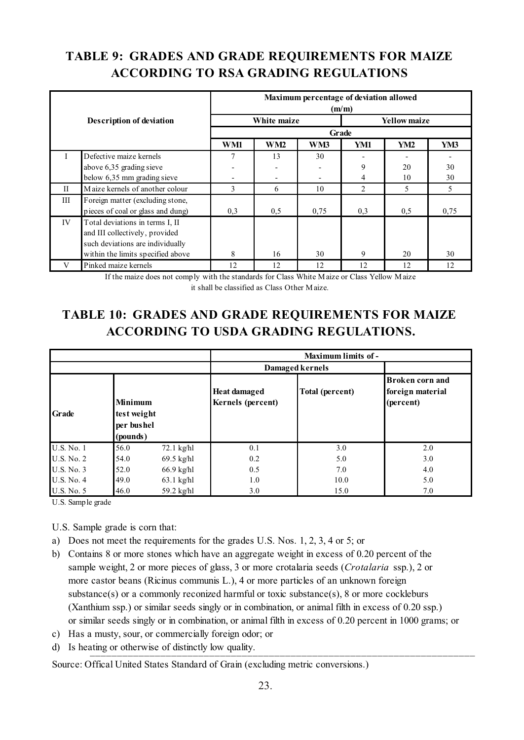## TABLE 9: GRADES AND GRADE REQUIREMENTS FOR MAIZE ACCORDING TO RSA GRADING REGULATIONS

| Description of deviation | | Maximum percentage of deviation allowed (m/m) | | | | | |
|---|---|---|---|---|---|---|---|
| | | White maize | | | Yellow maize | | |
| | | Grade | | | | | |
| | | WM1 | WM2 | WM3 | YM1 | YM2 | YM3 |
| I | Defective maize kernels | 7 | 13 | 30 | - | - | - |
| | above 6,35 grading sieve | - | - | - | 9 | 20 | 30 |
| | below 6,35 mm grading sieve | - | - | - | 4 | 10 | 30 |
| II | Maize kernels of another colour | 3 | 6 | 10 | 2 | 5 | 5 |
| III | Foreign matter (excluding stone, pieces of coal or glass and dung) | 0,3 | 0,5 | 0,75 | 0,3 | 0,5 | 0,75 |
| IV | Total deviations in terms I, II and III collectively, provided such deviations are individually within the limits specified above | 8 | 16 | 30 | 9 | 20 | 30 |
| V | Pinked maize kernels | 12 | 12 | 12 | 12 | 12 | 12 |

If the maize does not comply with the standards for Class White Maize or Class Yellow Maize it shall be classified as Class Other Maize.

## TABLE 10: GRADES AND GRADE REQUIREMENTS FOR MAIZE ACCORDING TO USDA GRADING REGULATIONS.

| Grade | Minimum test weight per bushel (pounds) | | Maximum limits of - | | |
|---|---|---|---|---|---|
| | | | Damaged kernels | | |
| | | | Heat damaged Kernels (percent) | Total (percent) | Broken corn and foreign material (percent) |
| U.S. No. 1 | 56.0 | 72.1 kg/hl | 0.1 | 3.0 | 2.0 |
| U.S. No. 2 | 54.0 | 69.5 kg/hl | 0.2 | 5.0 | 3.0 |
| U.S. No. 3 | 52.0 | 66.9 kg/hl | 0.5 | 7.0 | 4.0 |
| U.S. No. 4 | 49.0 | 63.1 kg/hl | 1.0 | 10.0 | 5.0 |
| U.S. No. 5 | 46.0 | 59.2 kg/hl | 3.0 | 15.0 | 7.0 |

U.S. Sample grade

U.S. Sample grade is corn that:

a) Does not meet the requirements for the grades U.S. Nos. 1, 2, 3, 4 or 5; or
b) Contains 8 or more stones which have an aggregate weight in excess of 0.20 percent of the sample weight, 2 or more pieces of glass, 3 or more crotalaria seeds (*Crotalaria* ssp.), 2 or more castor beans (Ricinus communis L.), 4 or more particles of an unknown foreign substance(s) or a commonly reconized harmful or toxic substance(s), 8 or more cockleburs (Xanthium ssp.) or similar seeds singly or in combination, or animal filth in excess of 0.20 ssp.) or similar seeds singly or in combination, or animal filth in excess of 0.20 percent in 1000 grams; or
c) Has a musty, sour, or commercially foreign odor; or
d) Is heating or otherwise of distinctly low quality.

Source: Offical United States Standard of Grain (excluding metric conversions.)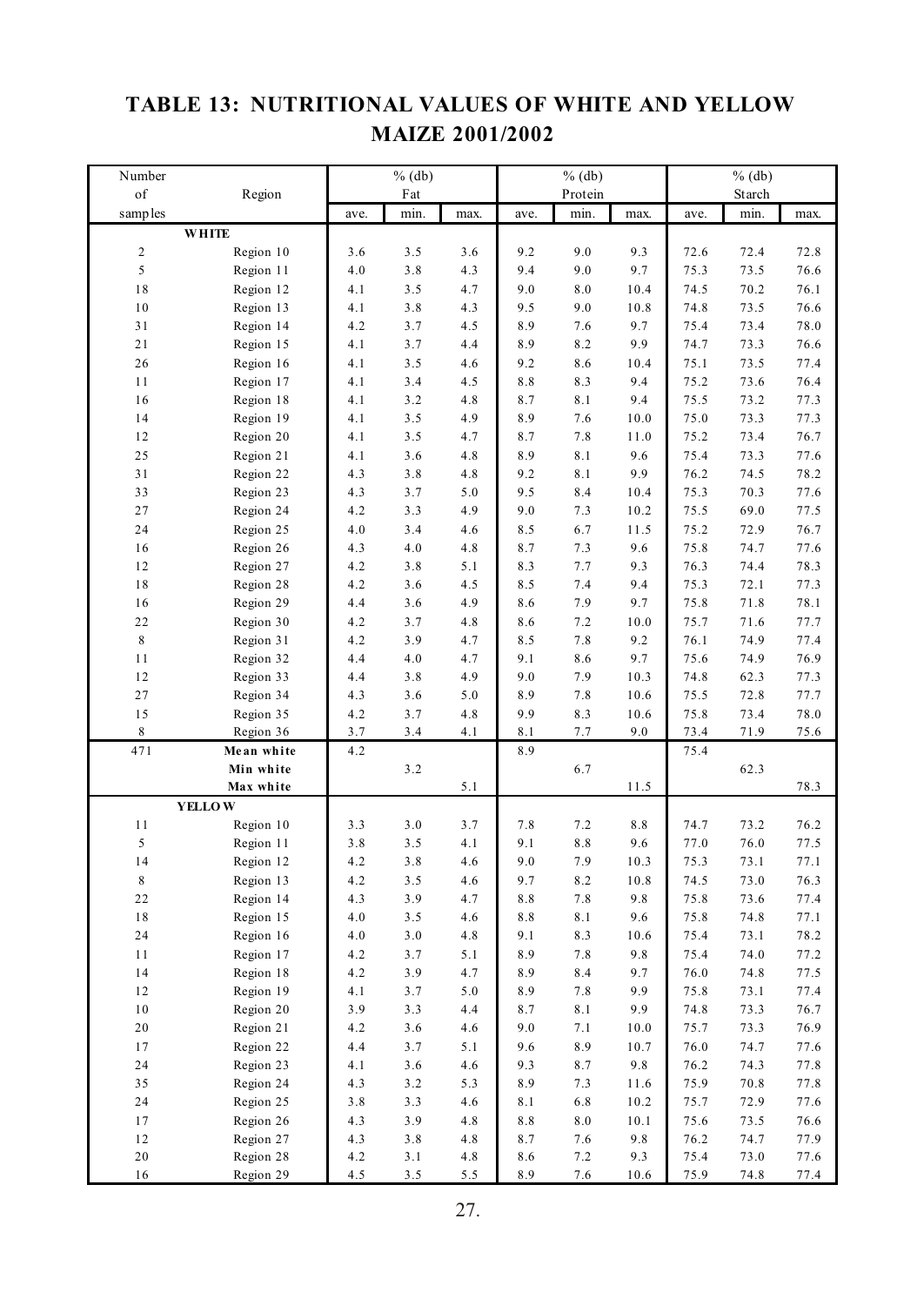## TABLE 13: NUTRITIONAL VALUES OF WHITE AND YELLOW MAIZE 2001/2002

| Number of samples | Region | % (db) Fat | | | % (db) Protein | | | % (db) Starch | | |
|---|---|---|---|---|---|---|---|---|---|---|
| | | ave. | min. | max. | ave. | min. | max. | ave. | min. | max. |
| | **WHITE** | | | | | | | | | |
| 2 | Region 10 | 3.6 | 3.5 | 3.6 | 9.2 | 9.0 | 9.3 | 72.6 | 72.4 | 72.8 |
| 5 | Region 11 | 4.0 | 3.8 | 4.3 | 9.4 | 9.0 | 9.7 | 75.3 | 73.5 | 76.6 |
| 18 | Region 12 | 4.1 | 3.5 | 4.7 | 9.0 | 8.0 | 10.4 | 74.5 | 70.2 | 76.1 |
| 10 | Region 13 | 4.1 | 3.8 | 4.3 | 9.5 | 9.0 | 10.8 | 74.8 | 73.5 | 76.6 |
| 31 | Region 14 | 4.2 | 3.7 | 4.5 | 8.9 | 7.6 | 9.7 | 75.4 | 73.4 | 78.0 |
| 21 | Region 15 | 4.1 | 3.7 | 4.4 | 8.9 | 8.2 | 9.9 | 74.7 | 73.3 | 76.6 |
| 26 | Region 16 | 4.1 | 3.5 | 4.6 | 9.2 | 8.6 | 10.4 | 75.1 | 73.5 | 77.4 |
| 11 | Region 17 | 4.1 | 3.4 | 4.5 | 8.8 | 8.3 | 9.4 | 75.2 | 73.6 | 76.4 |
| 16 | Region 18 | 4.1 | 3.2 | 4.8 | 8.7 | 8.1 | 9.4 | 75.5 | 73.2 | 77.3 |
| 14 | Region 19 | 4.1 | 3.5 | 4.9 | 8.9 | 7.6 | 10.0 | 75.0 | 73.3 | 77.3 |
| 12 | Region 20 | 4.1 | 3.5 | 4.7 | 8.7 | 7.8 | 11.0 | 75.2 | 73.4 | 76.7 |
| 25 | Region 21 | 4.1 | 3.6 | 4.8 | 8.9 | 8.1 | 9.6 | 75.4 | 73.3 | 77.6 |
| 31 | Region 22 | 4.3 | 3.8 | 4.8 | 9.2 | 8.1 | 9.9 | 76.2 | 74.5 | 78.2 |
| 33 | Region 23 | 4.3 | 3.7 | 5.0 | 9.5 | 8.4 | 10.4 | 75.3 | 70.3 | 77.6 |
| 27 | Region 24 | 4.2 | 3.3 | 4.9 | 9.0 | 7.3 | 10.2 | 75.5 | 69.0 | 77.5 |
| 24 | Region 25 | 4.0 | 3.4 | 4.6 | 8.5 | 6.7 | 11.5 | 75.2 | 72.9 | 76.7 |
| 16 | Region 26 | 4.3 | 4.0 | 4.8 | 8.7 | 7.3 | 9.6 | 75.8 | 74.7 | 77.6 |
| 12 | Region 27 | 4.2 | 3.8 | 5.1 | 8.3 | 7.7 | 9.3 | 76.3 | 74.4 | 78.3 |
| 18 | Region 28 | 4.2 | 3.6 | 4.5 | 8.5 | 7.4 | 9.4 | 75.3 | 72.1 | 77.3 |
| 16 | Region 29 | 4.4 | 3.6 | 4.9 | 8.6 | 7.9 | 9.7 | 75.8 | 71.8 | 78.1 |
| 22 | Region 30 | 4.2 | 3.7 | 4.8 | 8.6 | 7.2 | 10.0 | 75.7 | 71.6 | 77.7 |
| 8 | Region 31 | 4.2 | 3.9 | 4.7 | 8.5 | 7.8 | 9.2 | 76.1 | 74.9 | 77.4 |
| 11 | Region 32 | 4.4 | 4.0 | 4.7 | 9.1 | 8.6 | 9.7 | 75.6 | 74.9 | 76.9 |
| 12 | Region 33 | 4.4 | 3.8 | 4.9 | 9.0 | 7.9 | 10.3 | 74.8 | 62.3 | 77.3 |
| 27 | Region 34 | 4.3 | 3.6 | 5.0 | 8.9 | 7.8 | 10.6 | 75.5 | 72.8 | 77.7 |
| 15 | Region 35 | 4.2 | 3.7 | 4.8 | 9.9 | 8.3 | 10.6 | 75.8 | 73.4 | 78.0 |
| 8 | Region 36 | 3.7 | 3.4 | 4.1 | 8.1 | 7.7 | 9.0 | 73.4 | 71.9 | 75.6 |
| 471 | **Mean white** | 4.2 | | | 8.9 | | | 75.4 | | |
| | **Min white** | | 3.2 | | | 6.7 | | | 62.3 | |
| | **Max white** | | | 5.1 | | | 11.5 | | | 78.3 |
| | **YELLOW** | | | | | | | | | |
| 11 | Region 10 | 3.3 | 3.0 | 3.7 | 7.8 | 7.2 | 8.8 | 74.7 | 73.2 | 76.2 |
| 5 | Region 11 | 3.8 | 3.5 | 4.1 | 9.1 | 8.8 | 9.6 | 77.0 | 76.0 | 77.5 |
| 14 | Region 12 | 4.2 | 3.8 | 4.6 | 9.0 | 7.9 | 10.3 | 75.3 | 73.1 | 77.1 |
| 8 | Region 13 | 4.2 | 3.5 | 4.6 | 9.7 | 8.2 | 10.8 | 74.5 | 73.0 | 76.3 |
| 22 | Region 14 | 4.3 | 3.9 | 4.7 | 8.8 | 7.8 | 9.8 | 75.8 | 73.6 | 77.4 |
| 18 | Region 15 | 4.0 | 3.5 | 4.6 | 8.8 | 8.1 | 9.6 | 75.8 | 74.8 | 77.1 |
| 24 | Region 16 | 4.0 | 3.0 | 4.8 | 9.1 | 8.3 | 10.6 | 75.4 | 73.1 | 78.2 |
| 11 | Region 17 | 4.2 | 3.7 | 5.1 | 8.9 | 7.8 | 9.8 | 75.4 | 74.0 | 77.2 |
| 14 | Region 18 | 4.2 | 3.9 | 4.7 | 8.9 | 8.4 | 9.7 | 76.0 | 74.8 | 77.5 |
| 12 | Region 19 | 4.1 | 3.7 | 5.0 | 8.9 | 7.8 | 9.9 | 75.8 | 73.1 | 77.4 |
| 10 | Region 20 | 3.9 | 3.3 | 4.4 | 8.7 | 8.1 | 9.9 | 74.8 | 73.3 | 76.7 |
| 20 | Region 21 | 4.2 | 3.6 | 4.6 | 9.0 | 7.1 | 10.0 | 75.7 | 73.3 | 76.9 |
| 17 | Region 22 | 4.4 | 3.7 | 5.1 | 9.6 | 8.9 | 10.7 | 76.0 | 74.7 | 77.6 |
| 24 | Region 23 | 4.1 | 3.6 | 4.6 | 9.3 | 8.7 | 9.8 | 76.2 | 74.3 | 77.8 |
| 35 | Region 24 | 4.3 | 3.2 | 5.3 | 8.9 | 7.3 | 11.6 | 75.9 | 70.8 | 77.8 |
| 24 | Region 25 | 3.8 | 3.3 | 4.6 | 8.1 | 6.8 | 10.2 | 75.7 | 72.9 | 77.6 |
| 17 | Region 26 | 4.3 | 3.9 | 4.8 | 8.8 | 8.0 | 10.1 | 75.6 | 73.5 | 76.6 |
| 12 | Region 27 | 4.3 | 3.8 | 4.8 | 8.7 | 7.6 | 9.8 | 76.2 | 74.7 | 77.9 |
| 20 | Region 28 | 4.2 | 3.1 | 4.8 | 8.6 | 7.2 | 9.3 | 75.4 | 73.0 | 77.6 |
| 16 | Region 29 | 4.5 | 3.5 | 5.5 | 8.9 | 7.6 | 10.6 | 75.9 | 74.8 | 77.4 |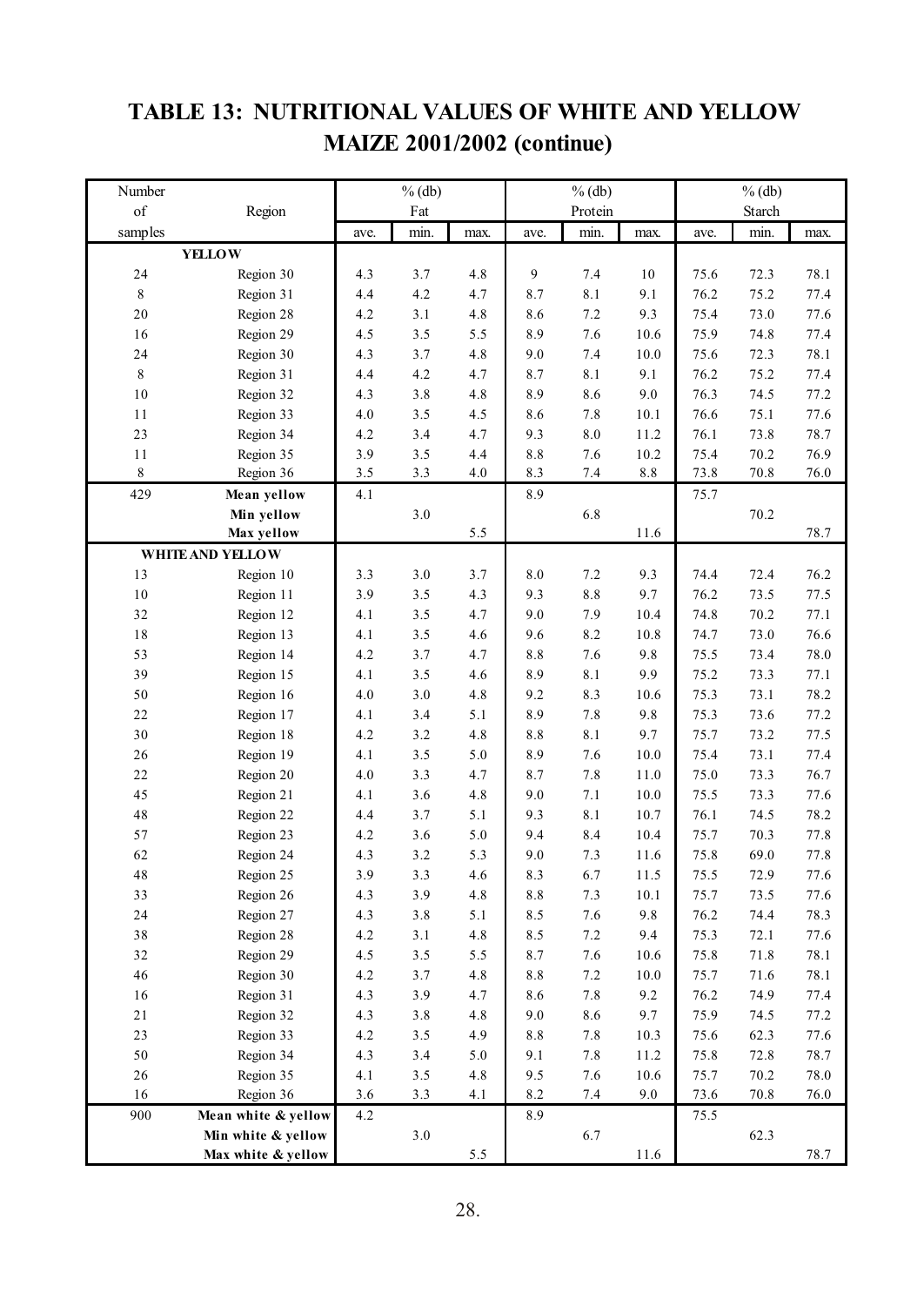# TABLE 13: NUTRITIONAL VALUES OF WHITE AND YELLOW MAIZE 2001/2002 (continue)

| Number of samples | Region | % (db) Fat | | | % (db) Protein | | | % (db) Starch | | |
|---|---|---|---|---|---|---|---|---|---|---|
| | | ave. | min. | max. | ave. | min. | max. | ave. | min. | max. |
| | **YELLOW** | | | | | | | | | |
| 24 | Region 30 | 4.3 | 3.7 | 4.8 | 9 | 7.4 | 10 | 75.6 | 72.3 | 78.1 |
| 8 | Region 31 | 4.4 | 4.2 | 4.7 | 8.7 | 8.1 | 9.1 | 76.2 | 75.2 | 77.4 |
| 20 | Region 28 | 4.2 | 3.1 | 4.8 | 8.6 | 7.2 | 9.3 | 75.4 | 73.0 | 77.6 |
| 16 | Region 29 | 4.5 | 3.5 | 5.5 | 8.9 | 7.6 | 10.6 | 75.9 | 74.8 | 77.4 |
| 24 | Region 30 | 4.3 | 3.7 | 4.8 | 9.0 | 7.4 | 10.0 | 75.6 | 72.3 | 78.1 |
| 8 | Region 31 | 4.4 | 4.2 | 4.7 | 8.7 | 8.1 | 9.1 | 76.2 | 75.2 | 77.4 |
| 10 | Region 32 | 4.3 | 3.8 | 4.8 | 8.9 | 8.6 | 9.0 | 76.3 | 74.5 | 77.2 |
| 11 | Region 33 | 4.0 | 3.5 | 4.5 | 8.6 | 7.8 | 10.1 | 76.6 | 75.1 | 77.6 |
| 23 | Region 34 | 4.2 | 3.4 | 4.7 | 9.3 | 8.0 | 11.2 | 76.1 | 73.8 | 78.7 |
| 11 | Region 35 | 3.9 | 3.5 | 4.4 | 8.8 | 7.6 | 10.2 | 75.4 | 70.2 | 76.9 |
| 8 | Region 36 | 3.5 | 3.3 | 4.0 | 8.3 | 7.4 | 8.8 | 73.8 | 70.8 | 76.0 |
| 429 | **Mean yellow** | 4.1 | | | 8.9 | | | 75.7 | | |
| | **Min yellow** | | 3.0 | | | 6.8 | | | 70.2 | |
| | **Max yellow** | | | 5.5 | | | 11.6 | | | 78.7 |
| | **WHITE AND YELLOW** | | | | | | | | | |
| 13 | Region 10 | 3.3 | 3.0 | 3.7 | 8.0 | 7.2 | 9.3 | 74.4 | 72.4 | 76.2 |
| 10 | Region 11 | 3.9 | 3.5 | 4.3 | 9.3 | 8.8 | 9.7 | 76.2 | 73.5 | 77.5 |
| 32 | Region 12 | 4.1 | 3.5 | 4.7 | 9.0 | 7.9 | 10.4 | 74.8 | 70.2 | 77.1 |
| 18 | Region 13 | 4.1 | 3.5 | 4.6 | 9.6 | 8.2 | 10.8 | 74.7 | 73.0 | 76.6 |
| 53 | Region 14 | 4.2 | 3.7 | 4.7 | 8.8 | 7.6 | 9.8 | 75.5 | 73.4 | 78.0 |
| 39 | Region 15 | 4.1 | 3.5 | 4.6 | 8.9 | 8.1 | 9.9 | 75.2 | 73.3 | 77.1 |
| 50 | Region 16 | 4.0 | 3.0 | 4.8 | 9.2 | 8.3 | 10.6 | 75.3 | 73.1 | 78.2 |
| 22 | Region 17 | 4.1 | 3.4 | 5.1 | 8.9 | 7.8 | 9.8 | 75.3 | 73.6 | 77.2 |
| 30 | Region 18 | 4.2 | 3.2 | 4.8 | 8.8 | 8.1 | 9.7 | 75.7 | 73.2 | 77.5 |
| 26 | Region 19 | 4.1 | 3.5 | 5.0 | 8.9 | 7.6 | 10.0 | 75.4 | 73.1 | 77.4 |
| 22 | Region 20 | 4.0 | 3.3 | 4.7 | 8.7 | 7.8 | 11.0 | 75.0 | 73.3 | 76.7 |
| 45 | Region 21 | 4.1 | 3.6 | 4.8 | 9.0 | 7.1 | 10.0 | 75.5 | 73.3 | 77.6 |
| 48 | Region 22 | 4.4 | 3.7 | 5.1 | 9.3 | 8.1 | 10.7 | 76.1 | 74.5 | 78.2 |
| 57 | Region 23 | 4.2 | 3.6 | 5.0 | 9.4 | 8.4 | 10.4 | 75.7 | 70.3 | 77.8 |
| 62 | Region 24 | 4.3 | 3.2 | 5.3 | 9.0 | 7.3 | 11.6 | 75.8 | 69.0 | 77.8 |
| 48 | Region 25 | 3.9 | 3.3 | 4.6 | 8.3 | 6.7 | 11.5 | 75.5 | 72.9 | 77.6 |
| 33 | Region 26 | 4.3 | 3.9 | 4.8 | 8.8 | 7.3 | 10.1 | 75.7 | 73.5 | 77.6 |
| 24 | Region 27 | 4.3 | 3.8 | 5.1 | 8.5 | 7.6 | 9.8 | 76.2 | 74.4 | 78.3 |
| 38 | Region 28 | 4.2 | 3.1 | 4.8 | 8.5 | 7.2 | 9.4 | 75.3 | 72.1 | 77.6 |
| 32 | Region 29 | 4.5 | 3.5 | 5.5 | 8.7 | 7.6 | 10.6 | 75.8 | 71.8 | 78.1 |
| 46 | Region 30 | 4.2 | 3.7 | 4.8 | 8.8 | 7.2 | 10.0 | 75.7 | 71.6 | 78.1 |
| 16 | Region 31 | 4.3 | 3.9 | 4.7 | 8.6 | 7.8 | 9.2 | 76.2 | 74.9 | 77.4 |
| 21 | Region 32 | 4.3 | 3.8 | 4.8 | 9.0 | 8.6 | 9.7 | 75.9 | 74.5 | 77.2 |
| 23 | Region 33 | 4.2 | 3.5 | 4.9 | 8.8 | 7.8 | 10.3 | 75.6 | 62.3 | 77.6 |
| 50 | Region 34 | 4.3 | 3.4 | 5.0 | 9.1 | 7.8 | 11.2 | 75.8 | 72.8 | 78.7 |
| 26 | Region 35 | 4.1 | 3.5 | 4.8 | 9.5 | 7.6 | 10.6 | 75.7 | 70.2 | 78.0 |
| 16 | Region 36 | 3.6 | 3.3 | 4.1 | 8.2 | 7.4 | 9.0 | 73.6 | 70.8 | 76.0 |
| 900 | **Mean white & yellow** | 4.2 | | | 8.9 | | | 75.5 | | |
| | **Min white & yellow** | | 3.0 | | | 6.7 | | | 62.3 | |
| | **Max white & yellow** | | | 5.5 | | | 11.6 | | | 78.7 |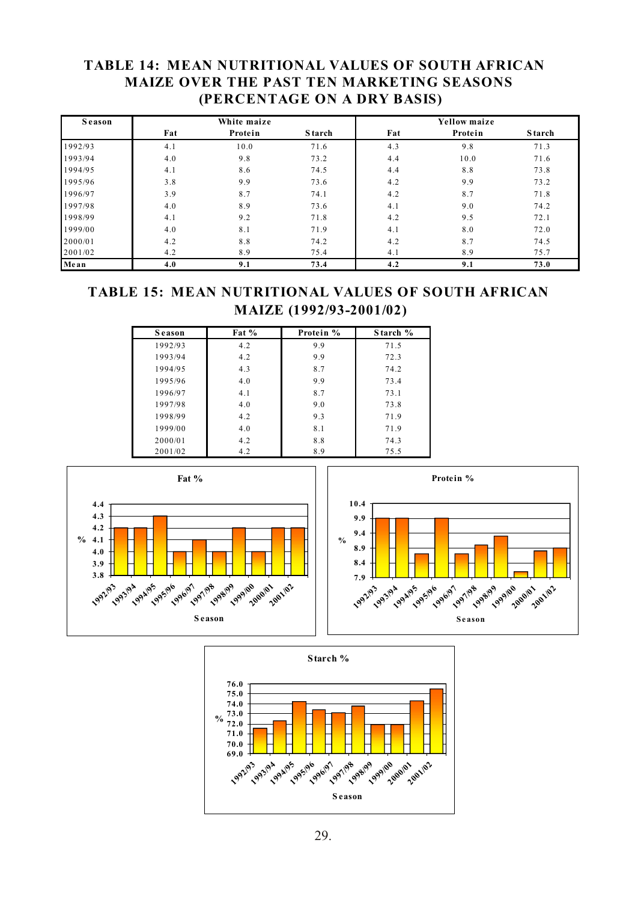## TABLE 14: MEAN NUTRITIONAL VALUES OF SOUTH AFRICAN MAIZE OVER THE PAST TEN MARKETING SEASONS (PERCENTAGE ON A DRY BASIS)

| Season | White maize | | | Yellow maize | | |
|---|---|---|---|---|---|---|
| | Fat | Protein | Starch | Fat | Protein | Starch |
| 1992/93 | 4.1 | 10.0 | 71.6 | 4.3 | 9.8 | 71.3 |
| 1993/94 | 4.0 | 9.8 | 73.2 | 4.4 | 10.0 | 71.6 |
| 1994/95 | 4.1 | 8.6 | 74.5 | 4.4 | 8.8 | 73.8 |
| 1995/96 | 3.8 | 9.9 | 73.6 | 4.2 | 9.9 | 73.2 |
| 1996/97 | 3.9 | 8.7 | 74.1 | 4.2 | 8.7 | 71.8 |
| 1997/98 | 4.0 | 8.9 | 73.6 | 4.1 | 9.0 | 74.2 |
| 1998/99 | 4.1 | 9.2 | 71.8 | 4.2 | 9.5 | 72.1 |
| 1999/00 | 4.0 | 8.1 | 71.9 | 4.1 | 8.0 | 72.0 |
| 2000/01 | 4.2 | 8.8 | 74.2 | 4.2 | 8.7 | 74.5 |
| 2001/02 | 4.2 | 8.9 | 75.4 | 4.1 | 8.9 | 75.7 |
| **Mean** | **4.0** | **9.1** | **73.4** | **4.2** | **9.1** | **73.0** |

## TABLE 15: MEAN NUTRITIONAL VALUES OF SOUTH AFRICAN MAIZE (1992/93-2001/02)

| Season | Fat % | Protein % | Starch % |
|---|---|---|---|
| 1992/93 | 4.2 | 9.9 | 71.5 |
| 1993/94 | 4.2 | 9.9 | 72.3 |
| 1994/95 | 4.3 | 8.7 | 74.2 |
| 1995/96 | 4.0 | 9.9 | 73.4 |
| 1996/97 | 4.1 | 8.7 | 73.1 |
| 1997/98 | 4.0 | 9.0 | 73.8 |
| 1998/99 | 4.2 | 9.3 | 71.9 |
| 1999/00 | 4.0 | 8.1 | 71.9 |
| 2000/01 | 4.2 | 8.8 | 74.3 |
| 2001/02 | 4.2 | 8.9 | 75.5 |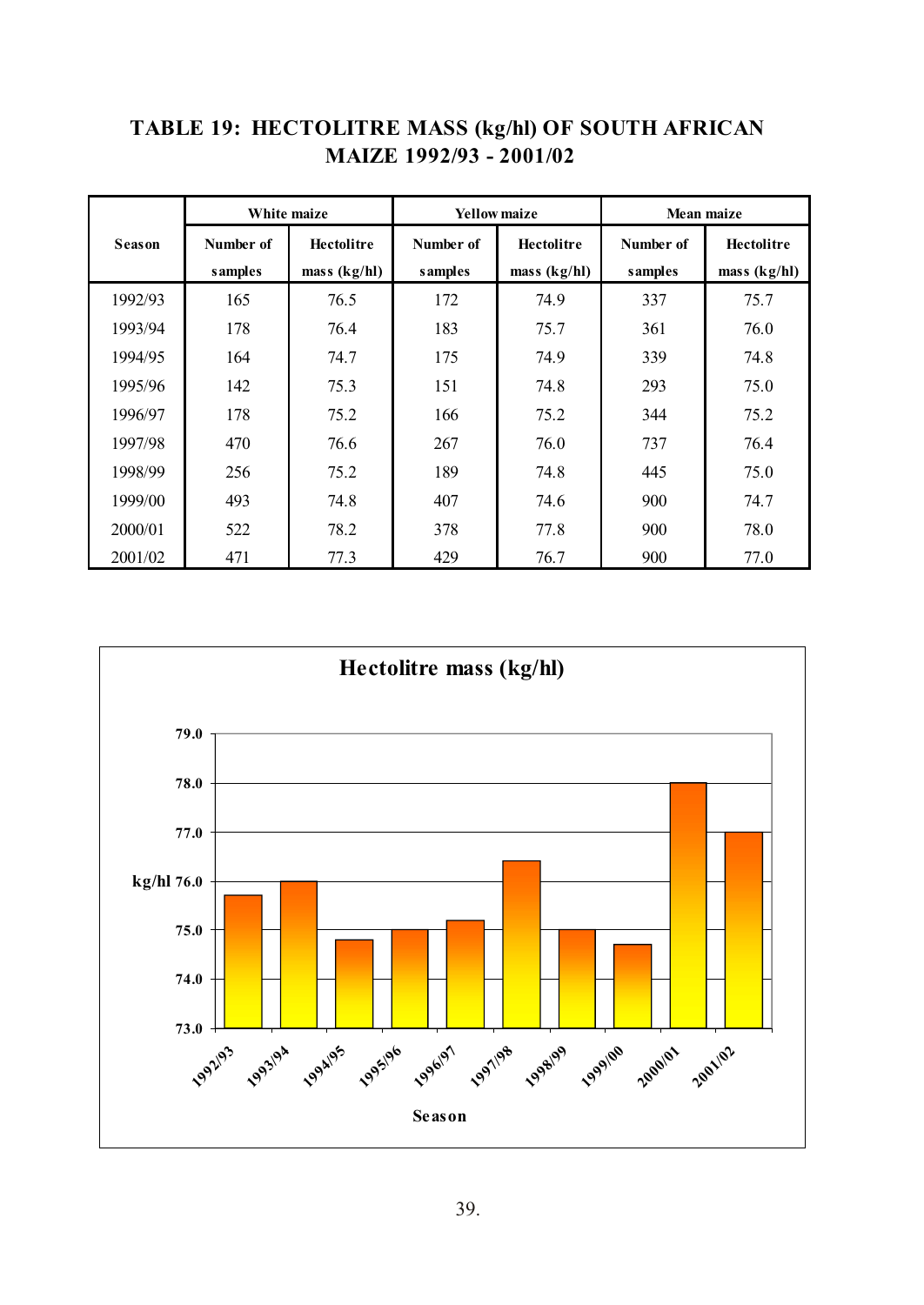## TABLE 19: HECTOLITRE MASS (kg/hl) OF SOUTH AFRICAN MAIZE 1992/93 - 2001/02

| Season | White maize | | Yellow maize | | Mean maize | |
|---|---|---|---|---|---|---|
| | Number of samples | Hectolitre mass (kg/hl) | Number of samples | Hectolitre mass (kg/hl) | Number of samples | Hectolitre mass (kg/hl) |
| 1992/93 | 165 | 76.5 | 172 | 74.9 | 337 | 75.7 |
| 1993/94 | 178 | 76.4 | 183 | 75.7 | 361 | 76.0 |
| 1994/95 | 164 | 74.7 | 175 | 74.9 | 339 | 74.8 |
| 1995/96 | 142 | 75.3 | 151 | 74.8 | 293 | 75.0 |
| 1996/97 | 178 | 75.2 | 166 | 75.2 | 344 | 75.2 |
| 1997/98 | 470 | 76.6 | 267 | 76.0 | 737 | 76.4 |
| 1998/99 | 256 | 75.2 | 189 | 74.8 | 445 | 75.0 |
| 1999/00 | 493 | 74.8 | 407 | 74.6 | 900 | 74.7 |
| 2000/01 | 522 | 78.2 | 378 | 77.8 | 900 | 78.0 |
| 2001/02 | 471 | 77.3 | 429 | 76.7 | 900 | 77.0 |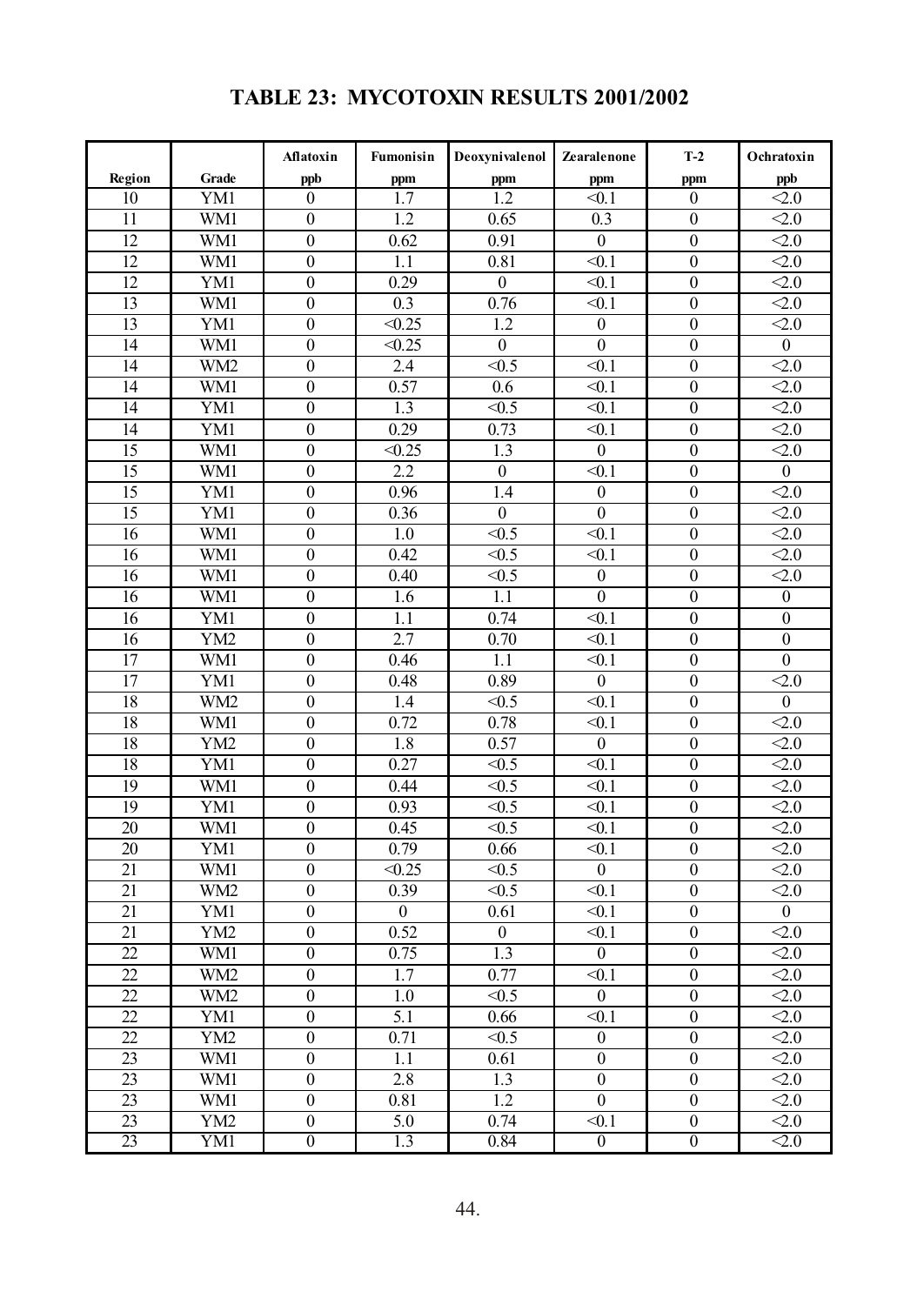# TABLE 23: MYCOTOXIN RESULTS 2001/2002

| Region | Grade | Aflatoxin ppb | Fumonisin ppm | Deoxynivalenol ppm | Zearalenone ppm | T-2 ppm | Ochratoxin ppb |
|---|---|---|---|---|---|---|---|
| 10 | YM1 | 0 | 1.7 | 1.2 | <0.1 | 0 | <2.0 |
| 11 | WM1 | 0 | 1.2 | 0.65 | 0.3 | 0 | <2.0 |
| 12 | WM1 | 0 | 0.62 | 0.91 | 0 | 0 | <2.0 |
| 12 | WM1 | 0 | 1.1 | 0.81 | <0.1 | 0 | <2.0 |
| 12 | YM1 | 0 | 0.29 | 0 | <0.1 | 0 | <2.0 |
| 13 | WM1 | 0 | 0.3 | 0.76 | <0.1 | 0 | <2.0 |
| 13 | YM1 | 0 | <0.25 | 1.2 | 0 | 0 | <2.0 |
| 14 | WM1 | 0 | <0.25 | 0 | 0 | 0 | 0 |
| 14 | WM2 | 0 | 2.4 | <0.5 | <0.1 | 0 | <2.0 |
| 14 | WM1 | 0 | 0.57 | 0.6 | <0.1 | 0 | <2.0 |
| 14 | YM1 | 0 | 1.3 | <0.5 | <0.1 | 0 | <2.0 |
| 14 | YM1 | 0 | 0.29 | 0.73 | <0.1 | 0 | <2.0 |
| 15 | WM1 | 0 | <0.25 | 1.3 | 0 | 0 | <2.0 |
| 15 | WM1 | 0 | 2.2 | 0 | <0.1 | 0 | 0 |
| 15 | YM1 | 0 | 0.96 | 1.4 | 0 | 0 | <2.0 |
| 15 | YM1 | 0 | 0.36 | 0 | 0 | 0 | <2.0 |
| 16 | WM1 | 0 | 1.0 | <0.5 | <0.1 | 0 | <2.0 |
| 16 | WM1 | 0 | 0.42 | <0.5 | <0.1 | 0 | <2.0 |
| 16 | WM1 | 0 | 0.40 | <0.5 | 0 | 0 | <2.0 |
| 16 | WM1 | 0 | 1.6 | 1.1 | 0 | 0 | 0 |
| 16 | YM1 | 0 | 1.1 | 0.74 | <0.1 | 0 | 0 |
| 16 | YM2 | 0 | 2.7 | 0.70 | <0.1 | 0 | 0 |
| 17 | WM1 | 0 | 0.46 | 1.1 | <0.1 | 0 | 0 |
| 17 | YM1 | 0 | 0.48 | 0.89 | 0 | 0 | <2.0 |
| 18 | WM2 | 0 | 1.4 | <0.5 | <0.1 | 0 | 0 |
| 18 | WM1 | 0 | 0.72 | 0.78 | <0.1 | 0 | <2.0 |
| 18 | YM2 | 0 | 1.8 | 0.57 | 0 | 0 | <2.0 |
| 18 | YM1 | 0 | 0.27 | <0.5 | <0.1 | 0 | <2.0 |
| 19 | WM1 | 0 | 0.44 | <0.5 | <0.1 | 0 | <2.0 |
| 19 | YM1 | 0 | 0.93 | <0.5 | <0.1 | 0 | <2.0 |
| 20 | WM1 | 0 | 0.45 | <0.5 | <0.1 | 0 | <2.0 |
| 20 | YM1 | 0 | 0.79 | 0.66 | <0.1 | 0 | <2.0 |
| 21 | WM1 | 0 | <0.25 | <0.5 | 0 | 0 | <2.0 |
| 21 | WM2 | 0 | 0.39 | <0.5 | <0.1 | 0 | <2.0 |
| 21 | YM1 | 0 | 0 | 0.61 | <0.1 | 0 | 0 |
| 21 | YM2 | 0 | 0.52 | 0 | <0.1 | 0 | <2.0 |
| 22 | WM1 | 0 | 0.75 | 1.3 | 0 | 0 | <2.0 |
| 22 | WM2 | 0 | 1.7 | 0.77 | <0.1 | 0 | <2.0 |
| 22 | WM2 | 0 | 1.0 | <0.5 | 0 | 0 | <2.0 |
| 22 | YM1 | 0 | 5.1 | 0.66 | <0.1 | 0 | <2.0 |
| 22 | YM2 | 0 | 0.71 | <0.5 | 0 | 0 | <2.0 |
| 23 | WM1 | 0 | 1.1 | 0.61 | 0 | 0 | <2.0 |
| 23 | WM1 | 0 | 2.8 | 1.3 | 0 | 0 | <2.0 |
| 23 | WM1 | 0 | 0.81 | 1.2 | 0 | 0 | <2.0 |
| 23 | YM2 | 0 | 5.0 | 0.74 | <0.1 | 0 | <2.0 |
| 23 | YM1 | 0 | 1.3 | 0.84 | 0 | 0 | <2.0 |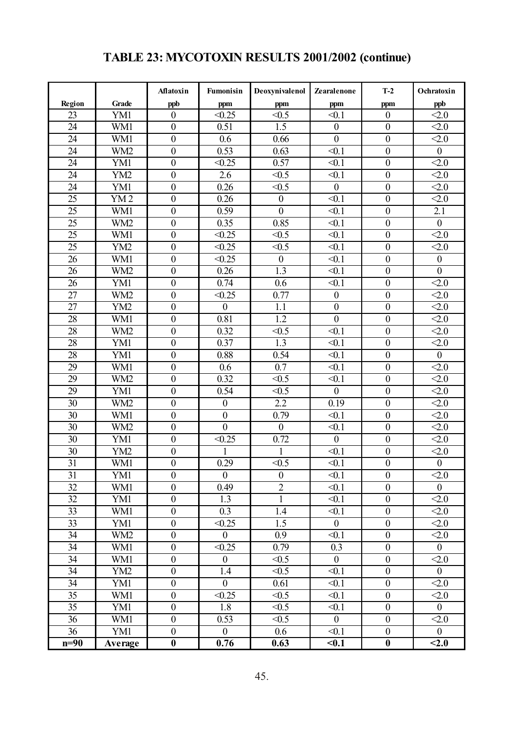# TABLE 23: MYCOTOXIN RESULTS 2001/2002 (continue)

| Region | Grade | Aflatoxin ppb | Fumonisin ppm | Deoxynivalenol ppm | Zearalenone ppm | T-2 ppm | Ochratoxin ppb |
|---|---|---|---|---|---|---|---|
| 23 | YM1 | 0 | <0.25 | <0.5 | <0.1 | 0 | <2.0 |
| 24 | WM1 | 0 | 0.51 | 1.5 | 0 | 0 | <2.0 |
| 24 | WM1 | 0 | 0.6 | 0.66 | 0 | 0 | <2.0 |
| 24 | WM2 | 0 | 0.53 | 0.63 | <0.1 | 0 | 0 |
| 24 | YM1 | 0 | <0.25 | 0.57 | <0.1 | 0 | <2.0 |
| 24 | YM2 | 0 | 2.6 | <0.5 | <0.1 | 0 | <2.0 |
| 24 | YM1 | 0 | 0.26 | <0.5 | 0 | 0 | <2.0 |
| 25 | YM 2 | 0 | 0.26 | 0 | <0.1 | 0 | <2.0 |
| 25 | WM1 | 0 | 0.59 | 0 | <0.1 | 0 | 2.1 |
| 25 | WM2 | 0 | 0.35 | 0.85 | <0.1 | 0 | 0 |
| 25 | WM1 | 0 | <0.25 | <0.5 | <0.1 | 0 | <2.0 |
| 25 | YM2 | 0 | <0.25 | <0.5 | <0.1 | 0 | <2.0 |
| 26 | WM1 | 0 | <0.25 | 0 | <0.1 | 0 | 0 |
| 26 | WM2 | 0 | 0.26 | 1.3 | <0.1 | 0 | 0 |
| 26 | YM1 | 0 | 0.74 | 0.6 | <0.1 | 0 | <2.0 |
| 27 | WM2 | 0 | <0.25 | 0.77 | 0 | 0 | <2.0 |
| 27 | YM2 | 0 | 0 | 1.1 | 0 | 0 | <2.0 |
| 28 | WM1 | 0 | 0.81 | 1.2 | 0 | 0 | <2.0 |
| 28 | WM2 | 0 | 0.32 | <0.5 | <0.1 | 0 | <2.0 |
| 28 | YM1 | 0 | 0.37 | 1.3 | <0.1 | 0 | <2.0 |
| 28 | YM1 | 0 | 0.88 | 0.54 | <0.1 | 0 | 0 |
| 29 | WM1 | 0 | 0.6 | 0.7 | <0.1 | 0 | <2.0 |
| 29 | WM2 | 0 | 0.32 | <0.5 | <0.1 | 0 | <2.0 |
| 29 | YM1 | 0 | 0.54 | <0.5 | 0 | 0 | <2.0 |
| 30 | WM2 | 0 | 0 | 2.2 | 0.19 | 0 | <2.0 |
| 30 | WM1 | 0 | 0 | 0.79 | <0.1 | 0 | <2.0 |
| 30 | WM2 | 0 | 0 | 0 | <0.1 | 0 | <2.0 |
| 30 | YM1 | 0 | <0.25 | 0.72 | 0 | 0 | <2.0 |
| 30 | YM2 | 0 | 1 | 1 | <0.1 | 0 | <2.0 |
| 31 | WM1 | 0 | 0.29 | <0.5 | <0.1 | 0 | 0 |
| 31 | YM1 | 0 | 0 | 0 | <0.1 | 0 | <2.0 |
| 32 | WM1 | 0 | 0.49 | 2 | <0.1 | 0 | 0 |
| 32 | YM1 | 0 | 1.3 | 1 | <0.1 | 0 | <2.0 |
| 33 | WM1 | 0 | 0.3 | 1.4 | <0.1 | 0 | <2.0 |
| 33 | YM1 | 0 | <0.25 | 1.5 | 0 | 0 | <2.0 |
| 34 | WM2 | 0 | 0 | 0.9 | <0.1 | 0 | <2.0 |
| 34 | WM1 | 0 | <0.25 | 0.79 | 0.3 | 0 | 0 |
| 34 | WM1 | 0 | 0 | <0.5 | 0 | 0 | <2.0 |
| 34 | YM2 | 0 | 1.4 | <0.5 | <0.1 | 0 | 0 |
| 34 | YM1 | 0 | 0 | 0.61 | <0.1 | 0 | <2.0 |
| 35 | WM1 | 0 | <0.25 | <0.5 | <0.1 | 0 | <2.0 |
| 35 | YM1 | 0 | 1.8 | <0.5 | <0.1 | 0 | 0 |
| 36 | WM1 | 0 | 0.53 | <0.5 | 0 | 0 | <2.0 |
| 36 | YM1 | 0 | 0 | 0.6 | <0.1 | 0 | 0 |
| **n=90** | **Average** | **0** | **0.76** | **0.63** | **<0.1** | **0** | **<2.0** |